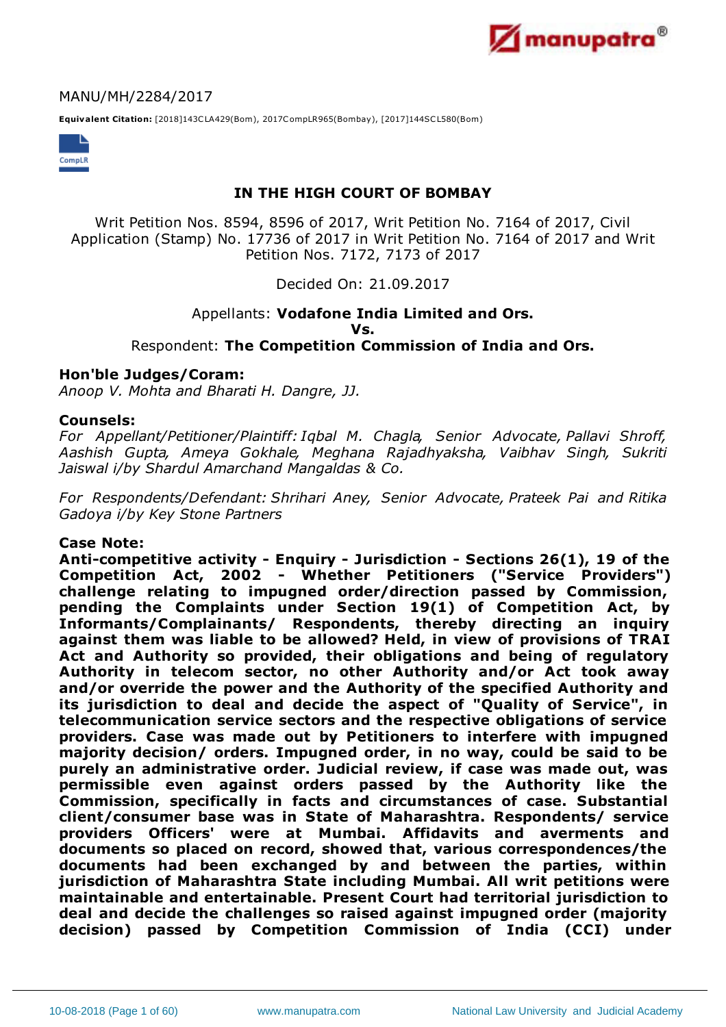MANU/MH/2284/2017

**Equivalent Citation:** [2018]143CLA429(Bom), 2017CompLR965(Bombay), [2017]144SCL580(Bom)

## IN THE HIGH COURT OF BOMBAY

Writ Petition Nos. 8594, 8596 of 2017, Writ Petition No. 7164 of 2017, Civil Application (Stamp) No. 17736 of 2017 in Writ Petition No. 7164 of 2017 and Writ Petition Nos. 7172, 7173 of 2017

Decided On: 21.09.2017

Appellants: **Vodafone India Limited and Ors.**
**Vs.**
Respondent: **The Competition Commission of India and Ors.**

**Hon'ble Judges/Coram:**
*Anoop V. Mohta and Bharati H. Dangre, JJ.*

**Counsels:**
*For Appellant/Petitioner/Plaintiff: Iqbal M. Chagla, Senior Advocate, Pallavi Shroff, Aashish Gupta, Ameya Gokhale, Meghana Rajadhyaksha, Vaibhav Singh, Sukriti Jaiswal i/by Shardul Amarchand Mangaldas & Co.*

*For Respondents/Defendant: Shrihari Aney, Senior Advocate, Prateek Pai and Ritika Gadoya i/by Key Stone Partners*

**Case Note:**

**Anti-competitive activity - Enquiry - Jurisdiction - Sections 26(1), 19 of the Competition Act, 2002 - Whether Petitioners ("Service Providers") challenge relating to impugned order/direction passed by Commission, pending the Complaints under Section 19(1) of Competition Act, by Informants/Complainants/ Respondents, thereby directing an inquiry against them was liable to be allowed? Held, in view of provisions of TRAI Act and Authority so provided, their obligations and being of regulatory Authority in telecom sector, no other Authority and/or Act took away and/or override the power and the Authority of the specified Authority and its jurisdiction to deal and decide the aspect of "Quality of Service", in telecommunication service sectors and the respective obligations of service providers. Case was made out by Petitioners to interfere with impugned majority decision/ orders. Impugned order, in no way, could be said to be purely an administrative order. Judicial review, if case was made out, was permissible even against orders passed by the Authority like the Commission, specifically in facts and circumstances of case. Substantial client/consumer base was in State of Maharashtra. Respondents/ service providers Officers' were at Mumbai. Affidavits and averments and documents so placed on record, showed that, various correspondences/the documents had been exchanged by and between the parties, within jurisdiction of Maharashtra State including Mumbai. All writ petitions were maintainable and entertainable. Present Court had territorial jurisdiction to deal and decide the challenges so raised against impugned order (majority decision) passed by Competition Commission of India (CCI) under**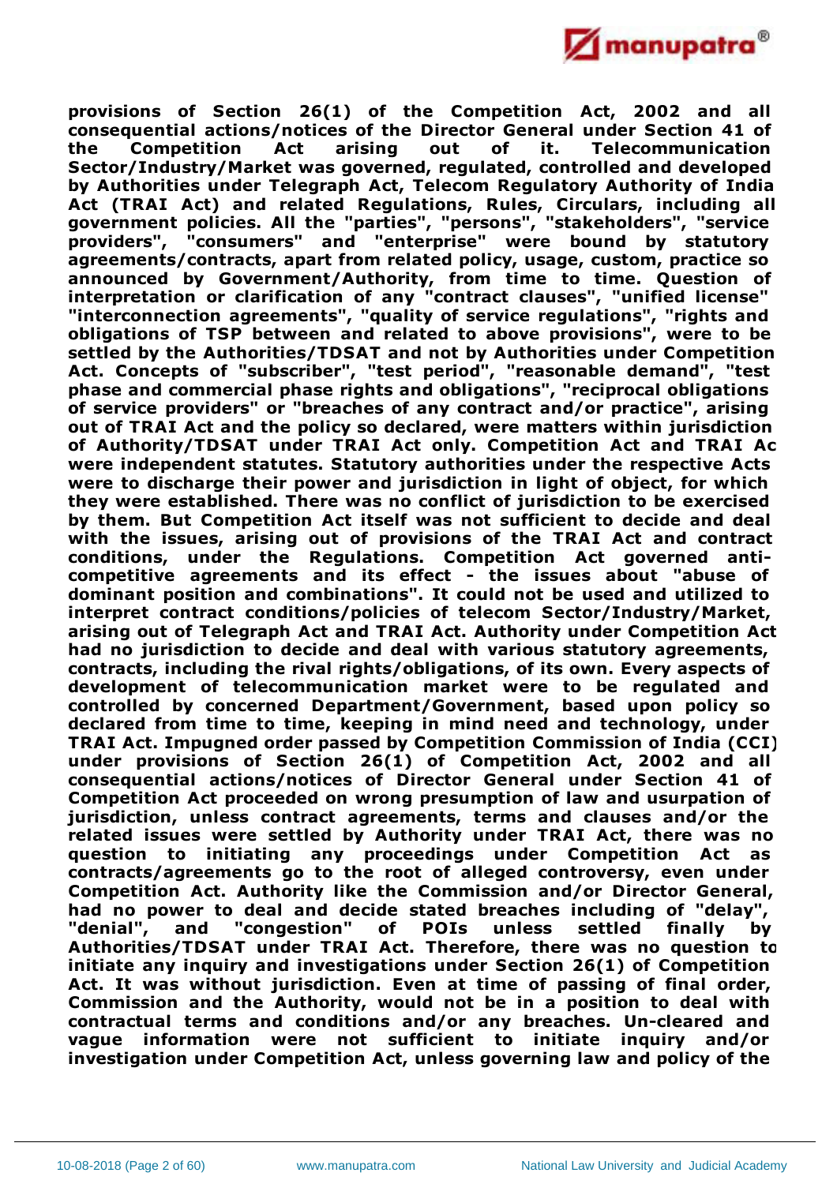**provisions of Section 26(1) of the Competition Act, 2002 and all consequential actions/notices of the Director General under Section 41 of the Competition Act arising out of it. Telecommunication Sector/Industry/Market was governed, regulated, controlled and developed by Authorities under Telegraph Act, Telecom Regulatory Authority of India Act (TRAI Act) and related Regulations, Rules, Circulars, including all government policies. All the "parties", "persons", "stakeholders", "service providers", "consumers" and "enterprise" were bound by statutory agreements/contracts, apart from related policy, usage, custom, practice so announced by Government/Authority, from time to time. Question of interpretation or clarification of any "contract clauses", "unified license" "interconnection agreements", "quality of service regulations", "rights and obligations of TSP between and related to above provisions", were to be settled by the Authorities/TDSAT and not by Authorities under Competition Act. Concepts of "subscriber", "test period", "reasonable demand", "test phase and commercial phase rights and obligations", "reciprocal obligations of service providers" or "breaches of any contract and/or practice", arising out of TRAI Act and the policy so declared, were matters within jurisdiction of Authority/TDSAT under TRAI Act only. Competition Act and TRAI Act were independent statutes. Statutory authorities under the respective Acts were to discharge their power and jurisdiction in light of object, for which they were established. There was no conflict of jurisdiction to be exercised by them. But Competition Act itself was not sufficient to decide and deal with the issues, arising out of provisions of the TRAI Act and contract conditions, under the Regulations. Competition Act governed anti-competitive agreements and its effect - the issues about "abuse of dominant position and combinations". It could not be used and utilized to interpret contract conditions/policies of telecom Sector/Industry/Market, arising out of Telegraph Act and TRAI Act. Authority under Competition Act had no jurisdiction to decide and deal with various statutory agreements, contracts, including the rival rights/obligations, of its own. Every aspects of development of telecommunication market were to be regulated and controlled by concerned Department/Government, based upon policy so declared from time to time, keeping in mind need and technology, under TRAI Act. Impugned order passed by Competition Commission of India (CCI) under provisions of Section 26(1) of Competition Act, 2002 and all consequential actions/notices of Director General under Section 41 of Competition Act proceeded on wrong presumption of law and usurpation of jurisdiction, unless contract agreements, terms and clauses and/or the related issues were settled by Authority under TRAI Act, there was no question to initiating any proceedings under Competition Act as contracts/agreements go to the root of alleged controversy, even under Competition Act. Authority like the Commission and/or Director General, had no power to deal and decide stated breaches including of "delay", "denial", and "congestion" of POIs unless settled finally by Authorities/TDSAT under TRAI Act. Therefore, there was no question to initiate any inquiry and investigations under Section 26(1) of Competition Act. It was without jurisdiction. Even at time of passing of final order, Commission and the Authority, would not be in a position to deal with contractual terms and conditions and/or any breaches. Un-cleared and vague information were not sufficient to initiate inquiry and/or investigation under Competition Act, unless governing law and policy of the**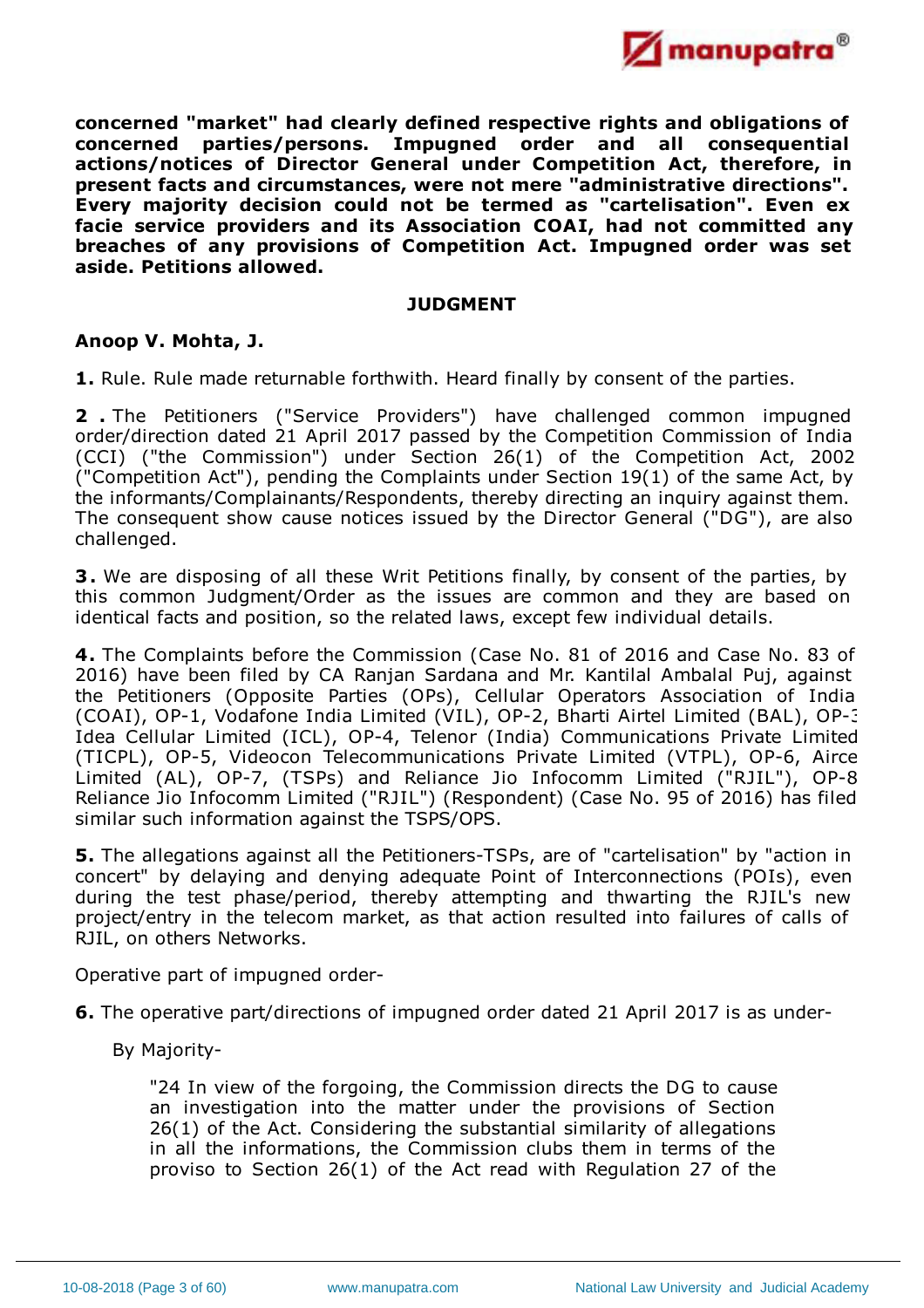**concerned "market" had clearly defined respective rights and obligations of concerned parties/persons. Impugned order and all consequential actions/notices of Director General under Competition Act, therefore, in present facts and circumstances, were not mere "administrative directions". Every majority decision could not be termed as "cartelisation". Even ex facie service providers and its Association COAI, had not committed any breaches of any provisions of Competition Act. Impugned order was set aside. Petitions allowed.**

## JUDGMENT

**Anoop V. Mohta, J.**

**1.** Rule. Rule made returnable forthwith. Heard finally by consent of the parties.

**2 .** The Petitioners ("Service Providers") have challenged common impugned order/direction dated 21 April 2017 passed by the Competition Commission of India (CCI) ("the Commission") under Section 26(1) of the Competition Act, 2002 ("Competition Act"), pending the Complaints under Section 19(1) of the same Act, by the informants/Complainants/Respondents, thereby directing an inquiry against them. The consequent show cause notices issued by the Director General ("DG"), are also challenged.

**3.** We are disposing of all these Writ Petitions finally, by consent of the parties, by this common Judgment/Order as the issues are common and they are based on identical facts and position, so the related laws, except few individual details.

**4.** The Complaints before the Commission (Case No. 81 of 2016 and Case No. 83 of 2016) have been filed by CA Ranjan Sardana and Mr. Kantilal Ambalal Puj, against the Petitioners (Opposite Parties (OPs), Cellular Operators Association of India (COAI), OP-1, Vodafone India Limited (VIL), OP-2, Bharti Airtel Limited (BAL), OP-3 Idea Cellular Limited (ICL), OP-4, Telenor (India) Communications Private Limited (TICPL), OP-5, Videocon Telecommunications Private Limited (VTPL), OP-6, Aircel Limited (AL), OP-7, (TSPs) and Reliance Jio Infocomm Limited ("RJIL"), OP-8 Reliance Jio Infocomm Limited ("RJIL") (Respondent) (Case No. 95 of 2016) has filed similar such information against the TSPS/OPS.

**5.** The allegations against all the Petitioners-TSPs, are of "cartelisation" by "action in concert" by delaying and denying adequate Point of Interconnections (POIs), even during the test phase/period, thereby attempting and thwarting the RJIL's new project/entry in the telecom market, as that action resulted into failures of calls of RJIL, on others Networks.

Operative part of impugned order-

**6.** The operative part/directions of impugned order dated 21 April 2017 is as under-

By Majority-

> "24 In view of the forgoing, the Commission directs the DG to cause an investigation into the matter under the provisions of Section 26(1) of the Act. Considering the substantial similarity of allegations in all the informations, the Commission clubs them in terms of the proviso to Section 26(1) of the Act read with Regulation 27 of the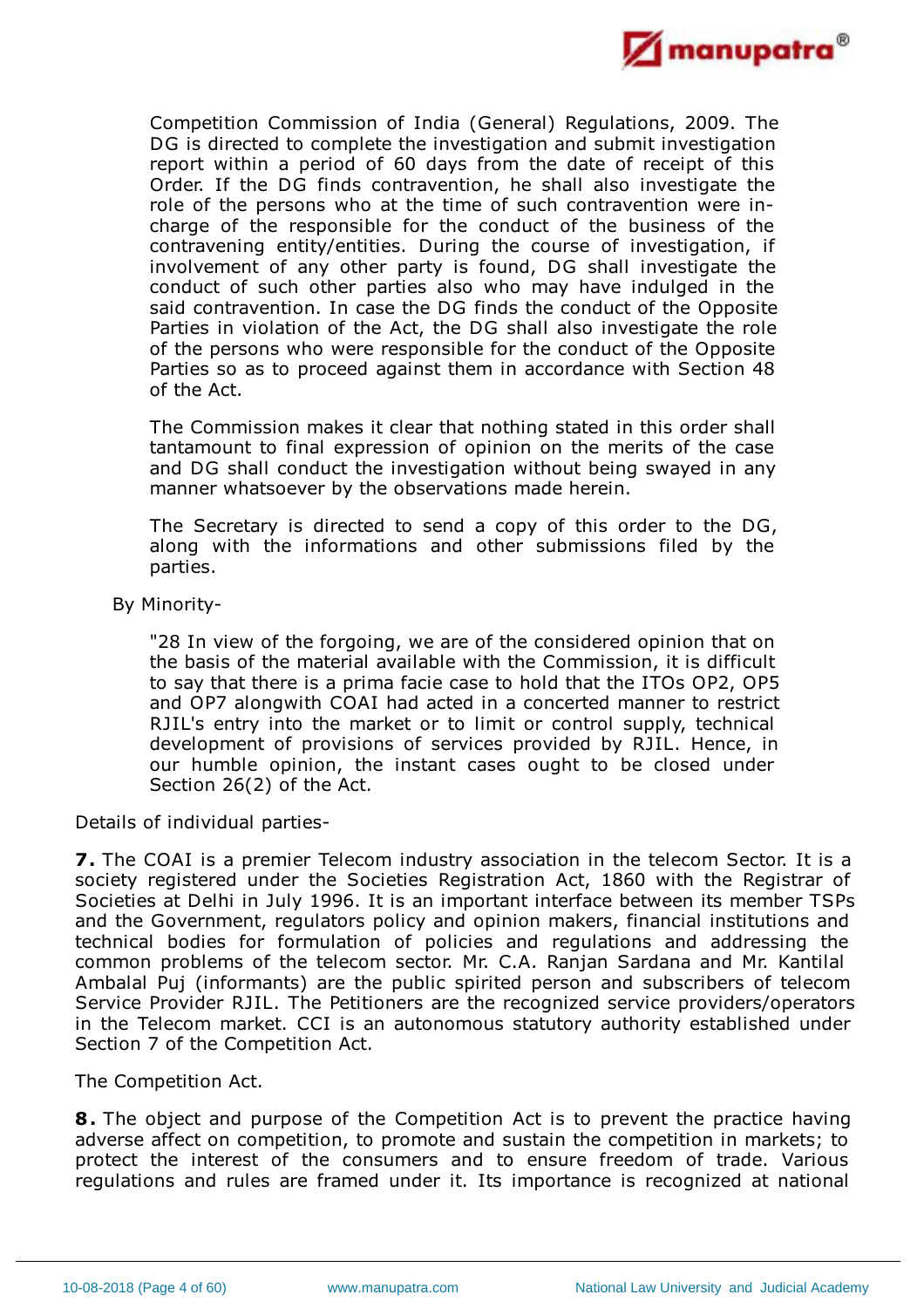> Competition Commission of India (General) Regulations, 2009. The DG is directed to complete the investigation and submit investigation report within a period of 60 days from the date of receipt of this Order. If the DG finds contravention, he shall also investigate the role of the persons who at the time of such contravention were in-charge of the responsible for the conduct of the business of the contravening entity/entities. During the course of investigation, if involvement of any other party is found, DG shall investigate the conduct of such other parties also who may have indulged in the said contravention. In case the DG finds the conduct of the Opposite Parties in violation of the Act, the DG shall also investigate the role of the persons who were responsible for the conduct of the Opposite Parties so as to proceed against them in accordance with Section 48 of the Act.
>
> The Commission makes it clear that nothing stated in this order shall tantamount to final expression of opinion on the merits of the case and DG shall conduct the investigation without being swayed in any manner whatsoever by the observations made herein.
>
> The Secretary is directed to send a copy of this order to the DG, along with the informations and other submissions filed by the parties.

By Minority-

> "28 In view of the forgoing, we are of the considered opinion that on the basis of the material available with the Commission, it is difficult to say that there is a prima facie case to hold that the ITOs OP2, OP5 and OP7 alongwith COAI had acted in a concerted manner to restrict RJIL's entry into the market or to limit or control supply, technical development of provisions of services provided by RJIL. Hence, in our humble opinion, the instant cases ought to be closed under Section 26(2) of the Act.

Details of individual parties-

**7.** The COAI is a premier Telecom industry association in the telecom Sector. It is a society registered under the Societies Registration Act, 1860 with the Registrar of Societies at Delhi in July 1996. It is an important interface between its member TSPs and the Government, regulators policy and opinion makers, financial institutions and technical bodies for formulation of policies and regulations and addressing the common problems of the telecom sector. Mr. C.A. Ranjan Sardana and Mr. Kantilal Ambalal Puj (informants) are the public spirited person and subscribers of telecom Service Provider RJIL. The Petitioners are the recognized service providers/operators in the Telecom market. CCI is an autonomous statutory authority established under Section 7 of the Competition Act.

The Competition Act.

**8.** The object and purpose of the Competition Act is to prevent the practice having adverse affect on competition, to promote and sustain the competition in markets; to protect the interest of the consumers and to ensure freedom of trade. Various regulations and rules are framed under it. Its importance is recognized at national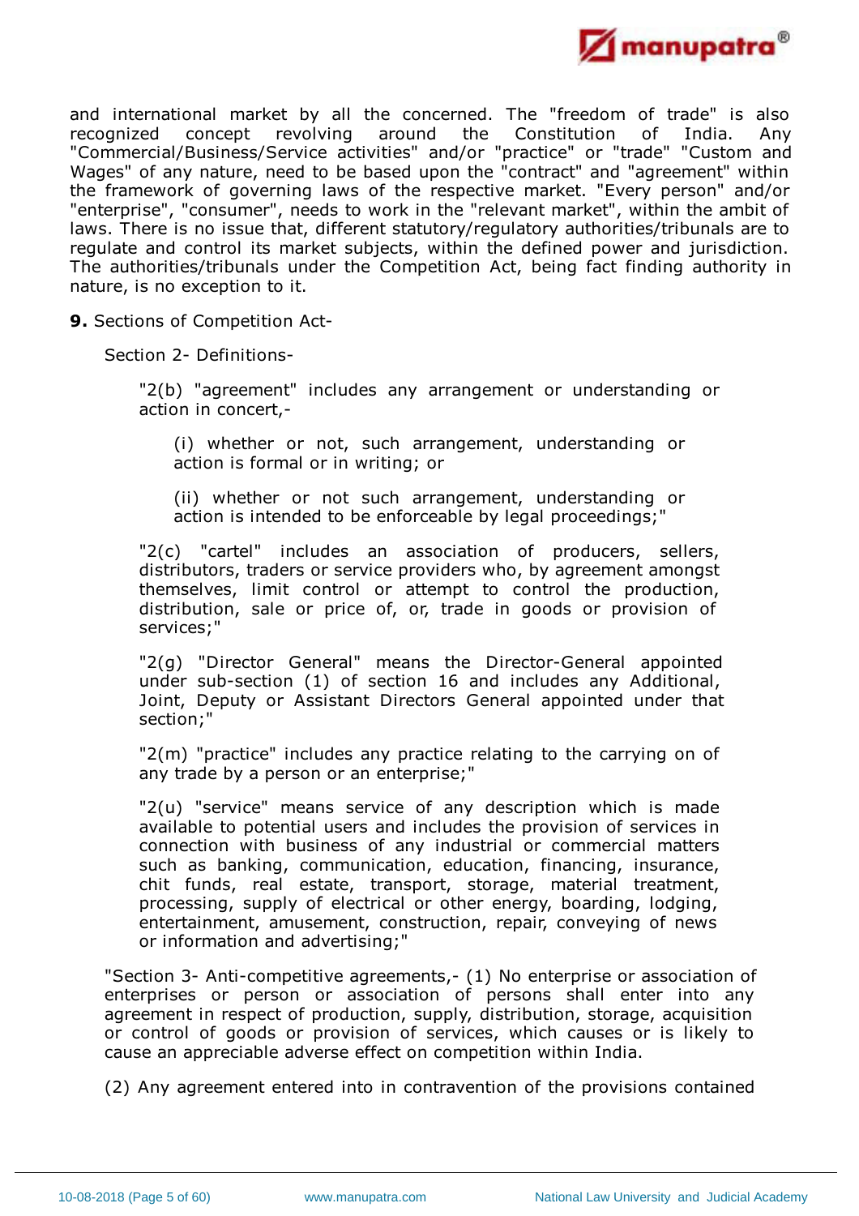and international market by all the concerned. The "freedom of trade" is also recognized concept revolving around the Constitution of India. Any "Commercial/Business/Service activities" and/or "practice" or "trade" "Custom and Wages" of any nature, need to be based upon the "contract" and "agreement" within the framework of governing laws of the respective market. "Every person" and/or "enterprise", "consumer", needs to work in the "relevant market", within the ambit of laws. There is no issue that, different statutory/regulatory authorities/tribunals are to regulate and control its market subjects, within the defined power and jurisdiction. The authorities/tribunals under the Competition Act, being fact finding authority in nature, is no exception to it.

**9.** Sections of Competition Act-

Section 2- Definitions-

> "2(b) "agreement" includes any arrangement or understanding or action in concert,-
>
> > (i) whether or not, such arrangement, understanding or action is formal or in writing; or
> >
> > (ii) whether or not such arrangement, understanding or action is intended to be enforceable by legal proceedings;"
>
> "2(c) "cartel" includes an association of producers, sellers, distributors, traders or service providers who, by agreement amongst themselves, limit control or attempt to control the production, distribution, sale or price of, or, trade in goods or provision of services;"
>
> "2(g) "Director General" means the Director-General appointed under sub-section (1) of section 16 and includes any Additional, Joint, Deputy or Assistant Directors General appointed under that section;"
>
> "2(m) "practice" includes any practice relating to the carrying on of any trade by a person or an enterprise;"
>
> "2(u) "service" means service of any description which is made available to potential users and includes the provision of services in connection with business of any industrial or commercial matters such as banking, communication, education, financing, insurance, chit funds, real estate, transport, storage, material treatment, processing, supply of electrical or other energy, boarding, lodging, entertainment, amusement, construction, repair, conveying of news or information and advertising;"

"Section 3- Anti-competitive agreements,- (1) No enterprise or association of enterprises or person or association of persons shall enter into any agreement in respect of production, supply, distribution, storage, acquisition or control of goods or provision of services, which causes or is likely to cause an appreciable adverse effect on competition within India.

(2) Any agreement entered into in contravention of the provisions contained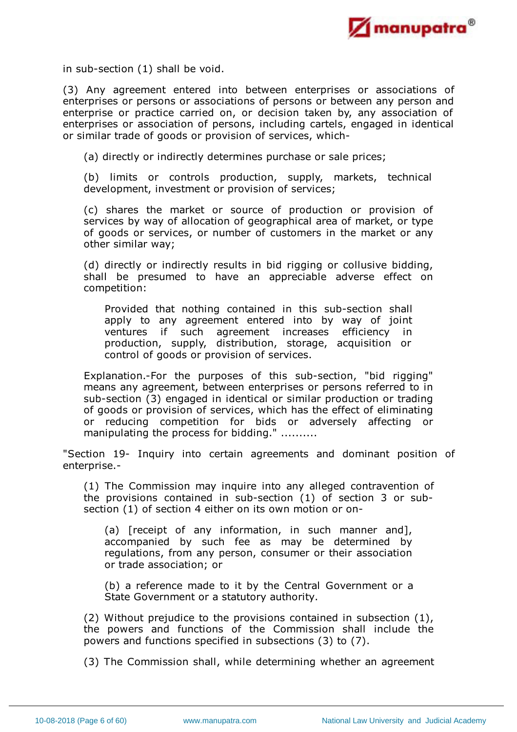in sub-section (1) shall be void.

(3) Any agreement entered into between enterprises or associations of enterprises or persons or associations of persons or between any person and enterprise or practice carried on, or decision taken by, any association of enterprises or association of persons, including cartels, engaged in identical or similar trade of goods or provision of services, which-

> (a) directly or indirectly determines purchase or sale prices;
>
> (b) limits or controls production, supply, markets, technical development, investment or provision of services;
>
> (c) shares the market or source of production or provision of services by way of allocation of geographical area of market, or type of goods or services, or number of customers in the market or any other similar way;
>
> (d) directly or indirectly results in bid rigging or collusive bidding, shall be presumed to have an appreciable adverse effect on competition:
>
> > Provided that nothing contained in this sub-section shall apply to any agreement entered into by way of joint ventures if such agreement increases efficiency in production, supply, distribution, storage, acquisition or control of goods or provision of services.
>
> Explanation.-For the purposes of this sub-section, "bid rigging" means any agreement, between enterprises or persons referred to in sub-section (3) engaged in identical or similar production or trading of goods or provision of services, which has the effect of eliminating or reducing competition for bids or adversely affecting or manipulating the process for bidding." ..........

"Section 19- Inquiry into certain agreements and dominant position of enterprise.-

> (1) The Commission may inquire into any alleged contravention of the provisions contained in sub-section (1) of section 3 or sub-section (1) of section 4 either on its own motion or on-
>
> > (a) [receipt of any information, in such manner and], accompanied by such fee as may be determined by regulations, from any person, consumer or their association or trade association; or
> >
> > (b) a reference made to it by the Central Government or a State Government or a statutory authority.
>
> (2) Without prejudice to the provisions contained in subsection (1), the powers and functions of the Commission shall include the powers and functions specified in subsections (3) to (7).
>
> (3) The Commission shall, while determining whether an agreement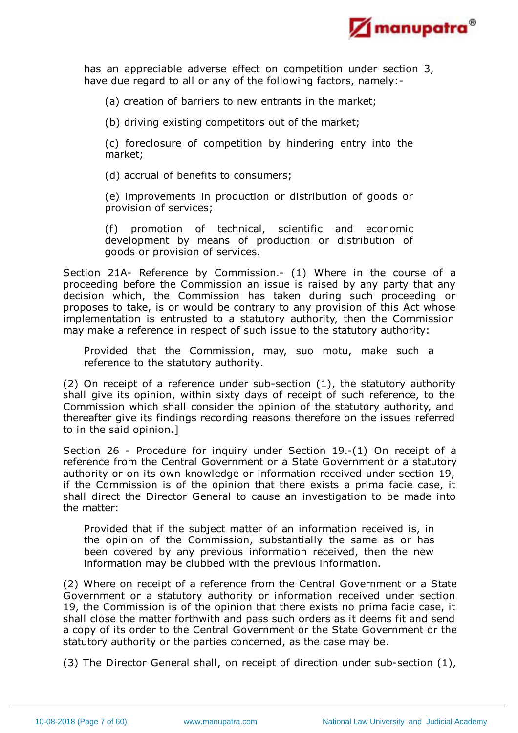has an appreciable adverse effect on competition under section 3, have due regard to all or any of the following factors, namely:-

(a) creation of barriers to new entrants in the market;

(b) driving existing competitors out of the market;

(c) foreclosure of competition by hindering entry into the market;

(d) accrual of benefits to consumers;

(e) improvements in production or distribution of goods or provision of services;

(f) promotion of technical, scientific and economic development by means of production or distribution of goods or provision of services.

Section 21A- Reference by Commission.- (1) Where in the course of a proceeding before the Commission an issue is raised by any party that any decision which, the Commission has taken during such proceeding or proposes to take, is or would be contrary to any provision of this Act whose implementation is entrusted to a statutory authority, then the Commission may make a reference in respect of such issue to the statutory authority:

Provided that the Commission, may, suo motu, make such a reference to the statutory authority.

(2) On receipt of a reference under sub-section (1), the statutory authority shall give its opinion, within sixty days of receipt of such reference, to the Commission which shall consider the opinion of the statutory authority, and thereafter give its findings recording reasons therefore on the issues referred to in the said opinion.]

Section 26 - Procedure for inquiry under Section 19.-(1) On receipt of a reference from the Central Government or a State Government or a statutory authority or on its own knowledge or information received under section 19, if the Commission is of the opinion that there exists a prima facie case, it shall direct the Director General to cause an investigation to be made into the matter:

Provided that if the subject matter of an information received is, in the opinion of the Commission, substantially the same as or has been covered by any previous information received, then the new information may be clubbed with the previous information.

(2) Where on receipt of a reference from the Central Government or a State Government or a statutory authority or information received under section 19, the Commission is of the opinion that there exists no prima facie case, it shall close the matter forthwith and pass such orders as it deems fit and send a copy of its order to the Central Government or the State Government or the statutory authority or the parties concerned, as the case may be.

(3) The Director General shall, on receipt of direction under sub-section (1),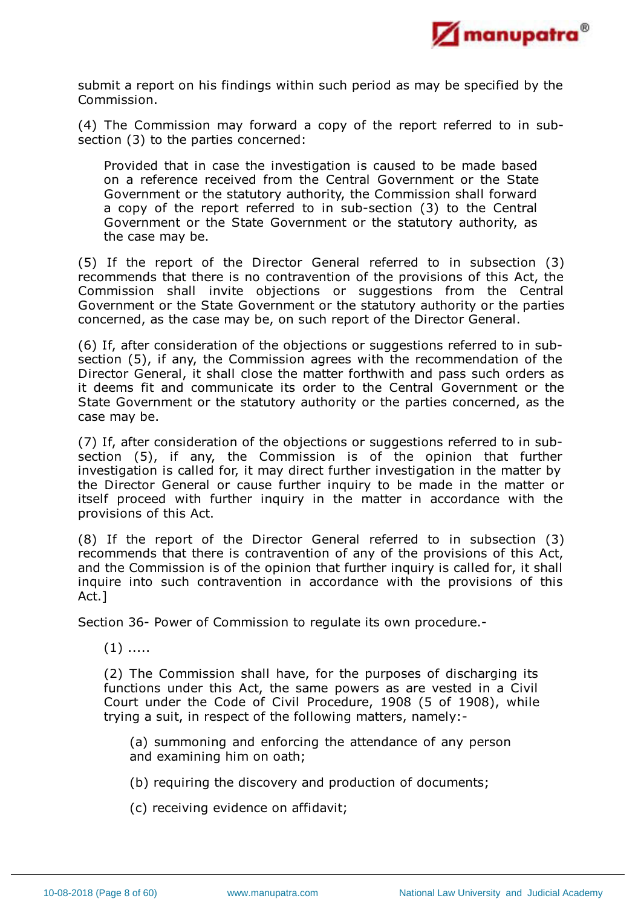submit a report on his findings within such period as may be specified by the Commission.

(4) The Commission may forward a copy of the report referred to in sub-section (3) to the parties concerned:

> Provided that in case the investigation is caused to be made based on a reference received from the Central Government or the State Government or the statutory authority, the Commission shall forward a copy of the report referred to in sub-section (3) to the Central Government or the State Government or the statutory authority, as the case may be.

(5) If the report of the Director General referred to in subsection (3) recommends that there is no contravention of the provisions of this Act, the Commission shall invite objections or suggestions from the Central Government or the State Government or the statutory authority or the parties concerned, as the case may be, on such report of the Director General.

(6) If, after consideration of the objections or suggestions referred to in sub-section (5), if any, the Commission agrees with the recommendation of the Director General, it shall close the matter forthwith and pass such orders as it deems fit and communicate its order to the Central Government or the State Government or the statutory authority or the parties concerned, as the case may be.

(7) If, after consideration of the objections or suggestions referred to in sub-section (5), if any, the Commission is of the opinion that further investigation is called for, it may direct further investigation in the matter by the Director General or cause further inquiry to be made in the matter or itself proceed with further inquiry in the matter in accordance with the provisions of this Act.

(8) If the report of the Director General referred to in subsection (3) recommends that there is contravention of any of the provisions of this Act, and the Commission is of the opinion that further inquiry is called for, it shall inquire into such contravention in accordance with the provisions of this Act.]

Section 36- Power of Commission to regulate its own procedure.-

> (1) .....
>
> (2) The Commission shall have, for the purposes of discharging its functions under this Act, the same powers as are vested in a Civil Court under the Code of Civil Procedure, 1908 (5 of 1908), while trying a suit, in respect of the following matters, namely:-
>
> > (a) summoning and enforcing the attendance of any person and examining him on oath;
> >
> > (b) requiring the discovery and production of documents;
> >
> > (c) receiving evidence on affidavit;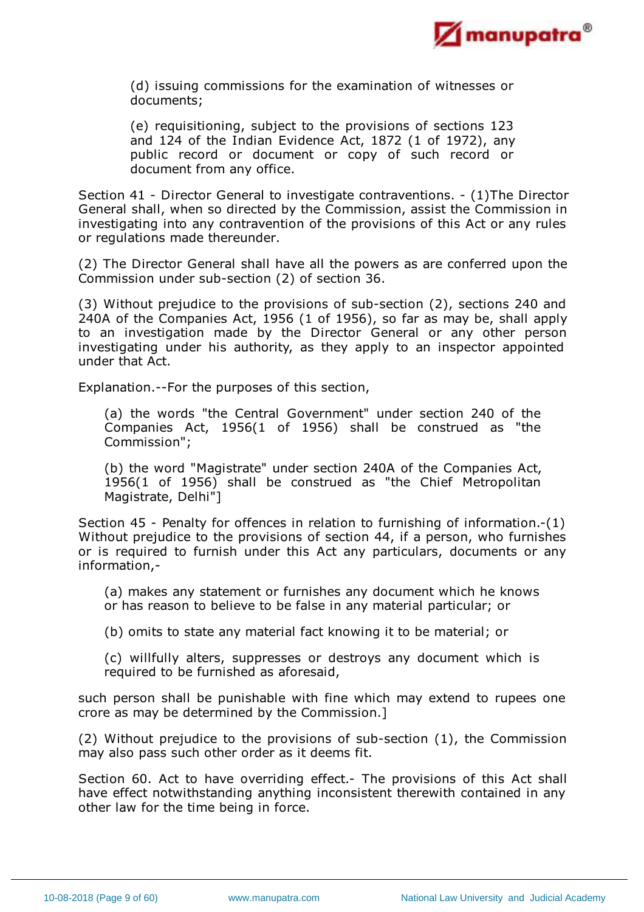(d) issuing commissions for the examination of witnesses or documents;

(e) requisitioning, subject to the provisions of sections 123 and 124 of the Indian Evidence Act, 1872 (1 of 1972), any public record or document or copy of such record or document from any office.

Section 41 - Director General to investigate contraventions. - (1)The Director General shall, when so directed by the Commission, assist the Commission in investigating into any contravention of the provisions of this Act or any rules or regulations made thereunder.

(2) The Director General shall have all the powers as are conferred upon the Commission under sub-section (2) of section 36.

(3) Without prejudice to the provisions of sub-section (2), sections 240 and 240A of the Companies Act, 1956 (1 of 1956), so far as may be, shall apply to an investigation made by the Director General or any other person investigating under his authority, as they apply to an inspector appointed under that Act.

Explanation.--For the purposes of this section,

(a) the words "the Central Government" under section 240 of the Companies Act, 1956(1 of 1956) shall be construed as "the Commission";

(b) the word "Magistrate" under section 240A of the Companies Act, 1956(1 of 1956) shall be construed as "the Chief Metropolitan Magistrate, Delhi"]

Section 45 - Penalty for offences in relation to furnishing of information.-(1) Without prejudice to the provisions of section 44, if a person, who furnishes or is required to furnish under this Act any particulars, documents or any information,-

(a) makes any statement or furnishes any document which he knows or has reason to believe to be false in any material particular; or

(b) omits to state any material fact knowing it to be material; or

(c) willfully alters, suppresses or destroys any document which is required to be furnished as aforesaid,

such person shall be punishable with fine which may extend to rupees one crore as may be determined by the Commission.]

(2) Without prejudice to the provisions of sub-section (1), the Commission may also pass such other order as it deems fit.

Section 60. Act to have overriding effect.- The provisions of this Act shall have effect notwithstanding anything inconsistent therewith contained in any other law for the time being in force.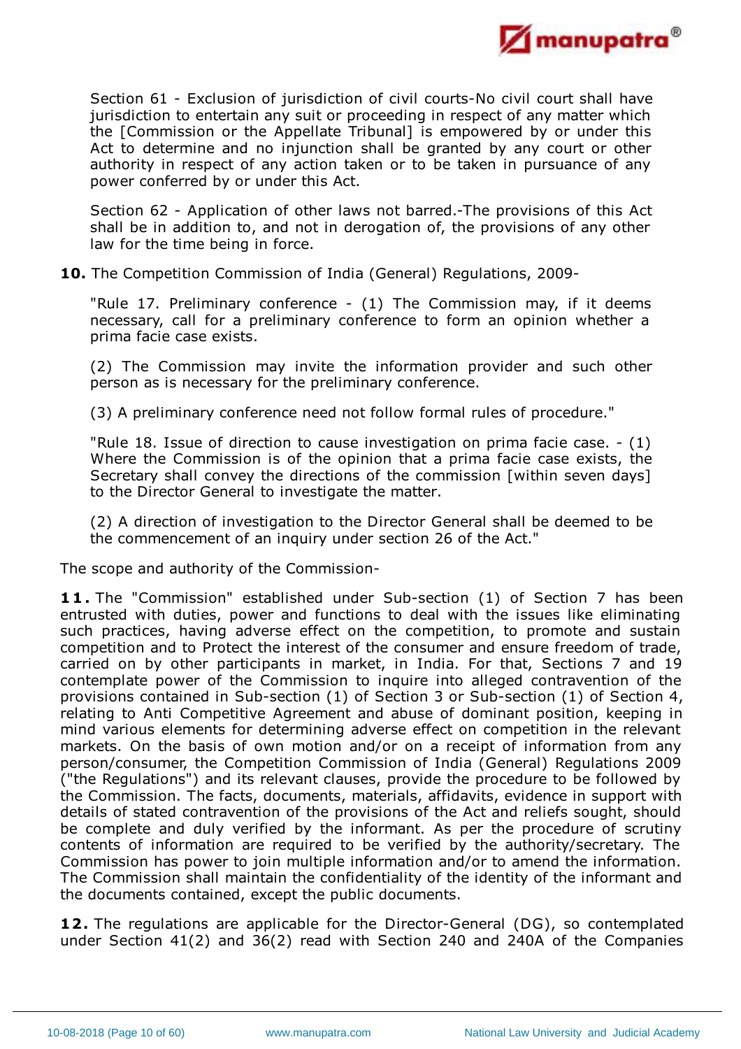Section 61 - Exclusion of jurisdiction of civil courts-No civil court shall have jurisdiction to entertain any suit or proceeding in respect of any matter which the [Commission or the Appellate Tribunal] is empowered by or under this Act to determine and no injunction shall be granted by any court or other authority in respect of any action taken or to be taken in pursuance of any power conferred by or under this Act.

Section 62 - Application of other laws not barred.-The provisions of this Act shall be in addition to, and not in derogation of, the provisions of any other law for the time being in force.

**10.** The Competition Commission of India (General) Regulations, 2009-

"Rule 17. Preliminary conference - (1) The Commission may, if it deems necessary, call for a preliminary conference to form an opinion whether a prima facie case exists.

(2) The Commission may invite the information provider and such other person as is necessary for the preliminary conference.

(3) A preliminary conference need not follow formal rules of procedure."

"Rule 18. Issue of direction to cause investigation on prima facie case. - (1) Where the Commission is of the opinion that a prima facie case exists, the Secretary shall convey the directions of the commission [within seven days] to the Director General to investigate the matter.

(2) A direction of investigation to the Director General shall be deemed to be the commencement of an inquiry under section 26 of the Act."

The scope and authority of the Commission-

**11.** The "Commission" established under Sub-section (1) of Section 7 has been entrusted with duties, power and functions to deal with the issues like eliminating such practices, having adverse effect on the competition, to promote and sustain competition and to Protect the interest of the consumer and ensure freedom of trade, carried on by other participants in market, in India. For that, Sections 7 and 19 contemplate power of the Commission to inquire into alleged contravention of the provisions contained in Sub-section (1) of Section 3 or Sub-section (1) of Section 4, relating to Anti Competitive Agreement and abuse of dominant position, keeping in mind various elements for determining adverse effect on competition in the relevant markets. On the basis of own motion and/or on a receipt of information from any person/consumer, the Competition Commission of India (General) Regulations 2009 ("the Regulations") and its relevant clauses, provide the procedure to be followed by the Commission. The facts, documents, materials, affidavits, evidence in support with details of stated contravention of the provisions of the Act and reliefs sought, should be complete and duly verified by the informant. As per the procedure of scrutiny contents of information are required to be verified by the authority/secretary. The Commission has power to join multiple information and/or to amend the information. The Commission shall maintain the confidentiality of the identity of the informant and the documents contained, except the public documents.

**12.** The regulations are applicable for the Director-General (DG), so contemplated under Section 41(2) and 36(2) read with Section 240 and 240A of the Companies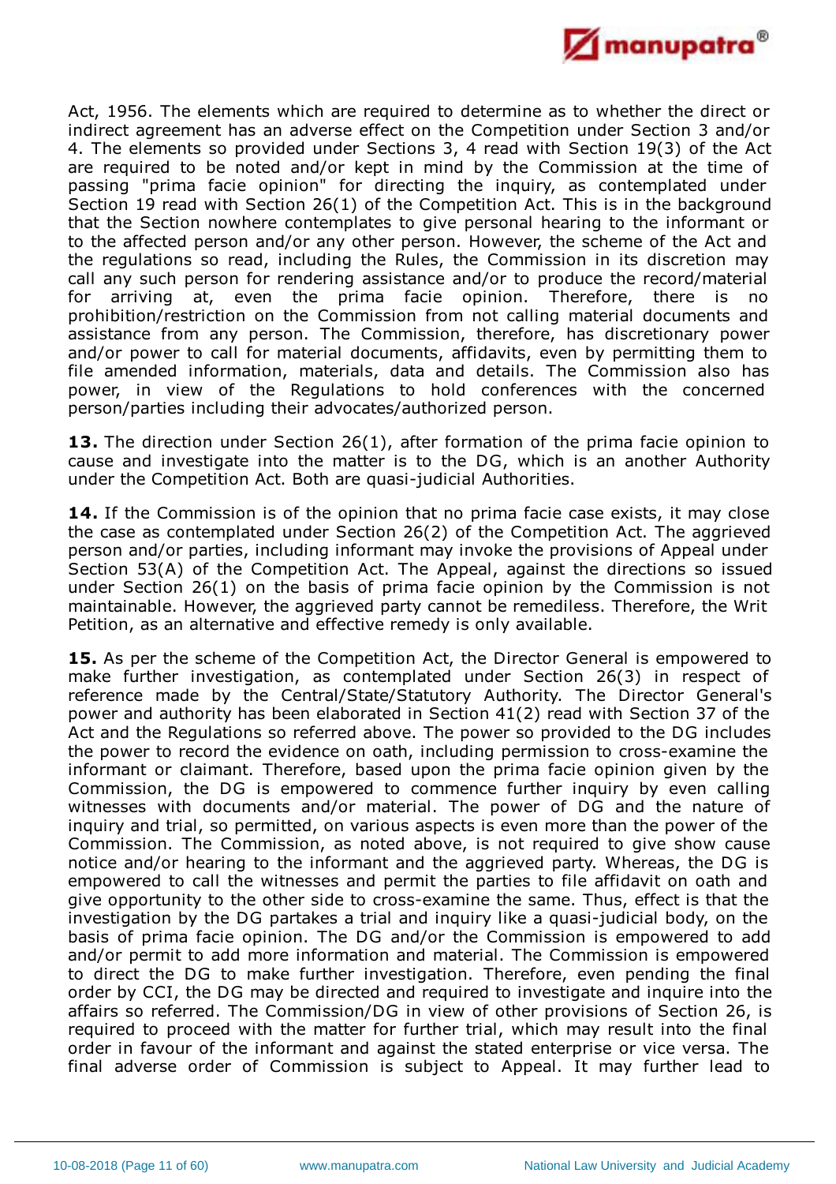Act, 1956. The elements which are required to determine as to whether the direct or indirect agreement has an adverse effect on the Competition under Section 3 and/or 4. The elements so provided under Sections 3, 4 read with Section 19(3) of the Act are required to be noted and/or kept in mind by the Commission at the time of passing "prima facie opinion" for directing the inquiry, as contemplated under Section 19 read with Section 26(1) of the Competition Act. This is in the background that the Section nowhere contemplates to give personal hearing to the informant or to the affected person and/or any other person. However, the scheme of the Act and the regulations so read, including the Rules, the Commission in its discretion may call any such person for rendering assistance and/or to produce the record/material for arriving at, even the prima facie opinion. Therefore, there is no prohibition/restriction on the Commission from not calling material documents and assistance from any person. The Commission, therefore, has discretionary power and/or power to call for material documents, affidavits, even by permitting them to file amended information, materials, data and details. The Commission also has power, in view of the Regulations to hold conferences with the concerned person/parties including their advocates/authorized person.

**13.** The direction under Section 26(1), after formation of the prima facie opinion to cause and investigate into the matter is to the DG, which is an another Authority under the Competition Act. Both are quasi-judicial Authorities.

**14.** If the Commission is of the opinion that no prima facie case exists, it may close the case as contemplated under Section 26(2) of the Competition Act. The aggrieved person and/or parties, including informant may invoke the provisions of Appeal under Section 53(A) of the Competition Act. The Appeal, against the directions so issued under Section 26(1) on the basis of prima facie opinion by the Commission is not maintainable. However, the aggrieved party cannot be remediless. Therefore, the Writ Petition, as an alternative and effective remedy is only available.

**15.** As per the scheme of the Competition Act, the Director General is empowered to make further investigation, as contemplated under Section 26(3) in respect of reference made by the Central/State/Statutory Authority. The Director General's power and authority has been elaborated in Section 41(2) read with Section 37 of the Act and the Regulations so referred above. The power so provided to the DG includes the power to record the evidence on oath, including permission to cross-examine the informant or claimant. Therefore, based upon the prima facie opinion given by the Commission, the DG is empowered to commence further inquiry by even calling witnesses with documents and/or material. The power of DG and the nature of inquiry and trial, so permitted, on various aspects is even more than the power of the Commission. The Commission, as noted above, is not required to give show cause notice and/or hearing to the informant and the aggrieved party. Whereas, the DG is empowered to call the witnesses and permit the parties to file affidavit on oath and give opportunity to the other side to cross-examine the same. Thus, effect is that the investigation by the DG partakes a trial and inquiry like a quasi-judicial body, on the basis of prima facie opinion. The DG and/or the Commission is empowered to add and/or permit to add more information and material. The Commission is empowered to direct the DG to make further investigation. Therefore, even pending the final order by CCI, the DG may be directed and required to investigate and inquire into the affairs so referred. The Commission/DG in view of other provisions of Section 26, is required to proceed with the matter for further trial, which may result into the final order in favour of the informant and against the stated enterprise or vice versa. The final adverse order of Commission is subject to Appeal. It may further lead to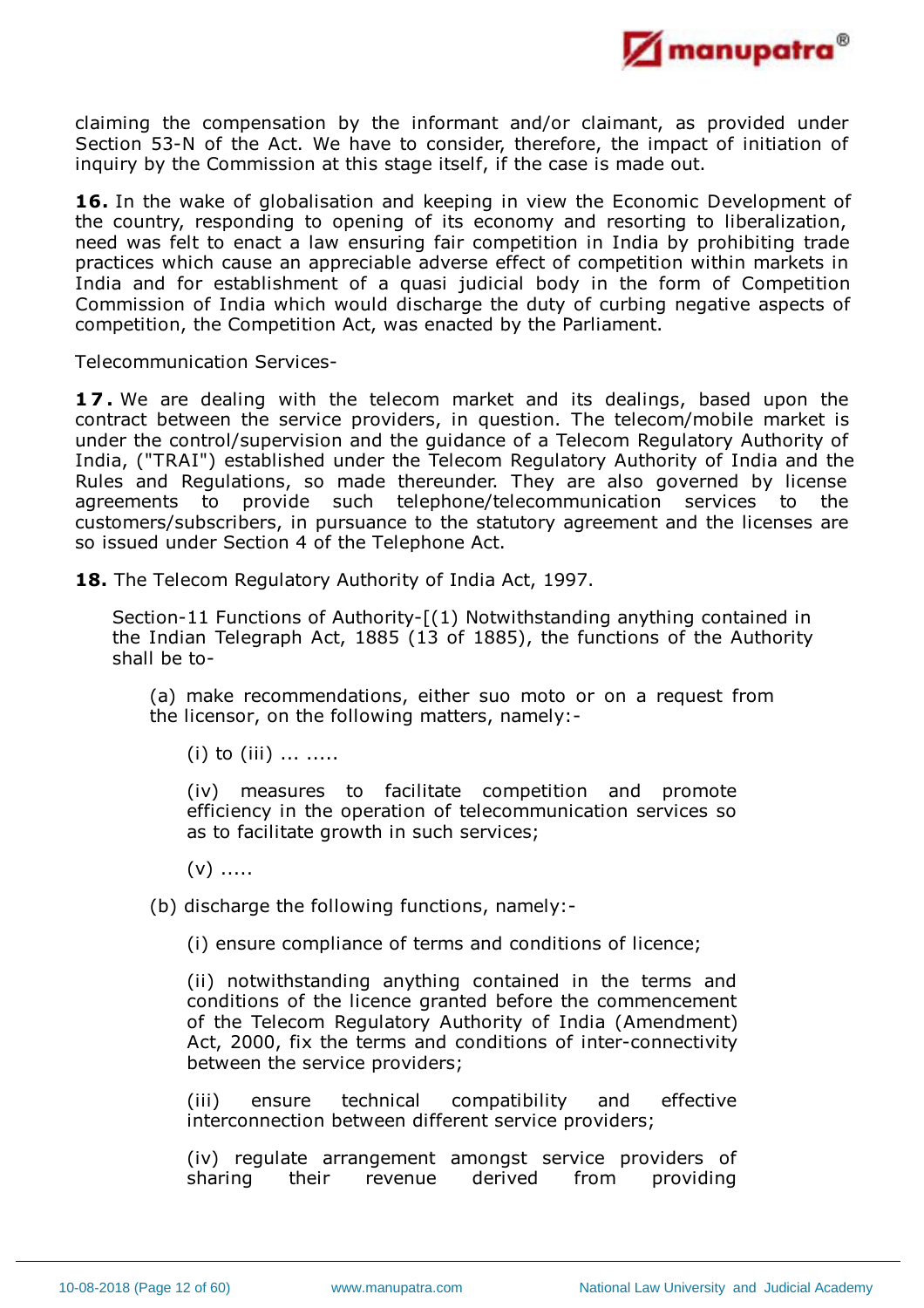claiming the compensation by the informant and/or claimant, as provided under Section 53-N of the Act. We have to consider, therefore, the impact of initiation of inquiry by the Commission at this stage itself, if the case is made out.

**16.** In the wake of globalisation and keeping in view the Economic Development of the country, responding to opening of its economy and resorting to liberalization, need was felt to enact a law ensuring fair competition in India by prohibiting trade practices which cause an appreciable adverse effect of competition within markets in India and for establishment of a quasi judicial body in the form of Competition Commission of India which would discharge the duty of curbing negative aspects of competition, the Competition Act, was enacted by the Parliament.

Telecommunication Services-

**17.** We are dealing with the telecom market and its dealings, based upon the contract between the service providers, in question. The telecom/mobile market is under the control/supervision and the guidance of a Telecom Regulatory Authority of India, ("TRAI") established under the Telecom Regulatory Authority of India and the Rules and Regulations, so made thereunder. They are also governed by license agreements to provide such telephone/telecommunication services to the customers/subscribers, in pursuance to the statutory agreement and the licenses are so issued under Section 4 of the Telephone Act.

**18.** The Telecom Regulatory Authority of India Act, 1997.

> Section-11 Functions of Authority-[(1) Notwithstanding anything contained in the Indian Telegraph Act, 1885 (13 of 1885), the functions of the Authority shall be to-
>
> > (a) make recommendations, either suo moto or on a request from the licensor, on the following matters, namely:-
> >
> > > (i) to (iii) ... .....
> > >
> > > (iv) measures to facilitate competition and promote efficiency in the operation of telecommunication services so as to facilitate growth in such services;
> > >
> > > (v) .....
> >
> > (b) discharge the following functions, namely:-
> >
> > > (i) ensure compliance of terms and conditions of licence;
> > >
> > > (ii) notwithstanding anything contained in the terms and conditions of the licence granted before the commencement of the Telecom Regulatory Authority of India (Amendment) Act, 2000, fix the terms and conditions of inter-connectivity between the service providers;
> > >
> > > (iii) ensure technical compatibility and effective interconnection between different service providers;
> > >
> > > (iv) regulate arrangement amongst service providers of sharing their revenue derived from providing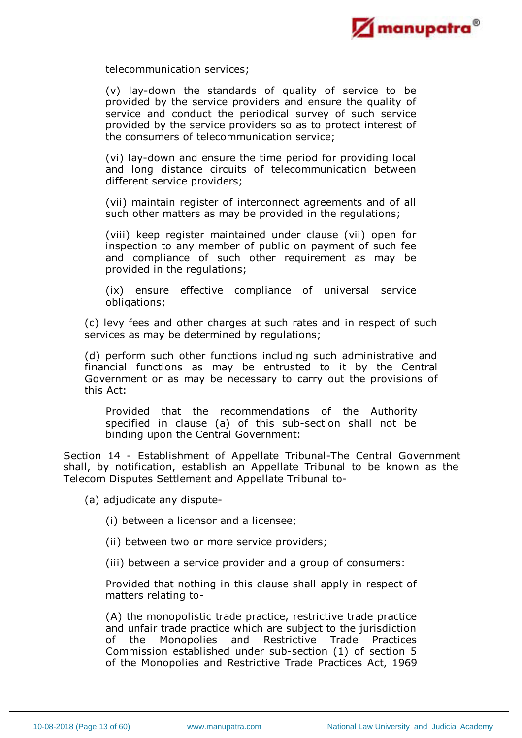telecommunication services;

(v) lay-down the standards of quality of service to be provided by the service providers and ensure the quality of service and conduct the periodical survey of such service provided by the service providers so as to protect interest of the consumers of telecommunication service;

(vi) lay-down and ensure the time period for providing local and long distance circuits of telecommunication between different service providers;

(vii) maintain register of interconnect agreements and of all such other matters as may be provided in the regulations;

(viii) keep register maintained under clause (vii) open for inspection to any member of public on payment of such fee and compliance of such other requirement as may be provided in the regulations;

(ix) ensure effective compliance of universal service obligations;

(c) levy fees and other charges at such rates and in respect of such services as may be determined by regulations;

(d) perform such other functions including such administrative and financial functions as may be entrusted to it by the Central Government or as may be necessary to carry out the provisions of this Act:

Provided that the recommendations of the Authority specified in clause (a) of this sub-section shall not be binding upon the Central Government:

Section 14 - Establishment of Appellate Tribunal-The Central Government shall, by notification, establish an Appellate Tribunal to be known as the Telecom Disputes Settlement and Appellate Tribunal to-

(a) adjudicate any dispute-

(i) between a licensor and a licensee;

(ii) between two or more service providers;

(iii) between a service provider and a group of consumers:

Provided that nothing in this clause shall apply in respect of matters relating to-

(A) the monopolistic trade practice, restrictive trade practice and unfair trade practice which are subject to the jurisdiction of the Monopolies and Restrictive Trade Practices Commission established under sub-section (1) of section 5 of the Monopolies and Restrictive Trade Practices Act, 1969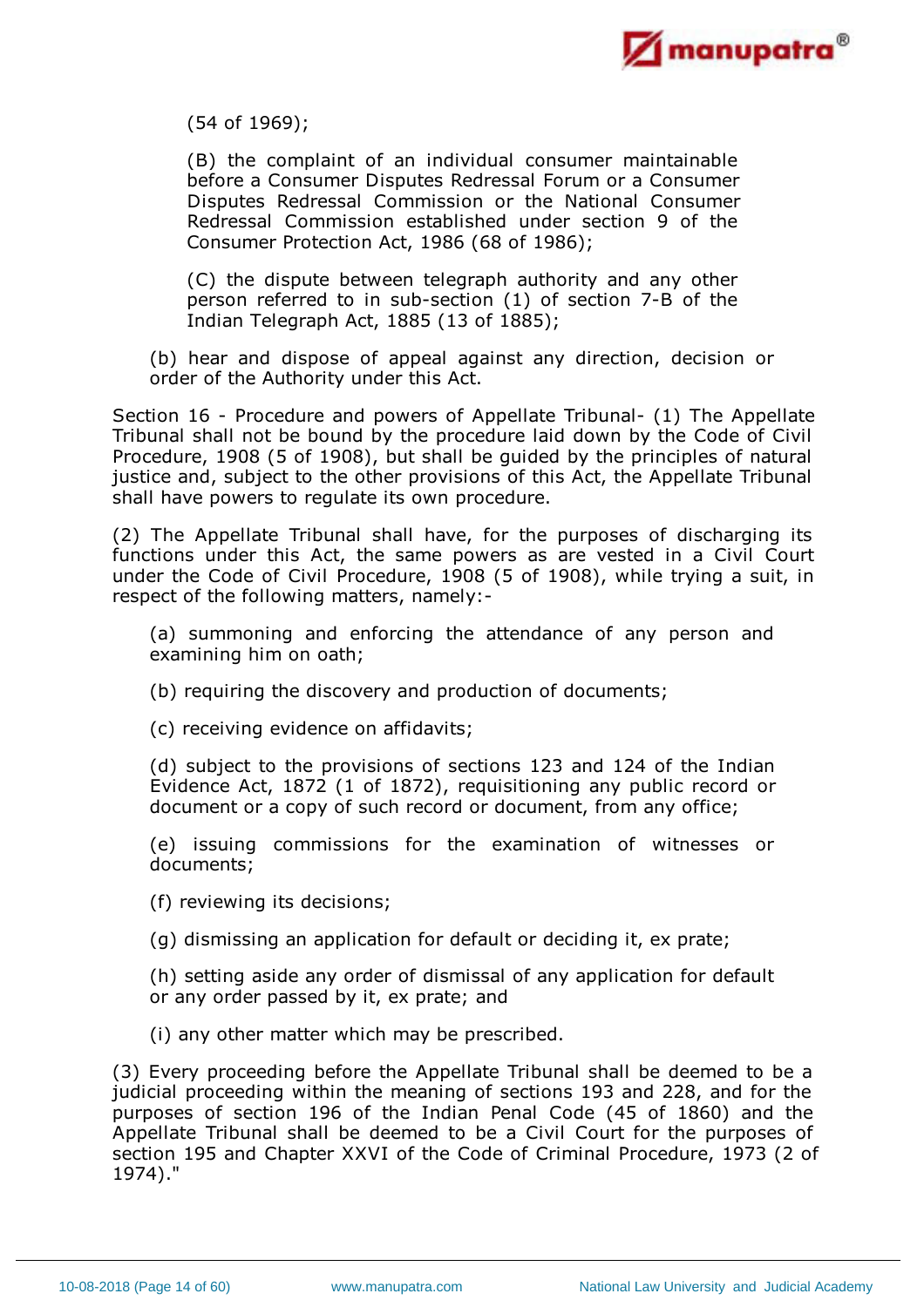(54 of 1969);

(B) the complaint of an individual consumer maintainable before a Consumer Disputes Redressal Forum or a Consumer Disputes Redressal Commission or the National Consumer Redressal Commission established under section 9 of the Consumer Protection Act, 1986 (68 of 1986);

(C) the dispute between telegraph authority and any other person referred to in sub-section (1) of section 7-B of the Indian Telegraph Act, 1885 (13 of 1885);

(b) hear and dispose of appeal against any direction, decision or order of the Authority under this Act.

Section 16 - Procedure and powers of Appellate Tribunal- (1) The Appellate Tribunal shall not be bound by the procedure laid down by the Code of Civil Procedure, 1908 (5 of 1908), but shall be guided by the principles of natural justice and, subject to the other provisions of this Act, the Appellate Tribunal shall have powers to regulate its own procedure.

(2) The Appellate Tribunal shall have, for the purposes of discharging its functions under this Act, the same powers as are vested in a Civil Court under the Code of Civil Procedure, 1908 (5 of 1908), while trying a suit, in respect of the following matters, namely:-

(a) summoning and enforcing the attendance of any person and examining him on oath;

(b) requiring the discovery and production of documents;

(c) receiving evidence on affidavits;

(d) subject to the provisions of sections 123 and 124 of the Indian Evidence Act, 1872 (1 of 1872), requisitioning any public record or document or a copy of such record or document, from any office;

(e) issuing commissions for the examination of witnesses or documents;

(f) reviewing its decisions;

(g) dismissing an application for default or deciding it, ex prate;

(h) setting aside any order of dismissal of any application for default or any order passed by it, ex prate; and

(i) any other matter which may be prescribed.

(3) Every proceeding before the Appellate Tribunal shall be deemed to be a judicial proceeding within the meaning of sections 193 and 228, and for the purposes of section 196 of the Indian Penal Code (45 of 1860) and the Appellate Tribunal shall be deemed to be a Civil Court for the purposes of section 195 and Chapter XXVI of the Code of Criminal Procedure, 1973 (2 of 1974)."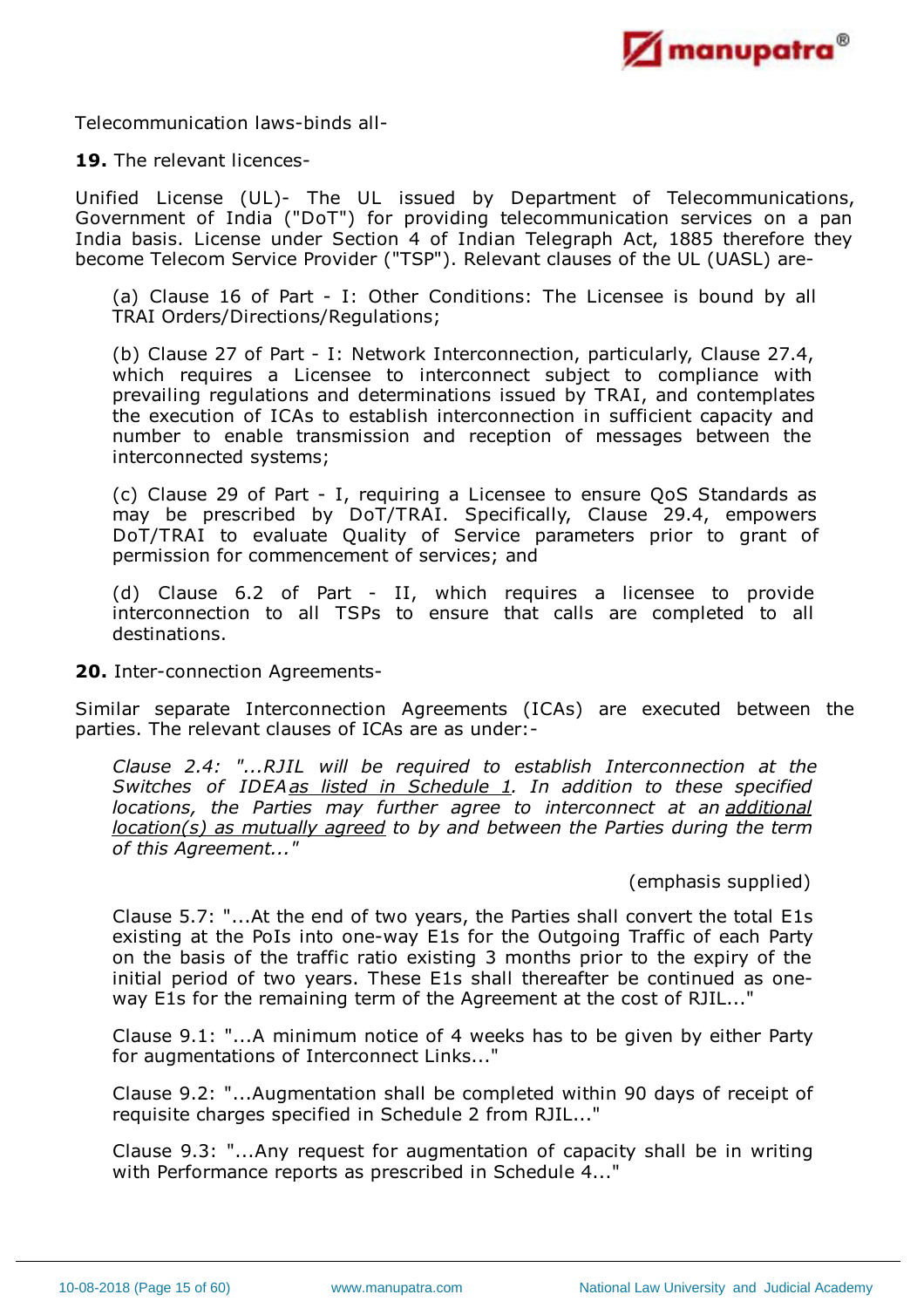Telecommunication laws-binds all-

**19.** The relevant licences-

Unified License (UL)- The UL issued by Department of Telecommunications, Government of India ("DoT") for providing telecommunication services on a pan India basis. License under Section 4 of Indian Telegraph Act, 1885 therefore they become Telecom Service Provider ("TSP"). Relevant clauses of the UL (UASL) are-

> (a) Clause 16 of Part - I: Other Conditions: The Licensee is bound by all TRAI Orders/Directions/Regulations;
>
> (b) Clause 27 of Part - I: Network Interconnection, particularly, Clause 27.4, which requires a Licensee to interconnect subject to compliance with prevailing regulations and determinations issued by TRAI, and contemplates the execution of ICAs to establish interconnection in sufficient capacity and number to enable transmission and reception of messages between the interconnected systems;
>
> (c) Clause 29 of Part - I, requiring a Licensee to ensure QoS Standards as may be prescribed by DoT/TRAI. Specifically, Clause 29.4, empowers DoT/TRAI to evaluate Quality of Service parameters prior to grant of permission for commencement of services; and
>
> (d) Clause 6.2 of Part - II, which requires a licensee to provide interconnection to all TSPs to ensure that calls are completed to all destinations.

**20.** Inter-connection Agreements-

Similar separate Interconnection Agreements (ICAs) are executed between the parties. The relevant clauses of ICAs are as under:-

> *Clause 2.4: "...RJIL will be required to establish Interconnection at the Switches of IDEA <u>as listed in Schedule 1</u>. In addition to these specified locations, the Parties may further agree to interconnect at an <u>additional location(s) as mutually agreed</u> to by and between the Parties during the term of this Agreement..."*
>
> (emphasis supplied)
>
> Clause 5.7: "...At the end of two years, the Parties shall convert the total E1s existing at the PoIs into one-way E1s for the Outgoing Traffic of each Party on the basis of the traffic ratio existing 3 months prior to the expiry of the initial period of two years. These E1s shall thereafter be continued as one-way E1s for the remaining term of the Agreement at the cost of RJIL..."
>
> Clause 9.1: "...A minimum notice of 4 weeks has to be given by either Party for augmentations of Interconnect Links..."
>
> Clause 9.2: "...Augmentation shall be completed within 90 days of receipt of requisite charges specified in Schedule 2 from RJIL..."
>
> Clause 9.3: "...Any request for augmentation of capacity shall be in writing with Performance reports as prescribed in Schedule 4..."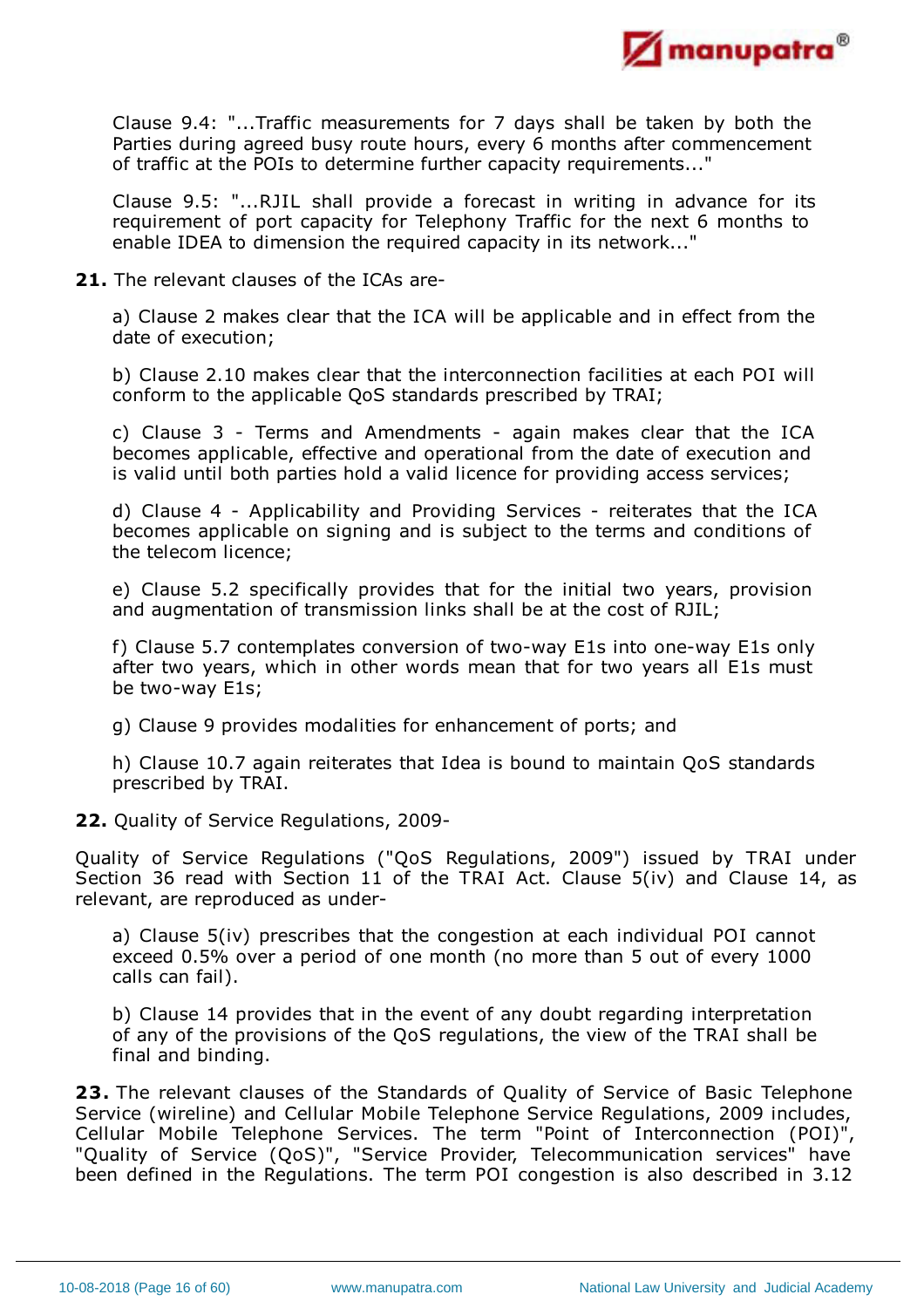Clause 9.4: "...Traffic measurements for 7 days shall be taken by both the Parties during agreed busy route hours, every 6 months after commencement of traffic at the POIs to determine further capacity requirements..."

Clause 9.5: "...RJIL shall provide a forecast in writing in advance for its requirement of port capacity for Telephony Traffic for the next 6 months to enable IDEA to dimension the required capacity in its network..."

**21.** The relevant clauses of the ICAs are-

a) Clause 2 makes clear that the ICA will be applicable and in effect from the date of execution;

b) Clause 2.10 makes clear that the interconnection facilities at each POI will conform to the applicable QoS standards prescribed by TRAI;

c) Clause 3 - Terms and Amendments - again makes clear that the ICA becomes applicable, effective and operational from the date of execution and is valid until both parties hold a valid licence for providing access services;

d) Clause 4 - Applicability and Providing Services - reiterates that the ICA becomes applicable on signing and is subject to the terms and conditions of the telecom licence;

e) Clause 5.2 specifically provides that for the initial two years, provision and augmentation of transmission links shall be at the cost of RJIL;

f) Clause 5.7 contemplates conversion of two-way E1s into one-way E1s only after two years, which in other words mean that for two years all E1s must be two-way E1s;

g) Clause 9 provides modalities for enhancement of ports; and

h) Clause 10.7 again reiterates that Idea is bound to maintain QoS standards prescribed by TRAI.

**22.** Quality of Service Regulations, 2009-

Quality of Service Regulations ("QoS Regulations, 2009") issued by TRAI under Section 36 read with Section 11 of the TRAI Act. Clause 5(iv) and Clause 14, as relevant, are reproduced as under-

a) Clause 5(iv) prescribes that the congestion at each individual POI cannot exceed 0.5% over a period of one month (no more than 5 out of every 1000 calls can fail).

b) Clause 14 provides that in the event of any doubt regarding interpretation of any of the provisions of the QoS regulations, the view of the TRAI shall be final and binding.

**23.** The relevant clauses of the Standards of Quality of Service of Basic Telephone Service (wireline) and Cellular Mobile Telephone Service Regulations, 2009 includes, Cellular Mobile Telephone Services. The term "Point of Interconnection (POI)", "Quality of Service (QoS)", "Service Provider, Telecommunication services" have been defined in the Regulations. The term POI congestion is also described in 3.12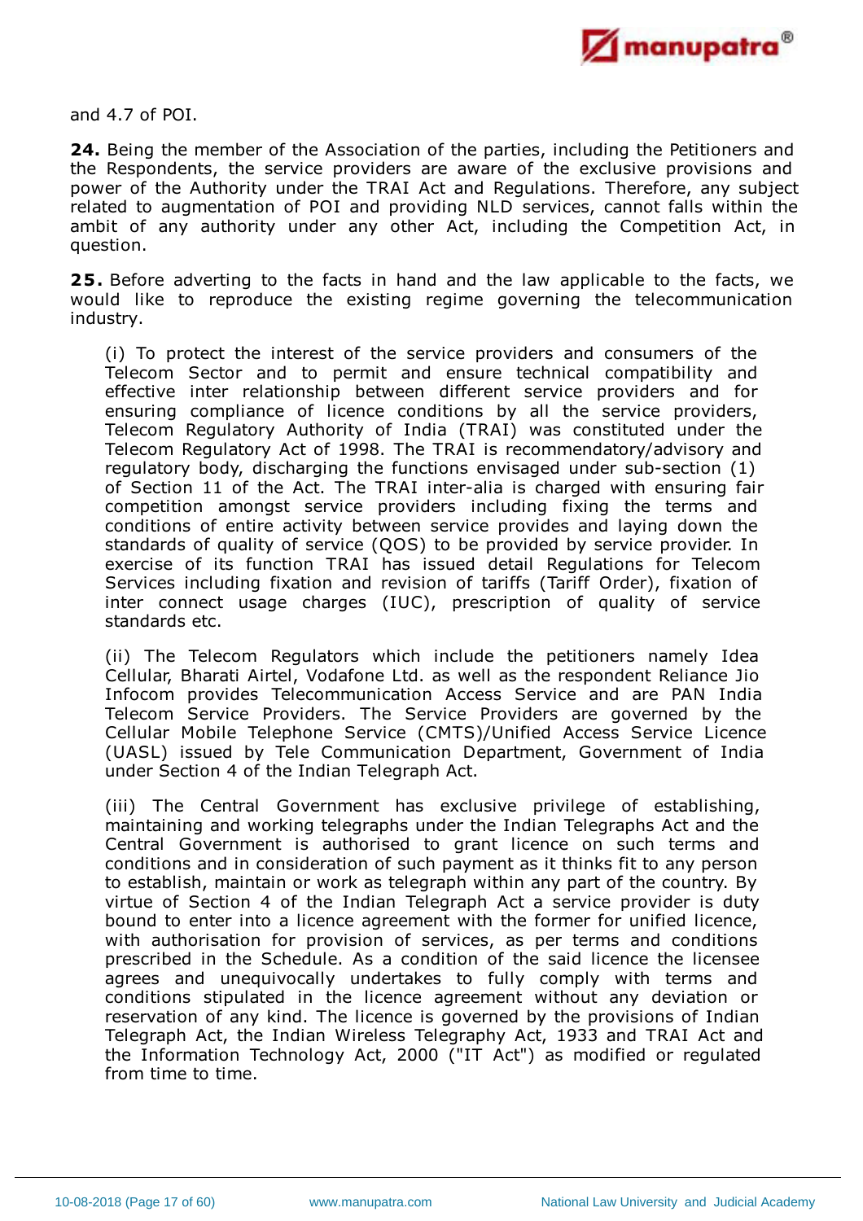and 4.7 of POI.

**24.** Being the member of the Association of the parties, including the Petitioners and the Respondents, the service providers are aware of the exclusive provisions and power of the Authority under the TRAI Act and Regulations. Therefore, any subject related to augmentation of POI and providing NLD services, cannot falls within the ambit of any authority under any other Act, including the Competition Act, in question.

**25.** Before adverting to the facts in hand and the law applicable to the facts, we would like to reproduce the existing regime governing the telecommunication industry.

> (i) To protect the interest of the service providers and consumers of the Telecom Sector and to permit and ensure technical compatibility and effective inter relationship between different service providers and for ensuring compliance of licence conditions by all the service providers, Telecom Regulatory Authority of India (TRAI) was constituted under the Telecom Regulatory Act of 1998. The TRAI is recommendatory/advisory and regulatory body, discharging the functions envisaged under sub-section (1) of Section 11 of the Act. The TRAI inter-alia is charged with ensuring fair competition amongst service providers including fixing the terms and conditions of entire activity between service provides and laying down the standards of quality of service (QOS) to be provided by service provider. In exercise of its function TRAI has issued detail Regulations for Telecom Services including fixation and revision of tariffs (Tariff Order), fixation of inter connect usage charges (IUC), prescription of quality of service standards etc.
>
> (ii) The Telecom Regulators which include the petitioners namely Idea Cellular, Bharati Airtel, Vodafone Ltd. as well as the respondent Reliance Jio Infocom provides Telecommunication Access Service and are PAN India Telecom Service Providers. The Service Providers are governed by the Cellular Mobile Telephone Service (CMTS)/Unified Access Service Licence (UASL) issued by Tele Communication Department, Government of India under Section 4 of the Indian Telegraph Act.
>
> (iii) The Central Government has exclusive privilege of establishing, maintaining and working telegraphs under the Indian Telegraphs Act and the Central Government is authorised to grant licence on such terms and conditions and in consideration of such payment as it thinks fit to any person to establish, maintain or work as telegraph within any part of the country. By virtue of Section 4 of the Indian Telegraph Act a service provider is duty bound to enter into a licence agreement with the former for unified licence, with authorisation for provision of services, as per terms and conditions prescribed in the Schedule. As a condition of the said licence the licensee agrees and unequivocally undertakes to fully comply with terms and conditions stipulated in the licence agreement without any deviation or reservation of any kind. The licence is governed by the provisions of Indian Telegraph Act, the Indian Wireless Telegraphy Act, 1933 and TRAI Act and the Information Technology Act, 2000 ("IT Act") as modified or regulated from time to time.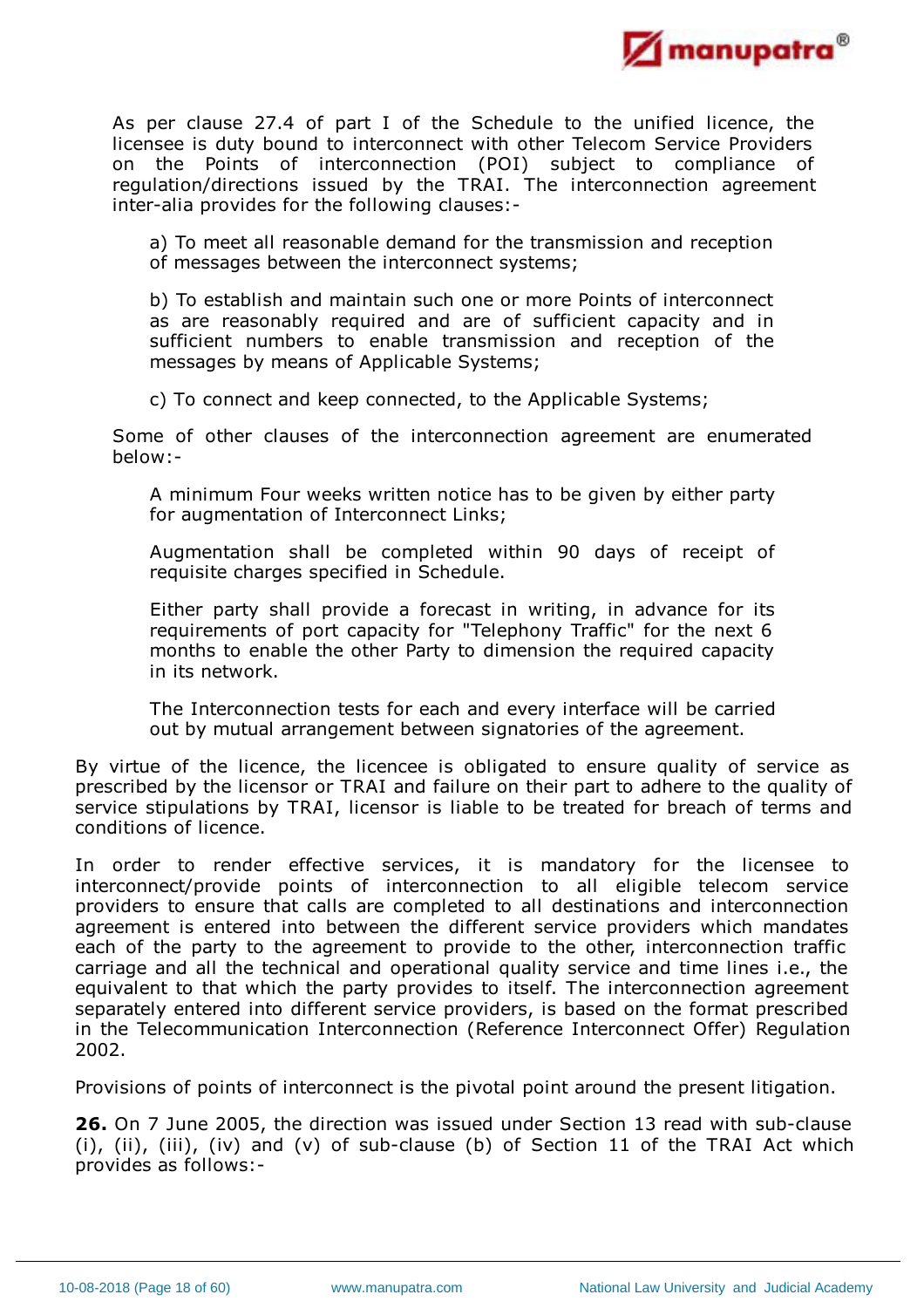As per clause 27.4 of part I of the Schedule to the unified licence, the licensee is duty bound to interconnect with other Telecom Service Providers on the Points of interconnection (POI) subject to compliance of regulation/directions issued by the TRAI. The interconnection agreement inter-alia provides for the following clauses:-

> a) To meet all reasonable demand for the transmission and reception of messages between the interconnect systems;
>
> b) To establish and maintain such one or more Points of interconnect as are reasonably required and are of sufficient capacity and in sufficient numbers to enable transmission and reception of the messages by means of Applicable Systems;
>
> c) To connect and keep connected, to the Applicable Systems;

Some of other clauses of the interconnection agreement are enumerated below:-

> A minimum Four weeks written notice has to be given by either party for augmentation of Interconnect Links;
>
> Augmentation shall be completed within 90 days of receipt of requisite charges specified in Schedule.
>
> Either party shall provide a forecast in writing, in advance for its requirements of port capacity for "Telephony Traffic" for the next 6 months to enable the other Party to dimension the required capacity in its network.
>
> The Interconnection tests for each and every interface will be carried out by mutual arrangement between signatories of the agreement.

By virtue of the licence, the licencee is obligated to ensure quality of service as prescribed by the licensor or TRAI and failure on their part to adhere to the quality of service stipulations by TRAI, licensor is liable to be treated for breach of terms and conditions of licence.

In order to render effective services, it is mandatory for the licensee to interconnect/provide points of interconnection to all eligible telecom service providers to ensure that calls are completed to all destinations and interconnection agreement is entered into between the different service providers which mandates each of the party to the agreement to provide to the other, interconnection traffic carriage and all the technical and operational quality service and time lines i.e., the equivalent to that which the party provides to itself. The interconnection agreement separately entered into different service providers, is based on the format prescribed in the Telecommunication Interconnection (Reference Interconnect Offer) Regulation 2002.

Provisions of points of interconnect is the pivotal point around the present litigation.

**26.** On 7 June 2005, the direction was issued under Section 13 read with sub-clause (i), (ii), (iii), (iv) and (v) of sub-clause (b) of Section 11 of the TRAI Act which provides as follows:-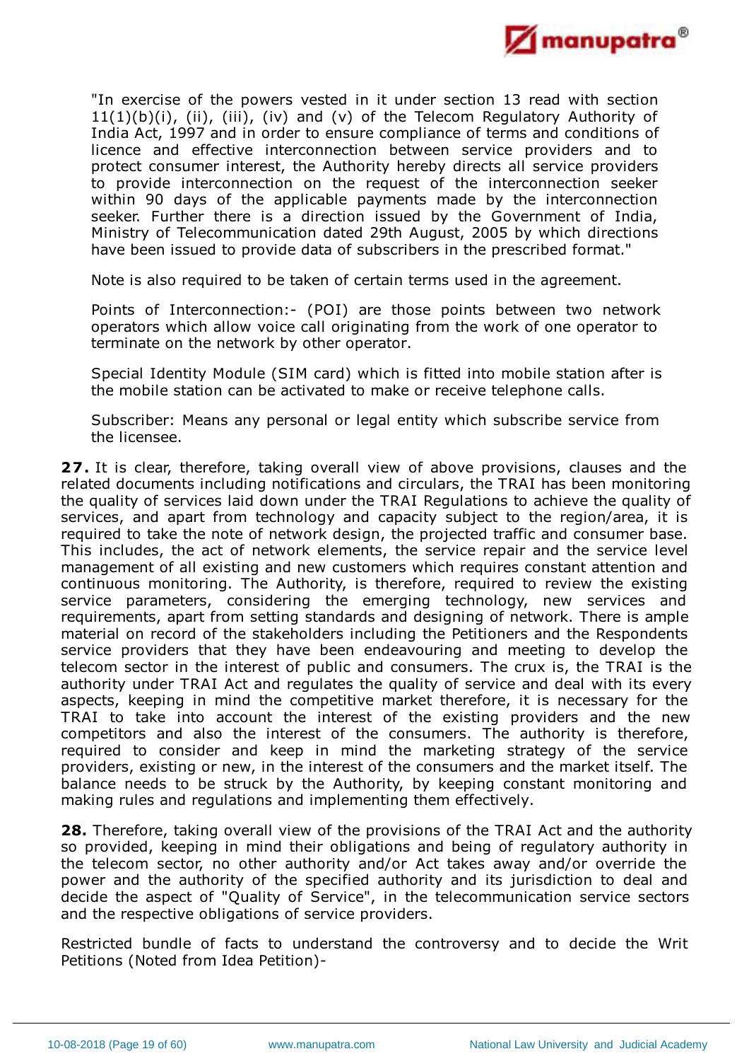"In exercise of the powers vested in it under section 13 read with section 11(1)(b)(i), (ii), (iii), (iv) and (v) of the Telecom Regulatory Authority of India Act, 1997 and in order to ensure compliance of terms and conditions of licence and effective interconnection between service providers and to protect consumer interest, the Authority hereby directs all service providers to provide interconnection on the request of the interconnection seeker within 90 days of the applicable payments made by the interconnection seeker. Further there is a direction issued by the Government of India, Ministry of Telecommunication dated 29th August, 2005 by which directions have been issued to provide data of subscribers in the prescribed format."

Note is also required to be taken of certain terms used in the agreement.

Points of Interconnection:- (POI) are those points between two network operators which allow voice call originating from the work of one operator to terminate on the network by other operator.

Special Identity Module (SIM card) which is fitted into mobile station after is the mobile station can be activated to make or receive telephone calls.

Subscriber: Means any personal or legal entity which subscribe service from the licensee.

**27.** It is clear, therefore, taking overall view of above provisions, clauses and the related documents including notifications and circulars, the TRAI has been monitoring the quality of services laid down under the TRAI Regulations to achieve the quality of services, and apart from technology and capacity subject to the region/area, it is required to take the note of network design, the projected traffic and consumer base. This includes, the act of network elements, the service repair and the service level management of all existing and new customers which requires constant attention and continuous monitoring. The Authority, is therefore, required to review the existing service parameters, considering the emerging technology, new services and requirements, apart from setting standards and designing of network. There is ample material on record of the stakeholders including the Petitioners and the Respondents service providers that they have been endeavouring and meeting to develop the telecom sector in the interest of public and consumers. The crux is, the TRAI is the authority under TRAI Act and regulates the quality of service and deal with its every aspects, keeping in mind the competitive market therefore, it is necessary for the TRAI to take into account the interest of the existing providers and the new competitors and also the interest of the consumers. The authority is therefore, required to consider and keep in mind the marketing strategy of the service providers, existing or new, in the interest of the consumers and the market itself. The balance needs to be struck by the Authority, by keeping constant monitoring and making rules and regulations and implementing them effectively.

**28.** Therefore, taking overall view of the provisions of the TRAI Act and the authority so provided, keeping in mind their obligations and being of regulatory authority in the telecom sector, no other authority and/or Act takes away and/or override the power and the authority of the specified authority and its jurisdiction to deal and decide the aspect of "Quality of Service", in the telecommunication service sectors and the respective obligations of service providers.

Restricted bundle of facts to understand the controversy and to decide the Writ Petitions (Noted from Idea Petition)-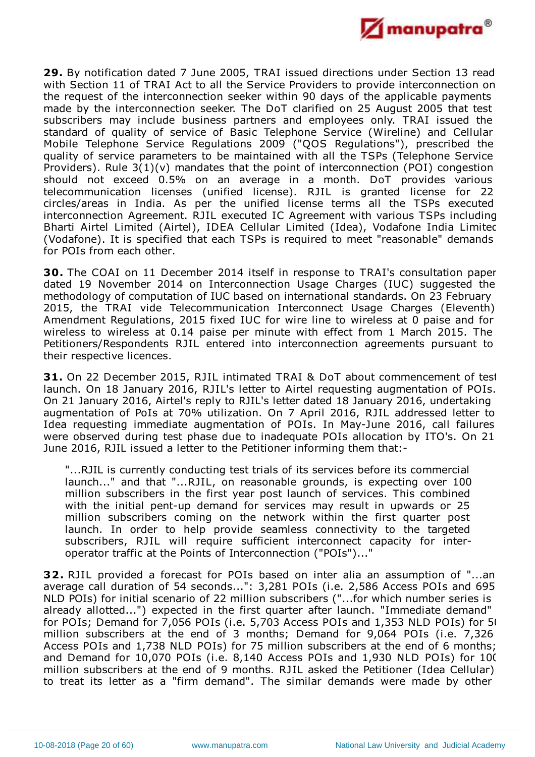**29.** By notification dated 7 June 2005, TRAI issued directions under Section 13 read with Section 11 of TRAI Act to all the Service Providers to provide interconnection on the request of the interconnection seeker within 90 days of the applicable payments made by the interconnection seeker. The DoT clarified on 25 August 2005 that test subscribers may include business partners and employees only. TRAI issued the standard of quality of service of Basic Telephone Service (Wireline) and Cellular Mobile Telephone Service Regulations 2009 ("QOS Regulations"), prescribed the quality of service parameters to be maintained with all the TSPs (Telephone Service Providers). Rule 3(1)(v) mandates that the point of interconnection (POI) congestion should not exceed 0.5% on an average in a month. DoT provides various telecommunication licenses (unified license). RJIL is granted license for 22 circles/areas in India. As per the unified license terms all the TSPs executed interconnection Agreement. RJIL executed IC Agreement with various TSPs including Bharti Airtel Limited (Airtel), IDEA Cellular Limited (Idea), Vodafone India Limited (Vodafone). It is specified that each TSPs is required to meet "reasonable" demands for POIs from each other.

**30.** The COAI on 11 December 2014 itself in response to TRAI's consultation paper dated 19 November 2014 on Interconnection Usage Charges (IUC) suggested the methodology of computation of IUC based on international standards. On 23 February 2015, the TRAI vide Telecommunication Interconnect Usage Charges (Eleventh) Amendment Regulations, 2015 fixed IUC for wire line to wireless at 0 paise and for wireless to wireless at 0.14 paise per minute with effect from 1 March 2015. The Petitioners/Respondents RJIL entered into interconnection agreements pursuant to their respective licences.

**31.** On 22 December 2015, RJIL intimated TRAI & DoT about commencement of test launch. On 18 January 2016, RJIL's letter to Airtel requesting augmentation of POIs. On 21 January 2016, Airtel's reply to RJIL's letter dated 18 January 2016, undertaking augmentation of PoIs at 70% utilization. On 7 April 2016, RJIL addressed letter to Idea requesting immediate augmentation of POIs. In May-June 2016, call failures were observed during test phase due to inadequate POIs allocation by ITO's. On 21 June 2016, RJIL issued a letter to the Petitioner informing them that:-

> "...RJIL is currently conducting test trials of its services before its commercial launch..." and that "...RJIL, on reasonable grounds, is expecting over 100 million subscribers in the first year post launch of services. This combined with the initial pent-up demand for services may result in upwards or 25 million subscribers coming on the network within the first quarter post launch. In order to help provide seamless connectivity to the targeted subscribers, RJIL will require sufficient interconnect capacity for inter-operator traffic at the Points of Interconnection ("POIs")..."

**32.** RJIL provided a forecast for POIs based on inter alia an assumption of "...an average call duration of 54 seconds...": 3,281 POIs (i.e. 2,586 Access POIs and 695 NLD POIs) for initial scenario of 22 million subscribers ("...for which number series is already allotted...") expected in the first quarter after launch. "Immediate demand" for POIs; Demand for 7,056 POIs (i.e. 5,703 Access POIs and 1,353 NLD POIs) for 50 million subscribers at the end of 3 months; Demand for 9,064 POIs (i.e. 7,326 Access POIs and 1,738 NLD POIs) for 75 million subscribers at the end of 6 months; and Demand for 10,070 POIs (i.e. 8,140 Access POIs and 1,930 NLD POIs) for 100 million subscribers at the end of 9 months. RJIL asked the Petitioner (Idea Cellular) to treat its letter as a "firm demand". The similar demands were made by other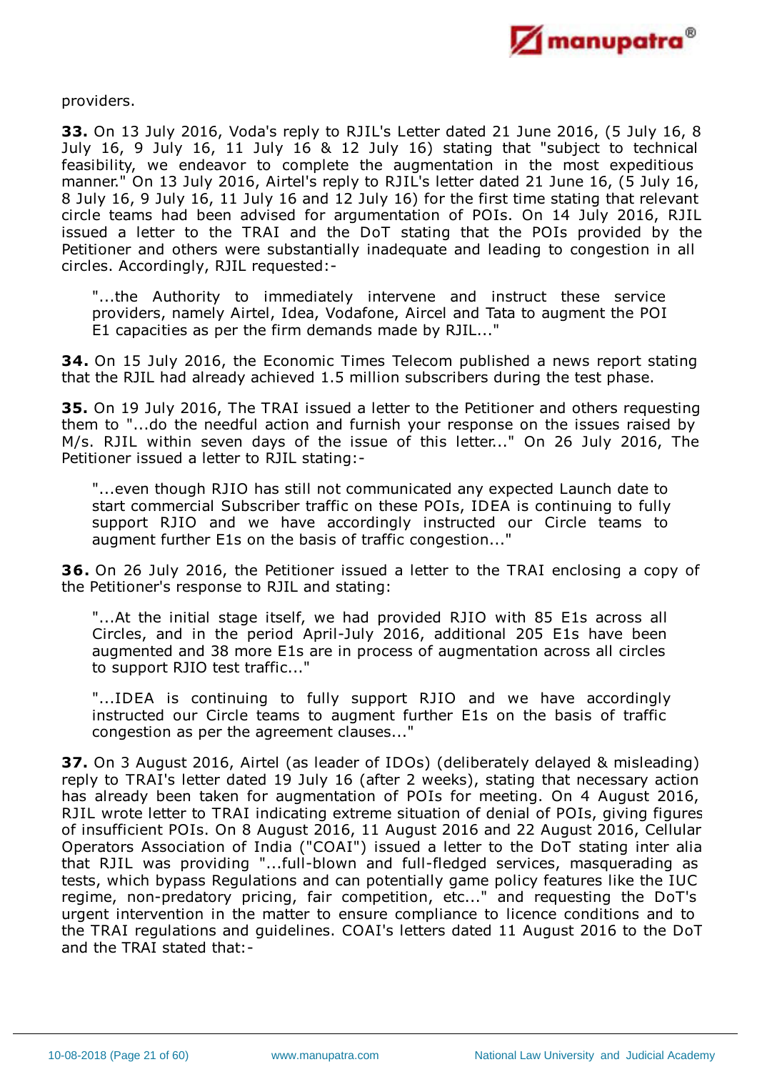providers.

**33.** On 13 July 2016, Voda's reply to RJIL's Letter dated 21 June 2016, (5 July 16, 8 July 16, 9 July 16, 11 July 16 & 12 July 16) stating that "subject to technical feasibility, we endeavor to complete the augmentation in the most expeditious manner." On 13 July 2016, Airtel's reply to RJIL's letter dated 21 June 16, (5 July 16, 8 July 16, 9 July 16, 11 July 16 and 12 July 16) for the first time stating that relevant circle teams had been advised for argumentation of POIs. On 14 July 2016, RJIL issued a letter to the TRAI and the DoT stating that the POIs provided by the Petitioner and others were substantially inadequate and leading to congestion in all circles. Accordingly, RJIL requested:-

> "...the Authority to immediately intervene and instruct these service providers, namely Airtel, Idea, Vodafone, Aircel and Tata to augment the POI E1 capacities as per the firm demands made by RJIL..."

**34.** On 15 July 2016, the Economic Times Telecom published a news report stating that the RJIL had already achieved 1.5 million subscribers during the test phase.

**35.** On 19 July 2016, The TRAI issued a letter to the Petitioner and others requesting them to "...do the needful action and furnish your response on the issues raised by M/s. RJIL within seven days of the issue of this letter..." On 26 July 2016, The Petitioner issued a letter to RJIL stating:-

> "...even though RJIO has still not communicated any expected Launch date to start commercial Subscriber traffic on these POIs, IDEA is continuing to fully support RJIO and we have accordingly instructed our Circle teams to augment further E1s on the basis of traffic congestion..."

**36.** On 26 July 2016, the Petitioner issued a letter to the TRAI enclosing a copy of the Petitioner's response to RJIL and stating:

> "...At the initial stage itself, we had provided RJIO with 85 E1s across all Circles, and in the period April-July 2016, additional 205 E1s have been augmented and 38 more E1s are in process of augmentation across all circles to support RJIO test traffic..."
>
> "...IDEA is continuing to fully support RJIO and we have accordingly instructed our Circle teams to augment further E1s on the basis of traffic congestion as per the agreement clauses..."

**37.** On 3 August 2016, Airtel (as leader of IDOs) (deliberately delayed & misleading) reply to TRAI's letter dated 19 July 16 (after 2 weeks), stating that necessary action has already been taken for augmentation of POIs for meeting. On 4 August 2016, RJIL wrote letter to TRAI indicating extreme situation of denial of POIs, giving figures of insufficient POIs. On 8 August 2016, 11 August 2016 and 22 August 2016, Cellular Operators Association of India ("COAI") issued a letter to the DoT stating inter alia that RJIL was providing "...full-blown and full-fledged services, masquerading as tests, which bypass Regulations and can potentially game policy features like the IUC regime, non-predatory pricing, fair competition, etc..." and requesting the DoT's urgent intervention in the matter to ensure compliance to licence conditions and to the TRAI regulations and guidelines. COAI's letters dated 11 August 2016 to the DoT and the TRAI stated that:-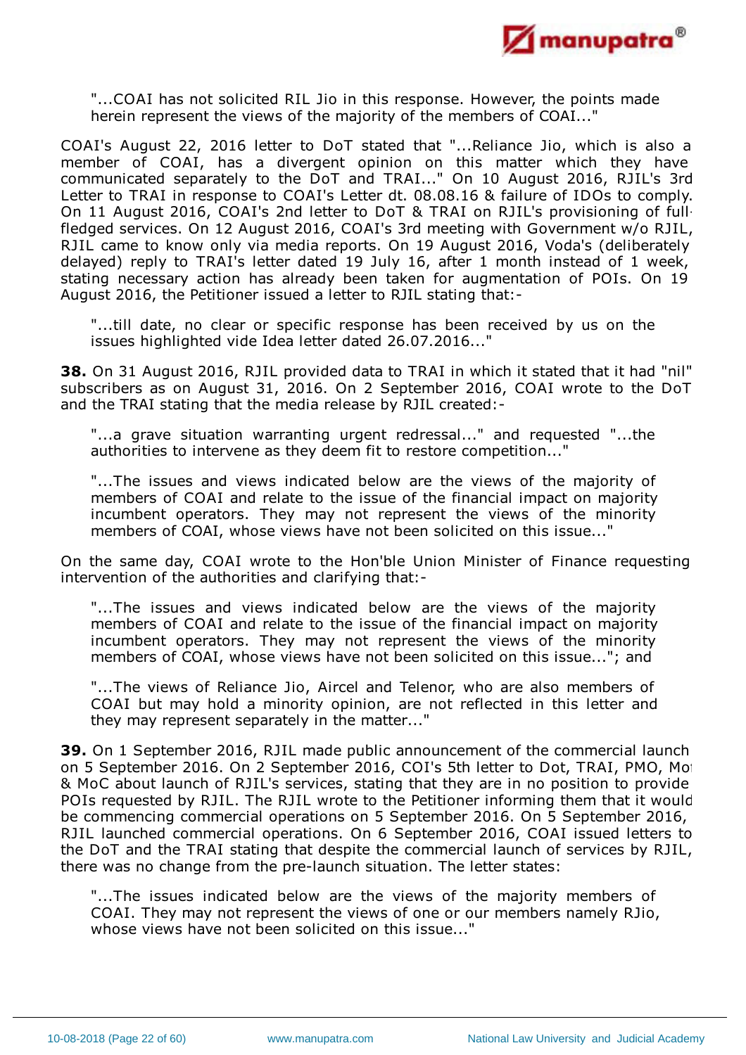"...COAI has not solicited RIL Jio in this response. However, the points made herein represent the views of the majority of the members of COAI..."

COAI's August 22, 2016 letter to DoT stated that "...Reliance Jio, which is also a member of COAI, has a divergent opinion on this matter which they have communicated separately to the DoT and TRAI..." On 10 August 2016, RJIL's 3rd Letter to TRAI in response to COAI's Letter dt. 08.08.16 & failure of IDOs to comply. On 11 August 2016, COAI's 2nd letter to DoT & TRAI on RJIL's provisioning of full-fledged services. On 12 August 2016, COAI's 3rd meeting with Government w/o RJIL, RJIL came to know only via media reports. On 19 August 2016, Voda's (deliberately delayed) reply to TRAI's letter dated 19 July 16, after 1 month instead of 1 week, stating necessary action has already been taken for augmentation of POIs. On 19 August 2016, the Petitioner issued a letter to RJIL stating that:-

"...till date, no clear or specific response has been received by us on the issues highlighted vide Idea letter dated 26.07.2016..."

**38.** On 31 August 2016, RJIL provided data to TRAI in which it stated that it had "nil" subscribers as on August 31, 2016. On 2 September 2016, COAI wrote to the DoT and the TRAI stating that the media release by RJIL created:-

"...a grave situation warranting urgent redressal..." and requested "...the authorities to intervene as they deem fit to restore competition..."

"...The issues and views indicated below are the views of the majority of members of COAI and relate to the issue of the financial impact on majority incumbent operators. They may not represent the views of the minority members of COAI, whose views have not been solicited on this issue..."

On the same day, COAI wrote to the Hon'ble Union Minister of Finance requesting intervention of the authorities and clarifying that:-

"...The issues and views indicated below are the views of the majority members of COAI and relate to the issue of the financial impact on majority incumbent operators. They may not represent the views of the minority members of COAI, whose views have not been solicited on this issue..."; and

"...The views of Reliance Jio, Aircel and Telenor, who are also members of COAI but may hold a minority opinion, are not reflected in this letter and they may represent separately in the matter..."

**39.** On 1 September 2016, RJIL made public announcement of the commercial launch on 5 September 2016. On 2 September 2016, COI's 5th letter to Dot, TRAI, PMO, Mo & MoC about launch of RJIL's services, stating that they are in no position to provide POIs requested by RJIL. The RJIL wrote to the Petitioner informing them that it would be commencing commercial operations on 5 September 2016. On 5 September 2016, RJIL launched commercial operations. On 6 September 2016, COAI issued letters to the DoT and the TRAI stating that despite the commercial launch of services by RJIL, there was no change from the pre-launch situation. The letter states:

"...The issues indicated below are the views of the majority members of COAI. They may not represent the views of one or our members namely RJio, whose views have not been solicited on this issue..."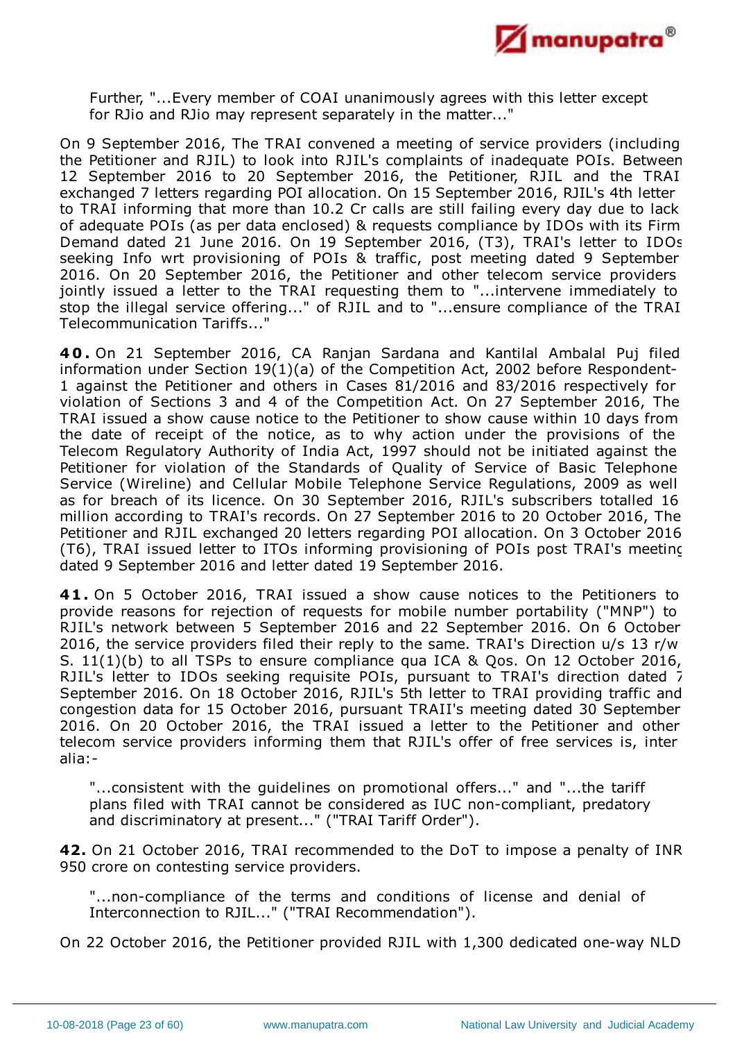Further, "...Every member of COAI unanimously agrees with this letter except for RJio and RJio may represent separately in the matter..."

On 9 September 2016, The TRAI convened a meeting of service providers (including the Petitioner and RJIL) to look into RJIL's complaints of inadequate POIs. Between 12 September 2016 to 20 September 2016, the Petitioner, RJIL and the TRAI exchanged 7 letters regarding POI allocation. On 15 September 2016, RJIL's 4th letter to TRAI informing that more than 10.2 Cr calls are still failing every day due to lack of adequate POIs (as per data enclosed) & requests compliance by IDOs with its Firm Demand dated 21 June 2016. On 19 September 2016, (T3), TRAI's letter to IDOs seeking Info wrt provisioning of POIs & traffic, post meeting dated 9 September 2016. On 20 September 2016, the Petitioner and other telecom service providers jointly issued a letter to the TRAI requesting them to "...intervene immediately to stop the illegal service offering..." of RJIL and to "...ensure compliance of the TRAI Telecommunication Tariffs..."

**40.** On 21 September 2016, CA Ranjan Sardana and Kantilal Ambalal Puj filed information under Section 19(1)(a) of the Competition Act, 2002 before Respondent-1 against the Petitioner and others in Cases 81/2016 and 83/2016 respectively for violation of Sections 3 and 4 of the Competition Act. On 27 September 2016, The TRAI issued a show cause notice to the Petitioner to show cause within 10 days from the date of receipt of the notice, as to why action under the provisions of the Telecom Regulatory Authority of India Act, 1997 should not be initiated against the Petitioner for violation of the Standards of Quality of Service of Basic Telephone Service (Wireline) and Cellular Mobile Telephone Service Regulations, 2009 as well as for breach of its licence. On 30 September 2016, RJIL's subscribers totalled 16 million according to TRAI's records. On 27 September 2016 to 20 October 2016, The Petitioner and RJIL exchanged 20 letters regarding POI allocation. On 3 October 2016 (T6), TRAI issued letter to ITOs informing provisioning of POIs post TRAI's meeting dated 9 September 2016 and letter dated 19 September 2016.

**41.** On 5 October 2016, TRAI issued a show cause notices to the Petitioners to provide reasons for rejection of requests for mobile number portability ("MNP") to RJIL's network between 5 September 2016 and 22 September 2016. On 6 October 2016, the service providers filed their reply to the same. TRAI's Direction u/s 13 r/w S. 11(1)(b) to all TSPs to ensure compliance qua ICA & Qos. On 12 October 2016, RJIL's letter to IDOs seeking requisite POIs, pursuant to TRAI's direction dated 7 September 2016. On 18 October 2016, RJIL's 5th letter to TRAI providing traffic and congestion data for 15 October 2016, pursuant TRAII's meeting dated 30 September 2016. On 20 October 2016, the TRAI issued a letter to the Petitioner and other telecom service providers informing them that RJIL's offer of free services is, inter alia:-

"...consistent with the guidelines on promotional offers..." and "...the tariff plans filed with TRAI cannot be considered as IUC non-compliant, predatory and discriminatory at present..." ("TRAI Tariff Order").

**42.** On 21 October 2016, TRAI recommended to the DoT to impose a penalty of INR 950 crore on contesting service providers.

"...non-compliance of the terms and conditions of license and denial of Interconnection to RJIL..." ("TRAI Recommendation").

On 22 October 2016, the Petitioner provided RJIL with 1,300 dedicated one-way NLD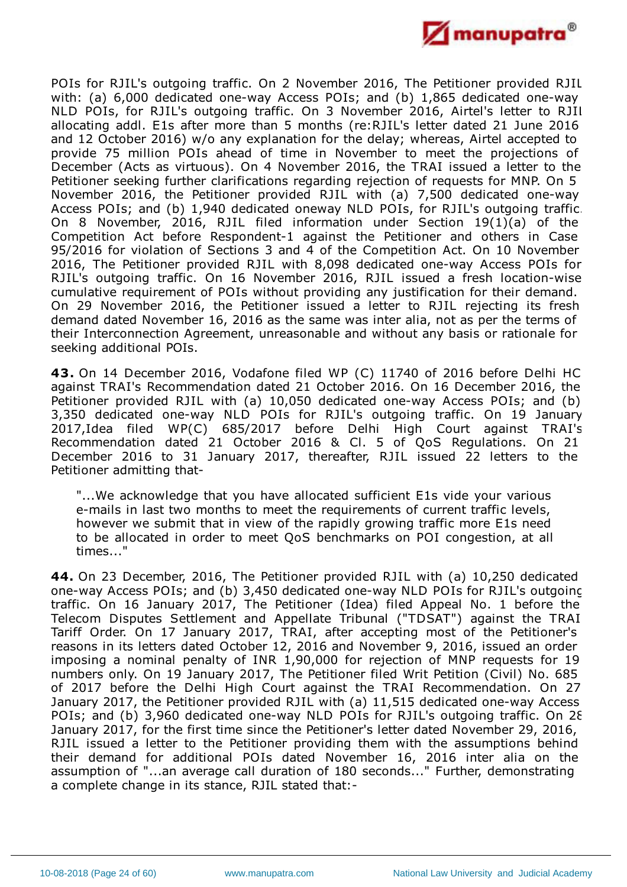POIs for RJIL's outgoing traffic. On 2 November 2016, The Petitioner provided RJIL with: (a) 6,000 dedicated one-way Access POIs; and (b) 1,865 dedicated one-way NLD POIs, for RJIL's outgoing traffic. On 3 November 2016, Airtel's letter to RJIL allocating addl. E1s after more than 5 months (re:RJIL's letter dated 21 June 2016 and 12 October 2016) w/o any explanation for the delay; whereas, Airtel accepted to provide 75 million POIs ahead of time in November to meet the projections of December (Acts as virtuous). On 4 November 2016, the TRAI issued a letter to the Petitioner seeking further clarifications regarding rejection of requests for MNP. On 5 November 2016, the Petitioner provided RJIL with (a) 7,500 dedicated one-way Access POIs; and (b) 1,940 dedicated oneway NLD POIs, for RJIL's outgoing traffic. On 8 November, 2016, RJIL filed information under Section 19(1)(a) of the Competition Act before Respondent-1 against the Petitioner and others in Case 95/2016 for violation of Sections 3 and 4 of the Competition Act. On 10 November 2016, The Petitioner provided RJIL with 8,098 dedicated one-way Access POIs for RJIL's outgoing traffic. On 16 November 2016, RJIL issued a fresh location-wise cumulative requirement of POIs without providing any justification for their demand. On 29 November 2016, the Petitioner issued a letter to RJIL rejecting its fresh demand dated November 16, 2016 as the same was inter alia, not as per the terms of their Interconnection Agreement, unreasonable and without any basis or rationale for seeking additional POIs.

**43.** On 14 December 2016, Vodafone filed WP (C) 11740 of 2016 before Delhi HC against TRAI's Recommendation dated 21 October 2016. On 16 December 2016, the Petitioner provided RJIL with (a) 10,050 dedicated one-way Access POIs; and (b) 3,350 dedicated one-way NLD POIs for RJIL's outgoing traffic. On 19 January 2017,Idea filed WP(C) 685/2017 before Delhi High Court against TRAI's Recommendation dated 21 October 2016 & Cl. 5 of QoS Regulations. On 21 December 2016 to 31 January 2017, thereafter, RJIL issued 22 letters to the Petitioner admitting that-

> "...We acknowledge that you have allocated sufficient E1s vide your various e-mails in last two months to meet the requirements of current traffic levels, however we submit that in view of the rapidly growing traffic more E1s need to be allocated in order to meet QoS benchmarks on POI congestion, at all times..."

**44.** On 23 December, 2016, The Petitioner provided RJIL with (a) 10,250 dedicated one-way Access POIs; and (b) 3,450 dedicated one-way NLD POIs for RJIL's outgoing traffic. On 16 January 2017, The Petitioner (Idea) filed Appeal No. 1 before the Telecom Disputes Settlement and Appellate Tribunal ("TDSAT") against the TRAI Tariff Order. On 17 January 2017, TRAI, after accepting most of the Petitioner's reasons in its letters dated October 12, 2016 and November 9, 2016, issued an order imposing a nominal penalty of INR 1,90,000 for rejection of MNP requests for 19 numbers only. On 19 January 2017, The Petitioner filed Writ Petition (Civil) No. 685 of 2017 before the Delhi High Court against the TRAI Recommendation. On 27 January 2017, the Petitioner provided RJIL with (a) 11,515 dedicated one-way Access POIs; and (b) 3,960 dedicated one-way NLD POIs for RJIL's outgoing traffic. On 28 January 2017, for the first time since the Petitioner's letter dated November 29, 2016, RJIL issued a letter to the Petitioner providing them with the assumptions behind their demand for additional POIs dated November 16, 2016 inter alia on the assumption of "...an average call duration of 180 seconds..." Further, demonstrating a complete change in its stance, RJIL stated that:-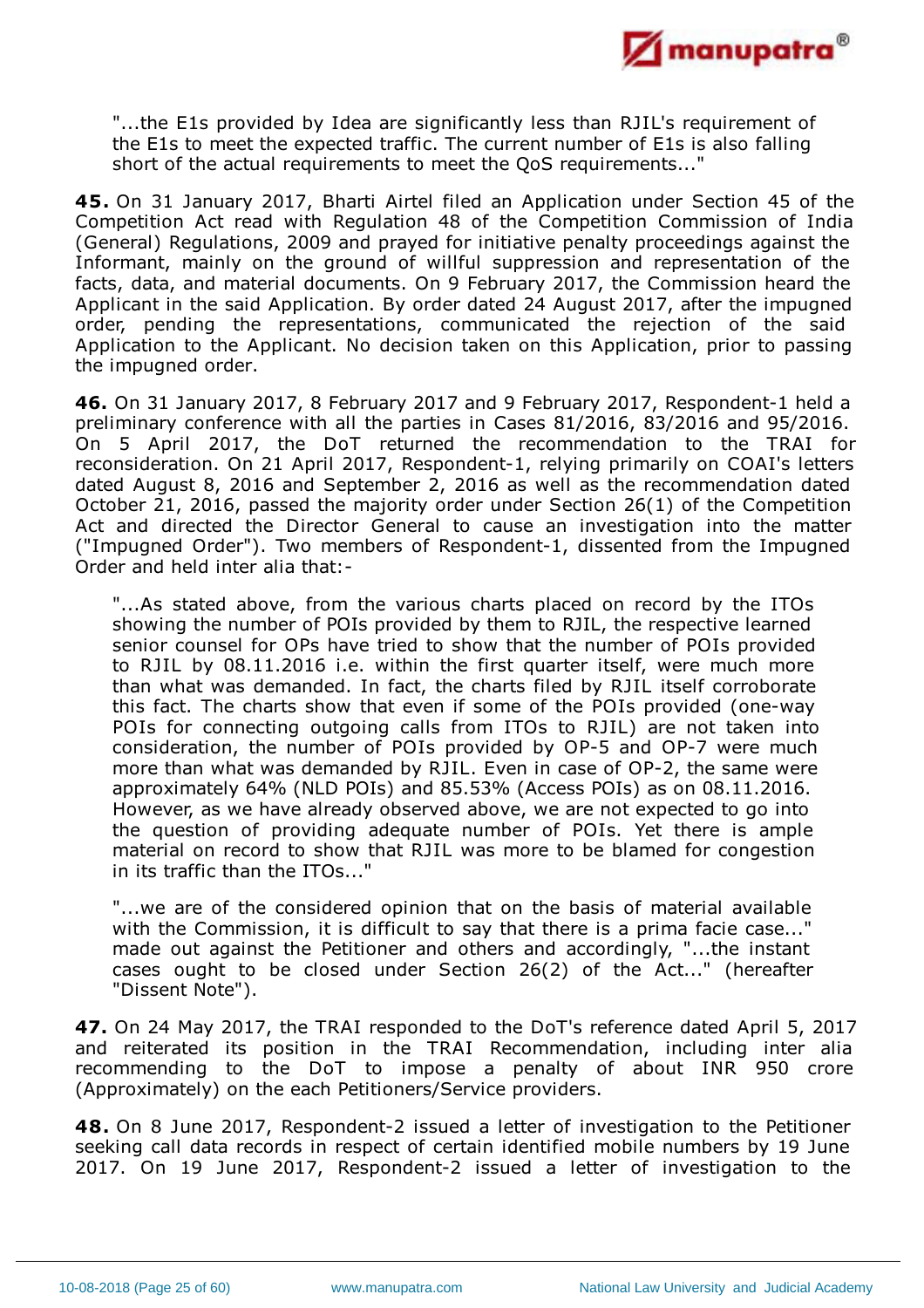> "...the E1s provided by Idea are significantly less than RJIL's requirement of the E1s to meet the expected traffic. The current number of E1s is also falling short of the actual requirements to meet the QoS requirements..."

**45.** On 31 January 2017, Bharti Airtel filed an Application under Section 45 of the Competition Act read with Regulation 48 of the Competition Commission of India (General) Regulations, 2009 and prayed for initiative penalty proceedings against the Informant, mainly on the ground of willful suppression and representation of the facts, data, and material documents. On 9 February 2017, the Commission heard the Applicant in the said Application. By order dated 24 August 2017, after the impugned order, pending the representations, communicated the rejection of the said Application to the Applicant. No decision taken on this Application, prior to passing the impugned order.

**46.** On 31 January 2017, 8 February 2017 and 9 February 2017, Respondent-1 held a preliminary conference with all the parties in Cases 81/2016, 83/2016 and 95/2016. On 5 April 2017, the DoT returned the recommendation to the TRAI for reconsideration. On 21 April 2017, Respondent-1, relying primarily on COAI's letters dated August 8, 2016 and September 2, 2016 as well as the recommendation dated October 21, 2016, passed the majority order under Section 26(1) of the Competition Act and directed the Director General to cause an investigation into the matter ("Impugned Order"). Two members of Respondent-1, dissented from the Impugned Order and held inter alia that:-

> "...As stated above, from the various charts placed on record by the ITOs showing the number of POIs provided by them to RJIL, the respective learned senior counsel for OPs have tried to show that the number of POIs provided to RJIL by 08.11.2016 i.e. within the first quarter itself, were much more than what was demanded. In fact, the charts filed by RJIL itself corroborate this fact. The charts show that even if some of the POIs provided (one-way POIs for connecting outgoing calls from ITOs to RJIL) are not taken into consideration, the number of POIs provided by OP-5 and OP-7 were much more than what was demanded by RJIL. Even in case of OP-2, the same were approximately 64% (NLD POIs) and 85.53% (Access POIs) as on 08.11.2016. However, as we have already observed above, we are not expected to go into the question of providing adequate number of POIs. Yet there is ample material on record to show that RJIL was more to be blamed for congestion in its traffic than the ITOs..."
>
> "...we are of the considered opinion that on the basis of material available with the Commission, it is difficult to say that there is a prima facie case..." made out against the Petitioner and others and accordingly, "...the instant cases ought to be closed under Section 26(2) of the Act..." (hereafter "Dissent Note").

**47.** On 24 May 2017, the TRAI responded to the DoT's reference dated April 5, 2017 and reiterated its position in the TRAI Recommendation, including inter alia recommending to the DoT to impose a penalty of about INR 950 crore (Approximately) on the each Petitioners/Service providers.

**48.** On 8 June 2017, Respondent-2 issued a letter of investigation to the Petitioner seeking call data records in respect of certain identified mobile numbers by 19 June 2017. On 19 June 2017, Respondent-2 issued a letter of investigation to the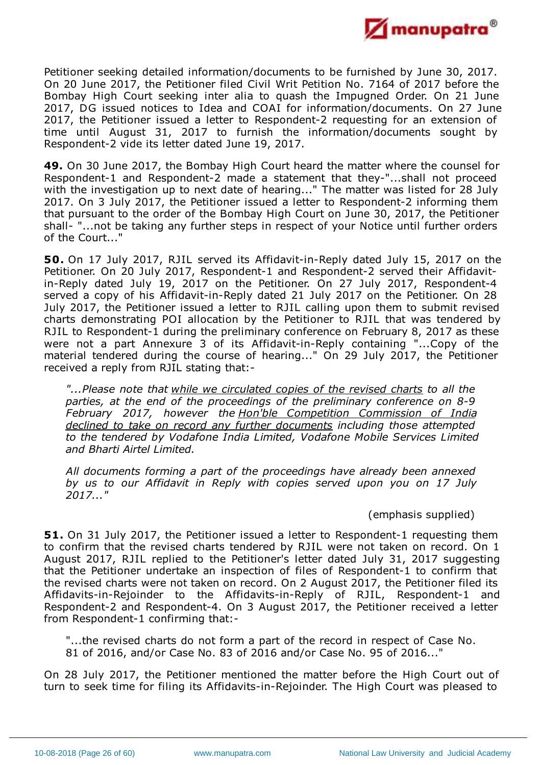Petitioner seeking detailed information/documents to be furnished by June 30, 2017. On 20 June 2017, the Petitioner filed Civil Writ Petition No. 7164 of 2017 before the Bombay High Court seeking inter alia to quash the Impugned Order. On 21 June 2017, DG issued notices to Idea and COAI for information/documents. On 27 June 2017, the Petitioner issued a letter to Respondent-2 requesting for an extension of time until August 31, 2017 to furnish the information/documents sought by Respondent-2 vide its letter dated June 19, 2017.

**49.** On 30 June 2017, the Bombay High Court heard the matter where the counsel for Respondent-1 and Respondent-2 made a statement that they-"...shall not proceed with the investigation up to next date of hearing..." The matter was listed for 28 July 2017. On 3 July 2017, the Petitioner issued a letter to Respondent-2 informing them that pursuant to the order of the Bombay High Court on June 30, 2017, the Petitioner shall- "...not be taking any further steps in respect of your Notice until further orders of the Court..."

**50.** On 17 July 2017, RJIL served its Affidavit-in-Reply dated July 15, 2017 on the Petitioner. On 20 July 2017, Respondent-1 and Respondent-2 served their Affidavit-in-Reply dated July 19, 2017 on the Petitioner. On 27 July 2017, Respondent-4 served a copy of his Affidavit-in-Reply dated 21 July 2017 on the Petitioner. On 28 July 2017, the Petitioner issued a letter to RJIL calling upon them to submit revised charts demonstrating POI allocation by the Petitioner to RJIL that was tendered by RJIL to Respondent-1 during the preliminary conference on February 8, 2017 as these were not a part Annexure 3 of its Affidavit-in-Reply containing "...Copy of the material tendered during the course of hearing..." On 29 July 2017, the Petitioner received a reply from RJIL stating that:-

> *"...Please note that while we circulated copies of the revised charts to all the parties, at the end of the proceedings of the preliminary conference on 8-9 February 2017, however the Hon'ble Competition Commission of India declined to take on record any further documents including those attempted to the tendered by Vodafone India Limited, Vodafone Mobile Services Limited and Bharti Airtel Limited.*
>
> *All documents forming a part of the proceedings have already been annexed by us to our Affidavit in Reply with copies served upon you on 17 July 2017..."*
>
> (emphasis supplied)

**51.** On 31 July 2017, the Petitioner issued a letter to Respondent-1 requesting them to confirm that the revised charts tendered by RJIL were not taken on record. On 1 August 2017, RJIL replied to the Petitioner's letter dated July 31, 2017 suggesting that the Petitioner undertake an inspection of files of Respondent-1 to confirm that the revised charts were not taken on record. On 2 August 2017, the Petitioner filed its Affidavits-in-Rejoinder to the Affidavits-in-Reply of RJIL, Respondent-1 and Respondent-2 and Respondent-4. On 3 August 2017, the Petitioner received a letter from Respondent-1 confirming that:-

> "...the revised charts do not form a part of the record in respect of Case No. 81 of 2016, and/or Case No. 83 of 2016 and/or Case No. 95 of 2016..."

On 28 July 2017, the Petitioner mentioned the matter before the High Court out of turn to seek time for filing its Affidavits-in-Rejoinder. The High Court was pleased to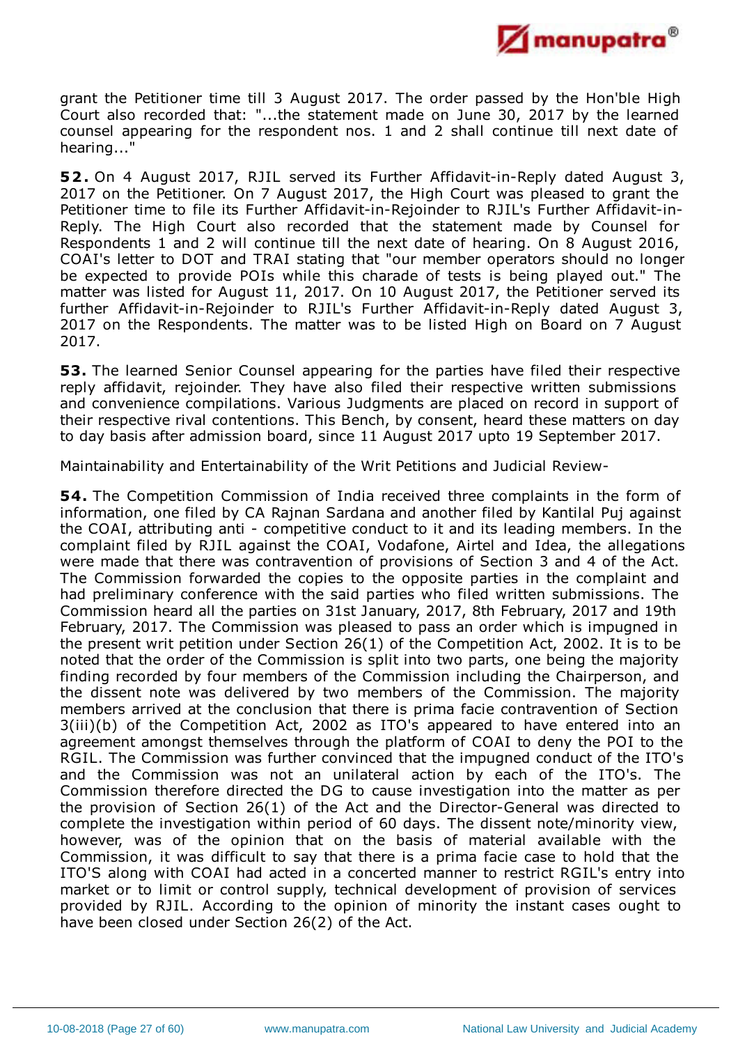grant the Petitioner time till 3 August 2017. The order passed by the Hon'ble High Court also recorded that: "...the statement made on June 30, 2017 by the learned counsel appearing for the respondent nos. 1 and 2 shall continue till next date of hearing..."

**52.** On 4 August 2017, RJIL served its Further Affidavit-in-Reply dated August 3, 2017 on the Petitioner. On 7 August 2017, the High Court was pleased to grant the Petitioner time to file its Further Affidavit-in-Rejoinder to RJIL's Further Affidavit-in-Reply. The High Court also recorded that the statement made by Counsel for Respondents 1 and 2 will continue till the next date of hearing. On 8 August 2016, COAI's letter to DOT and TRAI stating that "our member operators should no longer be expected to provide POIs while this charade of tests is being played out." The matter was listed for August 11, 2017. On 10 August 2017, the Petitioner served its further Affidavit-in-Rejoinder to RJIL's Further Affidavit-in-Reply dated August 3, 2017 on the Respondents. The matter was to be listed High on Board on 7 August 2017.

**53.** The learned Senior Counsel appearing for the parties have filed their respective reply affidavit, rejoinder. They have also filed their respective written submissions and convenience compilations. Various Judgments are placed on record in support of their respective rival contentions. This Bench, by consent, heard these matters on day to day basis after admission board, since 11 August 2017 upto 19 September 2017.

Maintainability and Entertainability of the Writ Petitions and Judicial Review-

**54.** The Competition Commission of India received three complaints in the form of information, one filed by CA Rajnan Sardana and another filed by Kantilal Puj against the COAI, attributing anti - competitive conduct to it and its leading members. In the complaint filed by RJIL against the COAI, Vodafone, Airtel and Idea, the allegations were made that there was contravention of provisions of Section 3 and 4 of the Act. The Commission forwarded the copies to the opposite parties in the complaint and had preliminary conference with the said parties who filed written submissions. The Commission heard all the parties on 31st January, 2017, 8th February, 2017 and 19th February, 2017. The Commission was pleased to pass an order which is impugned in the present writ petition under Section 26(1) of the Competition Act, 2002. It is to be noted that the order of the Commission is split into two parts, one being the majority finding recorded by four members of the Commission including the Chairperson, and the dissent note was delivered by two members of the Commission. The majority members arrived at the conclusion that there is prima facie contravention of Section 3(iii)(b) of the Competition Act, 2002 as ITO's appeared to have entered into an agreement amongst themselves through the platform of COAI to deny the POI to the RGIL. The Commission was further convinced that the impugned conduct of the ITO's and the Commission was not an unilateral action by each of the ITO's. The Commission therefore directed the DG to cause investigation into the matter as per the provision of Section 26(1) of the Act and the Director-General was directed to complete the investigation within period of 60 days. The dissent note/minority view, however, was of the opinion that on the basis of material available with the Commission, it was difficult to say that there is a prima facie case to hold that the ITO'S along with COAI had acted in a concerted manner to restrict RGIL's entry into market or to limit or control supply, technical development of provision of services provided by RJIL. According to the opinion of minority the instant cases ought to have been closed under Section 26(2) of the Act.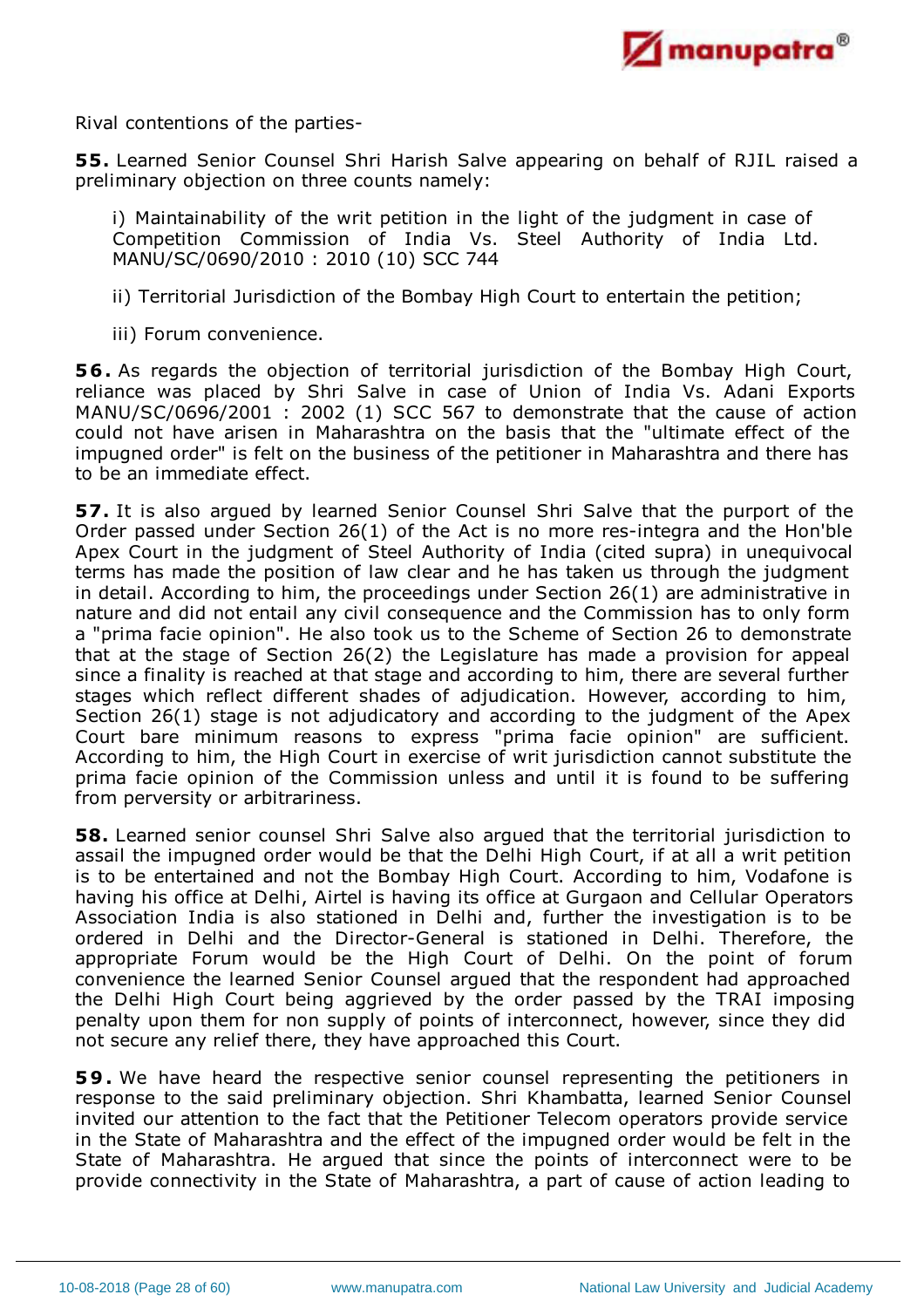Rival contentions of the parties-

**55.** Learned Senior Counsel Shri Harish Salve appearing on behalf of RJIL raised a preliminary objection on three counts namely:

> i) Maintainability of the writ petition in the light of the judgment in case of Competition Commission of India Vs. Steel Authority of India Ltd. MANU/SC/0690/2010 : 2010 (10) SCC 744
>
> ii) Territorial Jurisdiction of the Bombay High Court to entertain the petition;
>
> iii) Forum convenience.

**56.** As regards the objection of territorial jurisdiction of the Bombay High Court, reliance was placed by Shri Salve in case of Union of India Vs. Adani Exports MANU/SC/0696/2001 : 2002 (1) SCC 567 to demonstrate that the cause of action could not have arisen in Maharashtra on the basis that the "ultimate effect of the impugned order" is felt on the business of the petitioner in Maharashtra and there has to be an immediate effect.

**57.** It is also argued by learned Senior Counsel Shri Salve that the purport of the Order passed under Section 26(1) of the Act is no more res-integra and the Hon'ble Apex Court in the judgment of Steel Authority of India (cited supra) in unequivocal terms has made the position of law clear and he has taken us through the judgment in detail. According to him, the proceedings under Section 26(1) are administrative in nature and did not entail any civil consequence and the Commission has to only form a "prima facie opinion". He also took us to the Scheme of Section 26 to demonstrate that at the stage of Section 26(2) the Legislature has made a provision for appeal since a finality is reached at that stage and according to him, there are several further stages which reflect different shades of adjudication. However, according to him, Section 26(1) stage is not adjudicatory and according to the judgment of the Apex Court bare minimum reasons to express "prima facie opinion" are sufficient. According to him, the High Court in exercise of writ jurisdiction cannot substitute the prima facie opinion of the Commission unless and until it is found to be suffering from perversity or arbitrariness.

**58.** Learned senior counsel Shri Salve also argued that the territorial jurisdiction to assail the impugned order would be that the Delhi High Court, if at all a writ petition is to be entertained and not the Bombay High Court. According to him, Vodafone is having his office at Delhi, Airtel is having its office at Gurgaon and Cellular Operators Association India is also stationed in Delhi and, further the investigation is to be ordered in Delhi and the Director-General is stationed in Delhi. Therefore, the appropriate Forum would be the High Court of Delhi. On the point of forum convenience the learned Senior Counsel argued that the respondent had approached the Delhi High Court being aggrieved by the order passed by the TRAI imposing penalty upon them for non supply of points of interconnect, however, since they did not secure any relief there, they have approached this Court.

**59.** We have heard the respective senior counsel representing the petitioners in response to the said preliminary objection. Shri Khambatta, learned Senior Counsel invited our attention to the fact that the Petitioner Telecom operators provide service in the State of Maharashtra and the effect of the impugned order would be felt in the State of Maharashtra. He argued that since the points of interconnect were to be provide connectivity in the State of Maharashtra, a part of cause of action leading to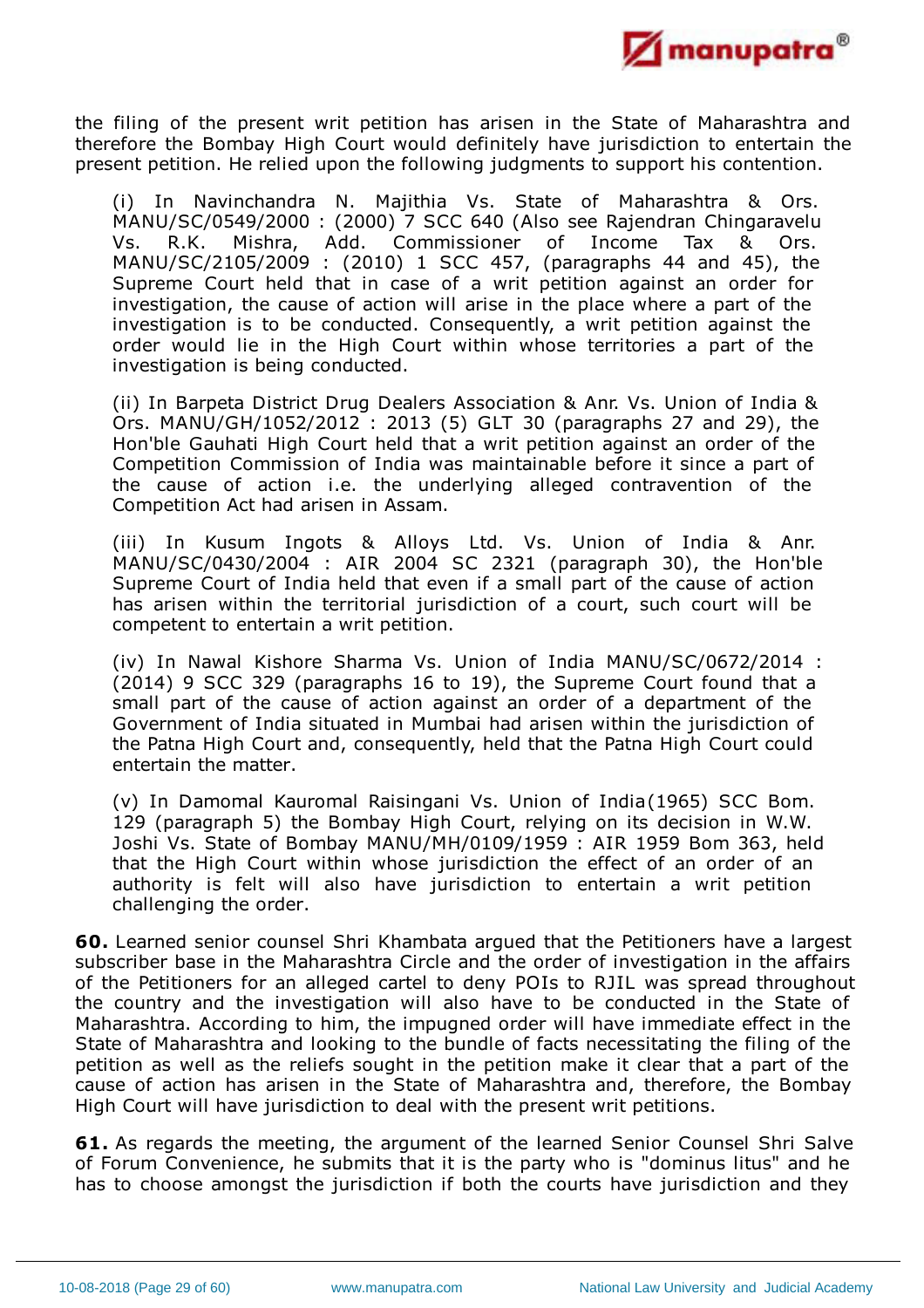the filing of the present writ petition has arisen in the State of Maharashtra and therefore the Bombay High Court would definitely have jurisdiction to entertain the present petition. He relied upon the following judgments to support his contention.

(i) In Navinchandra N. Majithia Vs. State of Maharashtra & Ors. MANU/SC/0549/2000 : (2000) 7 SCC 640 (Also see Rajendran Chingaravelu Vs. R.K. Mishra, Add. Commissioner of Income Tax & Ors. MANU/SC/2105/2009 : (2010) 1 SCC 457, (paragraphs 44 and 45), the Supreme Court held that in case of a writ petition against an order for investigation, the cause of action will arise in the place where a part of the investigation is to be conducted. Consequently, a writ petition against the order would lie in the High Court within whose territories a part of the investigation is being conducted.

(ii) In Barpeta District Drug Dealers Association & Anr. Vs. Union of India & Ors. MANU/GH/1052/2012 : 2013 (5) GLT 30 (paragraphs 27 and 29), the Hon'ble Gauhati High Court held that a writ petition against an order of the Competition Commission of India was maintainable before it since a part of the cause of action i.e. the underlying alleged contravention of the Competition Act had arisen in Assam.

(iii) In Kusum Ingots & Alloys Ltd. Vs. Union of India & Anr. MANU/SC/0430/2004 : AIR 2004 SC 2321 (paragraph 30), the Hon'ble Supreme Court of India held that even if a small part of the cause of action has arisen within the territorial jurisdiction of a court, such court will be competent to entertain a writ petition.

(iv) In Nawal Kishore Sharma Vs. Union of India MANU/SC/0672/2014 : (2014) 9 SCC 329 (paragraphs 16 to 19), the Supreme Court found that a small part of the cause of action against an order of a department of the Government of India situated in Mumbai had arisen within the jurisdiction of the Patna High Court and, consequently, held that the Patna High Court could entertain the matter.

(v) In Damomal Kauromal Raisingani Vs. Union of India(1965) SCC Bom. 129 (paragraph 5) the Bombay High Court, relying on its decision in W.W. Joshi Vs. State of Bombay MANU/MH/0109/1959 : AIR 1959 Bom 363, held that the High Court within whose jurisdiction the effect of an order of an authority is felt will also have jurisdiction to entertain a writ petition challenging the order.

**60.** Learned senior counsel Shri Khambata argued that the Petitioners have a largest subscriber base in the Maharashtra Circle and the order of investigation in the affairs of the Petitioners for an alleged cartel to deny POIs to RJIL was spread throughout the country and the investigation will also have to be conducted in the State of Maharashtra. According to him, the impugned order will have immediate effect in the State of Maharashtra and looking to the bundle of facts necessitating the filing of the petition as well as the reliefs sought in the petition make it clear that a part of the cause of action has arisen in the State of Maharashtra and, therefore, the Bombay High Court will have jurisdiction to deal with the present writ petitions.

**61.** As regards the meeting, the argument of the learned Senior Counsel Shri Salve of Forum Convenience, he submits that it is the party who is "dominus litus" and he has to choose amongst the jurisdiction if both the courts have jurisdiction and they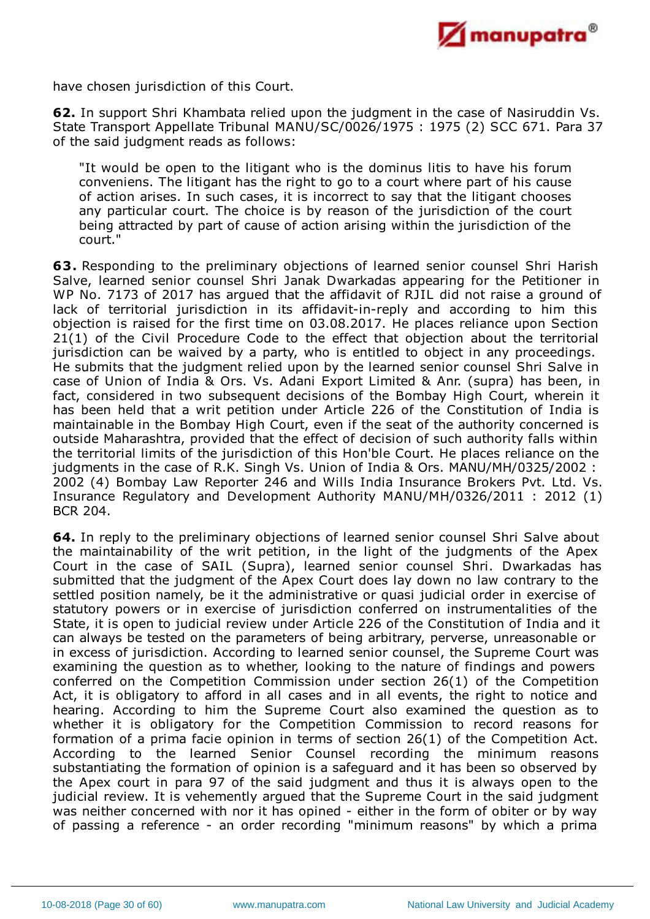have chosen jurisdiction of this Court.

**62.** In support Shri Khambata relied upon the judgment in the case of Nasiruddin Vs. State Transport Appellate Tribunal MANU/SC/0026/1975 : 1975 (2) SCC 671. Para 37 of the said judgment reads as follows:

> "It would be open to the litigant who is the dominus litis to have his forum conveniens. The litigant has the right to go to a court where part of his cause of action arises. In such cases, it is incorrect to say that the litigant chooses any particular court. The choice is by reason of the jurisdiction of the court being attracted by part of cause of action arising within the jurisdiction of the court."

**63.** Responding to the preliminary objections of learned senior counsel Shri Harish Salve, learned senior counsel Shri Janak Dwarkadas appearing for the Petitioner in WP No. 7173 of 2017 has argued that the affidavit of RJIL did not raise a ground of lack of territorial jurisdiction in its affidavit-in-reply and according to him this objection is raised for the first time on 03.08.2017. He places reliance upon Section 21(1) of the Civil Procedure Code to the effect that objection about the territorial jurisdiction can be waived by a party, who is entitled to object in any proceedings. He submits that the judgment relied upon by the learned senior counsel Shri Salve in case of Union of India & Ors. Vs. Adani Export Limited & Anr. (supra) has been, in fact, considered in two subsequent decisions of the Bombay High Court, wherein it has been held that a writ petition under Article 226 of the Constitution of India is maintainable in the Bombay High Court, even if the seat of the authority concerned is outside Maharashtra, provided that the effect of decision of such authority falls within the territorial limits of the jurisdiction of this Hon'ble Court. He places reliance on the judgments in the case of R.K. Singh Vs. Union of India & Ors. MANU/MH/0325/2002 : 2002 (4) Bombay Law Reporter 246 and Wills India Insurance Brokers Pvt. Ltd. Vs. Insurance Regulatory and Development Authority MANU/MH/0326/2011 : 2012 (1) BCR 204.

**64.** In reply to the preliminary objections of learned senior counsel Shri Salve about the maintainability of the writ petition, in the light of the judgments of the Apex Court in the case of SAIL (Supra), learned senior counsel Shri. Dwarkadas has submitted that the judgment of the Apex Court does lay down no law contrary to the settled position namely, be it the administrative or quasi judicial order in exercise of statutory powers or in exercise of jurisdiction conferred on instrumentalities of the State, it is open to judicial review under Article 226 of the Constitution of India and it can always be tested on the parameters of being arbitrary, perverse, unreasonable or in excess of jurisdiction. According to learned senior counsel, the Supreme Court was examining the question as to whether, looking to the nature of findings and powers conferred on the Competition Commission under section 26(1) of the Competition Act, it is obligatory to afford in all cases and in all events, the right to notice and hearing. According to him the Supreme Court also examined the question as to whether it is obligatory for the Competition Commission to record reasons for formation of a prima facie opinion in terms of section 26(1) of the Competition Act. According to the learned Senior Counsel recording the minimum reasons substantiating the formation of opinion is a safeguard and it has been so observed by the Apex court in para 97 of the said judgment and thus it is always open to the judicial review. It is vehemently argued that the Supreme Court in the said judgment was neither concerned with nor it has opined - either in the form of obiter or by way of passing a reference - an order recording "minimum reasons" by which a prima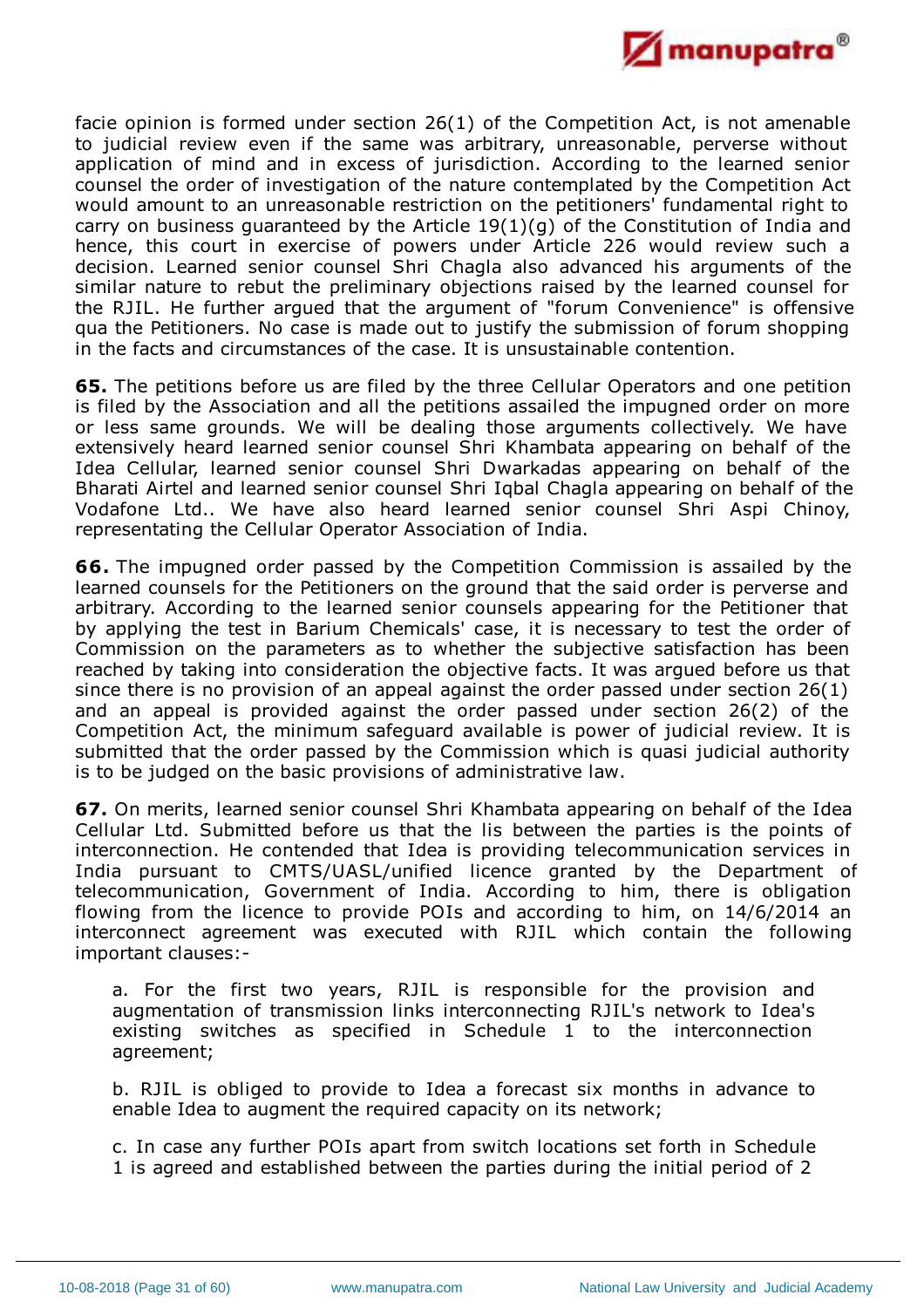facie opinion is formed under section 26(1) of the Competition Act, is not amenable to judicial review even if the same was arbitrary, unreasonable, perverse without application of mind and in excess of jurisdiction. According to the learned senior counsel the order of investigation of the nature contemplated by the Competition Act would amount to an unreasonable restriction on the petitioners' fundamental right to carry on business guaranteed by the Article 19(1)(g) of the Constitution of India and hence, this court in exercise of powers under Article 226 would review such a decision. Learned senior counsel Shri Chagla also advanced his arguments of the similar nature to rebut the preliminary objections raised by the learned counsel for the RJIL. He further argued that the argument of "forum Convenience" is offensive qua the Petitioners. No case is made out to justify the submission of forum shopping in the facts and circumstances of the case. It is unsustainable contention.

**65.** The petitions before us are filed by the three Cellular Operators and one petition is filed by the Association and all the petitions assailed the impugned order on more or less same grounds. We will be dealing those arguments collectively. We have extensively heard learned senior counsel Shri Khambata appearing on behalf of the Idea Cellular, learned senior counsel Shri Dwarkadas appearing on behalf of the Bharati Airtel and learned senior counsel Shri Iqbal Chagla appearing on behalf of the Vodafone Ltd.. We have also heard learned senior counsel Shri Aspi Chinoy, representating the Cellular Operator Association of India.

**66.** The impugned order passed by the Competition Commission is assailed by the learned counsels for the Petitioners on the ground that the said order is perverse and arbitrary. According to the learned senior counsels appearing for the Petitioner that by applying the test in Barium Chemicals' case, it is necessary to test the order of Commission on the parameters as to whether the subjective satisfaction has been reached by taking into consideration the objective facts. It was argued before us that since there is no provision of an appeal against the order passed under section 26(1) and an appeal is provided against the order passed under section 26(2) of the Competition Act, the minimum safeguard available is power of judicial review. It is submitted that the order passed by the Commission which is quasi judicial authority is to be judged on the basic provisions of administrative law.

**67.** On merits, learned senior counsel Shri Khambata appearing on behalf of the Idea Cellular Ltd. Submitted before us that the lis between the parties is the points of interconnection. He contended that Idea is providing telecommunication services in India pursuant to CMTS/UASL/unified licence granted by the Department of telecommunication, Government of India. According to him, there is obligation flowing from the licence to provide POIs and according to him, on 14/6/2014 an interconnect agreement was executed with RJIL which contain the following important clauses:-

a. For the first two years, RJIL is responsible for the provision and augmentation of transmission links interconnecting RJIL's network to Idea's existing switches as specified in Schedule 1 to the interconnection agreement;

b. RJIL is obliged to provide to Idea a forecast six months in advance to enable Idea to augment the required capacity on its network;

c. In case any further POIs apart from switch locations set forth in Schedule 1 is agreed and established between the parties during the initial period of 2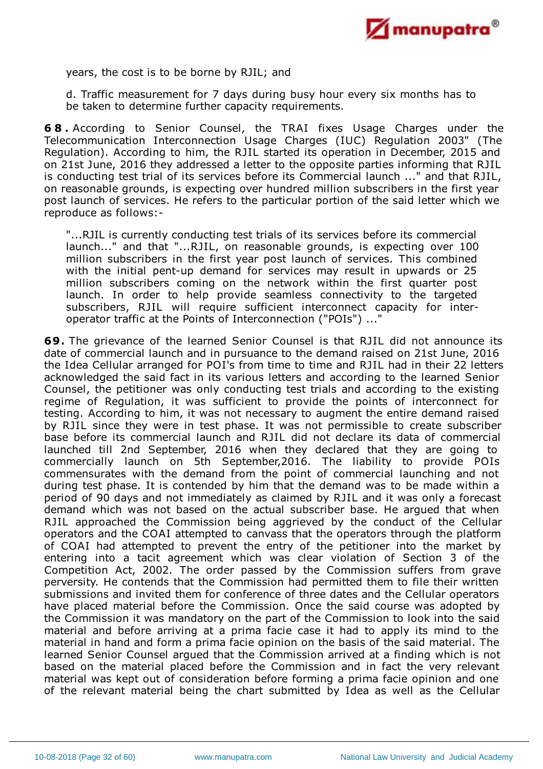years, the cost is to be borne by RJIL; and

d. Traffic measurement for 7 days during busy hour every six months has to be taken to determine further capacity requirements.

**68.** According to Senior Counsel, the TRAI fixes Usage Charges under the Telecommunication Interconnection Usage Charges (IUC) Regulation 2003" (The Regulation). According to him, the RJIL started its operation in December, 2015 and on 21st June, 2016 they addressed a letter to the opposite parties informing that RJIL is conducting test trial of its services before its Commercial launch ..." and that RJIL, on reasonable grounds, is expecting over hundred million subscribers in the first year post launch of services. He refers to the particular portion of the said letter which we reproduce as follows:-

> "...RJIL is currently conducting test trials of its services before its commercial launch..." and that "...RJIL, on reasonable grounds, is expecting over 100 million subscribers in the first year post launch of services. This combined with the initial pent-up demand for services may result in upwards or 25 million subscribers coming on the network within the first quarter post launch. In order to help provide seamless connectivity to the targeted subscribers, RJIL will require sufficient interconnect capacity for inter-operator traffic at the Points of Interconnection ("POIs") ..."

**69.** The grievance of the learned Senior Counsel is that RJIL did not announce its date of commercial launch and in pursuance to the demand raised on 21st June, 2016 the Idea Cellular arranged for POI's from time to time and RJIL had in their 22 letters acknowledged the said fact in its various letters and according to the learned Senior Counsel, the petitioner was only conducting test trials and according to the existing regime of Regulation, it was sufficient to provide the points of interconnect for testing. According to him, it was not necessary to augment the entire demand raised by RJIL since they were in test phase. It was not permissible to create subscriber base before its commercial launch and RJIL did not declare its data of commercial launched till 2nd September, 2016 when they declared that they are going to commercially launch on 5th September,2016. The liability to provide POIs commensurates with the demand from the point of commercial launching and not during test phase. It is contended by him that the demand was to be made within a period of 90 days and not immediately as claimed by RJIL and it was only a forecast demand which was not based on the actual subscriber base. He argued that when RJIL approached the Commission being aggrieved by the conduct of the Cellular operators and the COAI attempted to canvass that the operators through the platform of COAI had attempted to prevent the entry of the petitioner into the market by entering into a tacit agreement which was clear violation of Section 3 of the Competition Act, 2002. The order passed by the Commission suffers from grave perversity. He contends that the Commission had permitted them to file their written submissions and invited them for conference of three dates and the Cellular operators have placed material before the Commission. Once the said course was adopted by the Commission it was mandatory on the part of the Commission to look into the said material and before arriving at a prima facie case it had to apply its mind to the material in hand and form a prima facie opinion on the basis of the said material. The learned Senior Counsel argued that the Commission arrived at a finding which is not based on the material placed before the Commission and in fact the very relevant material was kept out of consideration before forming a prima facie opinion and one of the relevant material being the chart submitted by Idea as well as the Cellular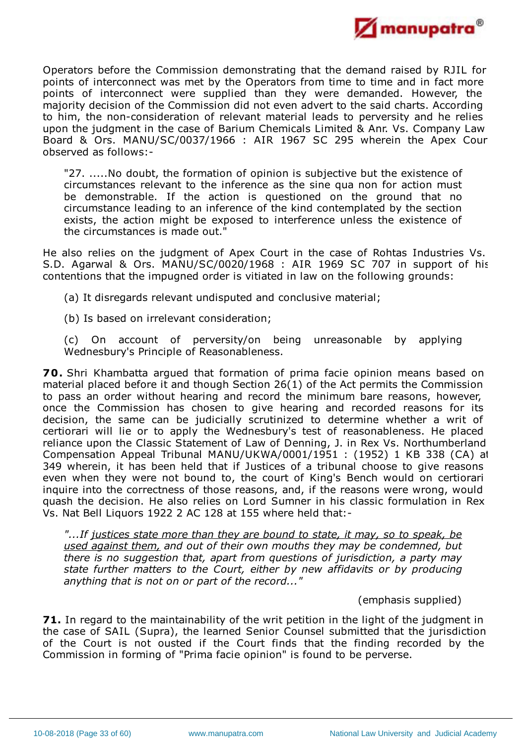Operators before the Commission demonstrating that the demand raised by RJIL for points of interconnect was met by the Operators from time to time and in fact more points of interconnect were supplied than they were demanded. However, the majority decision of the Commission did not even advert to the said charts. According to him, the non-consideration of relevant material leads to perversity and he relies upon the judgment in the case of Barium Chemicals Limited & Anr. Vs. Company Law Board & Ors. MANU/SC/0037/1966 : AIR 1967 SC 295 wherein the Apex Court observed as follows:-

> "27. .....No doubt, the formation of opinion is subjective but the existence of circumstances relevant to the inference as the sine qua non for action must be demonstrable. If the action is questioned on the ground that no circumstance leading to an inference of the kind contemplated by the section exists, the action might be exposed to interference unless the existence of the circumstances is made out."

He also relies on the judgment of Apex Court in the case of Rohtas Industries Vs. S.D. Agarwal & Ors. MANU/SC/0020/1968 : AIR 1969 SC 707 in support of his contentions that the impugned order is vitiated in law on the following grounds:

(a) It disregards relevant undisputed and conclusive material;

(b) Is based on irrelevant consideration;

(c) On account of perversity/on being unreasonable by applying Wednesbury's Principle of Reasonableness.

**70.** Shri Khambatta argued that formation of prima facie opinion means based on material placed before it and though Section 26(1) of the Act permits the Commission to pass an order without hearing and record the minimum bare reasons, however, once the Commission has chosen to give hearing and recorded reasons for its decision, the same can be judicially scrutinized to determine whether a writ of certiorari will lie or to apply the Wednesbury's test of reasonableness. He placed reliance upon the Classic Statement of Law of Denning, J. in Rex Vs. Northumberland Compensation Appeal Tribunal MANU/UKWA/0001/1951 : (1952) 1 KB 338 (CA) at 349 wherein, it has been held that if Justices of a tribunal choose to give reasons even when they were not bound to, the court of King's Bench would on certiorari inquire into the correctness of those reasons, and, if the reasons were wrong, would quash the decision. He also relies on Lord Sumner in his classic formulation in Rex Vs. Nat Bell Liquors 1922 2 AC 128 at 155 where held that:-

> *"...If justices state more than they are bound to state, it may, so to speak, be used against them, and out of their own mouths they may be condemned, but there is no suggestion that, apart from questions of jurisdiction, a party may state further matters to the Court, either by new affidavits or by producing anything that is not on or part of the record..."*
>
> (emphasis supplied)

**71.** In regard to the maintainability of the writ petition in the light of the judgment in the case of SAIL (Supra), the learned Senior Counsel submitted that the jurisdiction of the Court is not ousted if the Court finds that the finding recorded by the Commission in forming of "Prima facie opinion" is found to be perverse.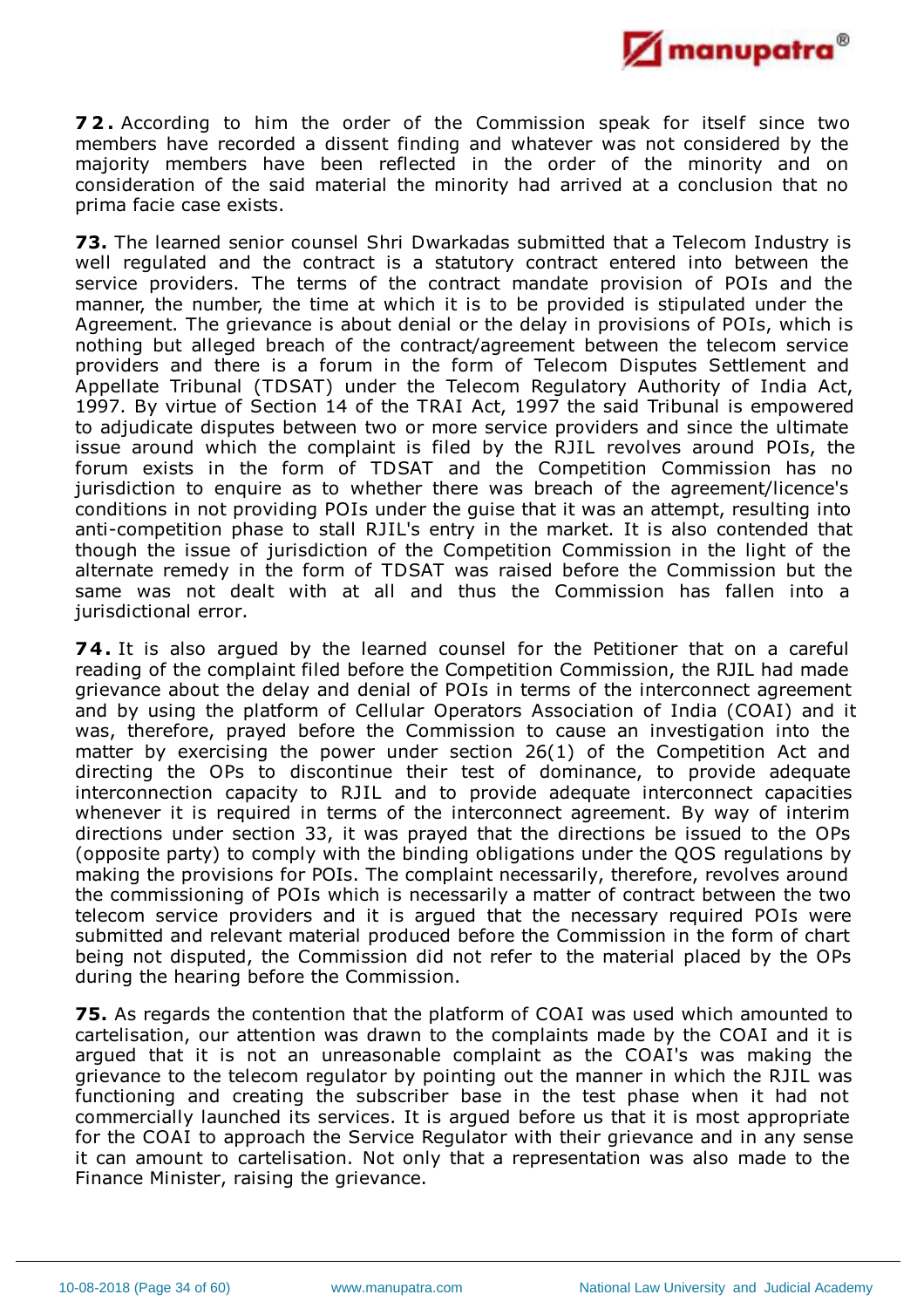**72.** According to him the order of the Commission speak for itself since two members have recorded a dissent finding and whatever was not considered by the majority members have been reflected in the order of the minority and on consideration of the said material the minority had arrived at a conclusion that no prima facie case exists.

**73.** The learned senior counsel Shri Dwarkadas submitted that a Telecom Industry is well regulated and the contract is a statutory contract entered into between the service providers. The terms of the contract mandate provision of POIs and the manner, the number, the time at which it is to be provided is stipulated under the Agreement. The grievance is about denial or the delay in provisions of POIs, which is nothing but alleged breach of the contract/agreement between the telecom service providers and there is a forum in the form of Telecom Disputes Settlement and Appellate Tribunal (TDSAT) under the Telecom Regulatory Authority of India Act, 1997. By virtue of Section 14 of the TRAI Act, 1997 the said Tribunal is empowered to adjudicate disputes between two or more service providers and since the ultimate issue around which the complaint is filed by the RJIL revolves around POIs, the forum exists in the form of TDSAT and the Competition Commission has no jurisdiction to enquire as to whether there was breach of the agreement/licence's conditions in not providing POIs under the guise that it was an attempt, resulting into anti-competition phase to stall RJIL's entry in the market. It is also contended that though the issue of jurisdiction of the Competition Commission in the light of the alternate remedy in the form of TDSAT was raised before the Commission but the same was not dealt with at all and thus the Commission has fallen into a jurisdictional error.

**74.** It is also argued by the learned counsel for the Petitioner that on a careful reading of the complaint filed before the Competition Commission, the RJIL had made grievance about the delay and denial of POIs in terms of the interconnect agreement and by using the platform of Cellular Operators Association of India (COAI) and it was, therefore, prayed before the Commission to cause an investigation into the matter by exercising the power under section 26(1) of the Competition Act and directing the OPs to discontinue their test of dominance, to provide adequate interconnection capacity to RJIL and to provide adequate interconnect capacities whenever it is required in terms of the interconnect agreement. By way of interim directions under section 33, it was prayed that the directions be issued to the OPs (opposite party) to comply with the binding obligations under the QOS regulations by making the provisions for POIs. The complaint necessarily, therefore, revolves around the commissioning of POIs which is necessarily a matter of contract between the two telecom service providers and it is argued that the necessary required POIs were submitted and relevant material produced before the Commission in the form of chart being not disputed, the Commission did not refer to the material placed by the OPs during the hearing before the Commission.

**75.** As regards the contention that the platform of COAI was used which amounted to cartelisation, our attention was drawn to the complaints made by the COAI and it is argued that it is not an unreasonable complaint as the COAI's was making the grievance to the telecom regulator by pointing out the manner in which the RJIL was functioning and creating the subscriber base in the test phase when it had not commercially launched its services. It is argued before us that it is most appropriate for the COAI to approach the Service Regulator with their grievance and in any sense it can amount to cartelisation. Not only that a representation was also made to the Finance Minister, raising the grievance.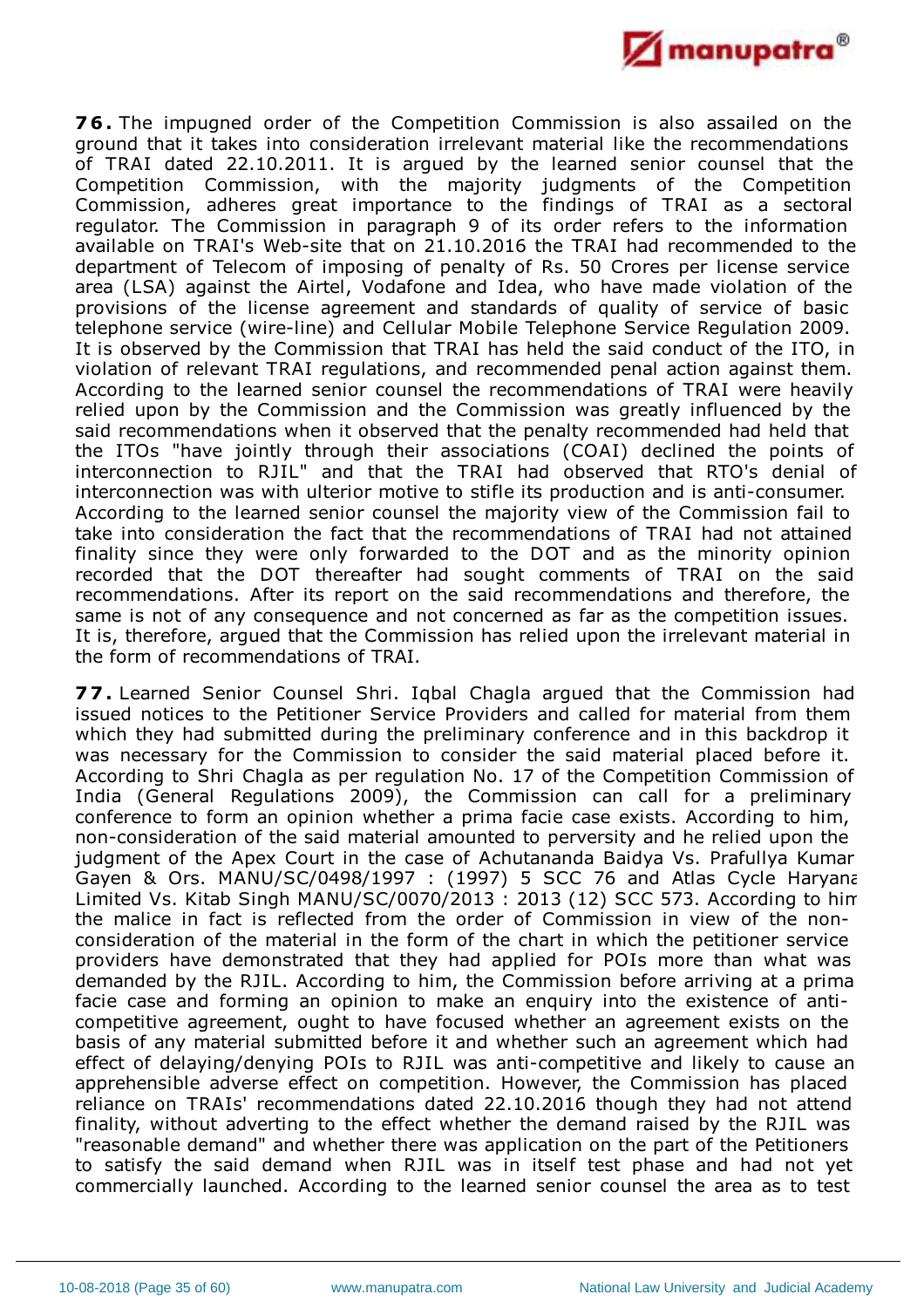**76.** The impugned order of the Competition Commission is also assailed on the ground that it takes into consideration irrelevant material like the recommendations of TRAI dated 22.10.2011. It is argued by the learned senior counsel that the Competition Commission, with the majority judgments of the Competition Commission, adheres great importance to the findings of TRAI as a sectoral regulator. The Commission in paragraph 9 of its order refers to the information available on TRAI's Web-site that on 21.10.2016 the TRAI had recommended to the department of Telecom of imposing of penalty of Rs. 50 Crores per license service area (LSA) against the Airtel, Vodafone and Idea, who have made violation of the provisions of the license agreement and standards of quality of service of basic telephone service (wire-line) and Cellular Mobile Telephone Service Regulation 2009. It is observed by the Commission that TRAI has held the said conduct of the ITO, in violation of relevant TRAI regulations, and recommended penal action against them. According to the learned senior counsel the recommendations of TRAI were heavily relied upon by the Commission and the Commission was greatly influenced by the said recommendations when it observed that the penalty recommended had held that the ITOs "have jointly through their associations (COAI) declined the points of interconnection to RJIL" and that the TRAI had observed that RTO's denial of interconnection was with ulterior motive to stifle its production and is anti-consumer. According to the learned senior counsel the majority view of the Commission fail to take into consideration the fact that the recommendations of TRAI had not attained finality since they were only forwarded to the DOT and as the minority opinion recorded that the DOT thereafter had sought comments of TRAI on the said recommendations. After its report on the said recommendations and therefore, the same is not of any consequence and not concerned as far as the competition issues. It is, therefore, argued that the Commission has relied upon the irrelevant material in the form of recommendations of TRAI.

**77.** Learned Senior Counsel Shri. Iqbal Chagla argued that the Commission had issued notices to the Petitioner Service Providers and called for material from them which they had submitted during the preliminary conference and in this backdrop it was necessary for the Commission to consider the said material placed before it. According to Shri Chagla as per regulation No. 17 of the Competition Commission of India (General Regulations 2009), the Commission can call for a preliminary conference to form an opinion whether a prima facie case exists. According to him, non-consideration of the said material amounted to perversity and he relied upon the judgment of the Apex Court in the case of Achutananda Baidya Vs. Prafullya Kumar Gayen & Ors. MANU/SC/0498/1997 : (1997) 5 SCC 76 and Atlas Cycle Haryana Limited Vs. Kitab Singh MANU/SC/0070/2013 : 2013 (12) SCC 573. According to him the malice in fact is reflected from the order of Commission in view of the non-consideration of the material in the form of the chart in which the petitioner service providers have demonstrated that they had applied for POIs more than what was demanded by the RJIL. According to him, the Commission before arriving at a prima facie case and forming an opinion to make an enquiry into the existence of anti-competitive agreement, ought to have focused whether an agreement exists on the basis of any material submitted before it and whether such an agreement which had effect of delaying/denying POIs to RJIL was anti-competitive and likely to cause an apprehensible adverse effect on competition. However, the Commission has placed reliance on TRAIs' recommendations dated 22.10.2016 though they had not attend finality, without adverting to the effect whether the demand raised by the RJIL was "reasonable demand" and whether there was application on the part of the Petitioners to satisfy the said demand when RJIL was in itself test phase and had not yet commercially launched. According to the learned senior counsel the area as to test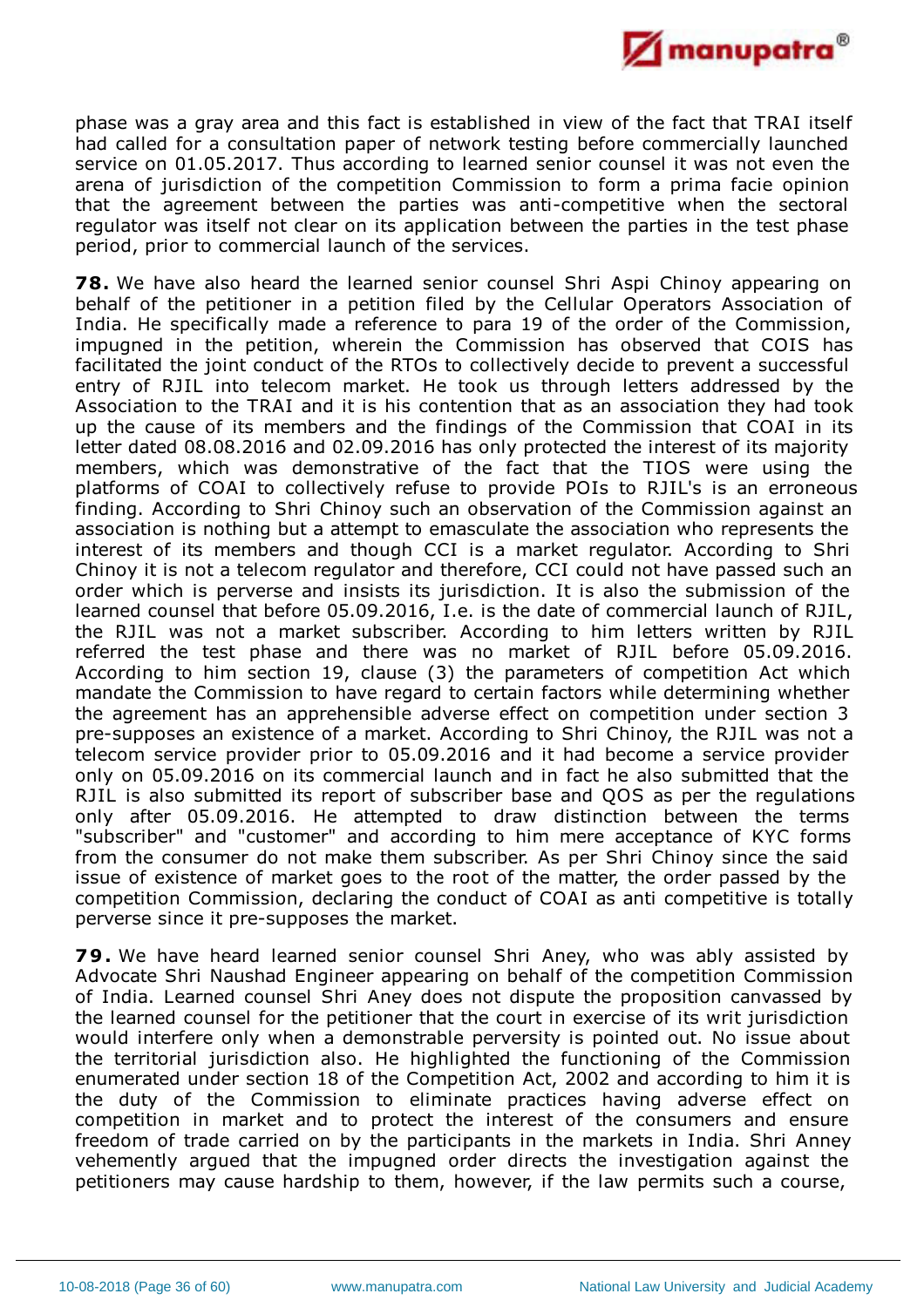phase was a gray area and this fact is established in view of the fact that TRAI itself had called for a consultation paper of network testing before commercially launched service on 01.05.2017. Thus according to learned senior counsel it was not even the arena of jurisdiction of the competition Commission to form a prima facie opinion that the agreement between the parties was anti-competitive when the sectoral regulator was itself not clear on its application between the parties in the test phase period, prior to commercial launch of the services.

**78.** We have also heard the learned senior counsel Shri Aspi Chinoy appearing on behalf of the petitioner in a petition filed by the Cellular Operators Association of India. He specifically made a reference to para 19 of the order of the Commission, impugned in the petition, wherein the Commission has observed that COIS has facilitated the joint conduct of the RTOs to collectively decide to prevent a successful entry of RJIL into telecom market. He took us through letters addressed by the Association to the TRAI and it is his contention that as an association they had took up the cause of its members and the findings of the Commission that COAI in its letter dated 08.08.2016 and 02.09.2016 has only protected the interest of its majority members, which was demonstrative of the fact that the TIOS were using the platforms of COAI to collectively refuse to provide POIs to RJIL's is an erroneous finding. According to Shri Chinoy such an observation of the Commission against an association is nothing but a attempt to emasculate the association who represents the interest of its members and though CCI is a market regulator. According to Shri Chinoy it is not a telecom regulator and therefore, CCI could not have passed such an order which is perverse and insists its jurisdiction. It is also the submission of the learned counsel that before 05.09.2016, I.e. is the date of commercial launch of RJIL, the RJIL was not a market subscriber. According to him letters written by RJIL referred the test phase and there was no market of RJIL before 05.09.2016. According to him section 19, clause (3) the parameters of competition Act which mandate the Commission to have regard to certain factors while determining whether the agreement has an apprehensible adverse effect on competition under section 3 pre-supposes an existence of a market. According to Shri Chinoy, the RJIL was not a telecom service provider prior to 05.09.2016 and it had become a service provider only on 05.09.2016 on its commercial launch and in fact he also submitted that the RJIL is also submitted its report of subscriber base and QOS as per the regulations only after 05.09.2016. He attempted to draw distinction between the terms "subscriber" and "customer" and according to him mere acceptance of KYC forms from the consumer do not make them subscriber. As per Shri Chinoy since the said issue of existence of market goes to the root of the matter, the order passed by the competition Commission, declaring the conduct of COAI as anti competitive is totally perverse since it pre-supposes the market.

**79.** We have heard learned senior counsel Shri Aney, who was ably assisted by Advocate Shri Naushad Engineer appearing on behalf of the competition Commission of India. Learned counsel Shri Aney does not dispute the proposition canvassed by the learned counsel for the petitioner that the court in exercise of its writ jurisdiction would interfere only when a demonstrable perversity is pointed out. No issue about the territorial jurisdiction also. He highlighted the functioning of the Commission enumerated under section 18 of the Competition Act, 2002 and according to him it is the duty of the Commission to eliminate practices having adverse effect on competition in market and to protect the interest of the consumers and ensure freedom of trade carried on by the participants in the markets in India. Shri Anney vehemently argued that the impugned order directs the investigation against the petitioners may cause hardship to them, however, if the law permits such a course,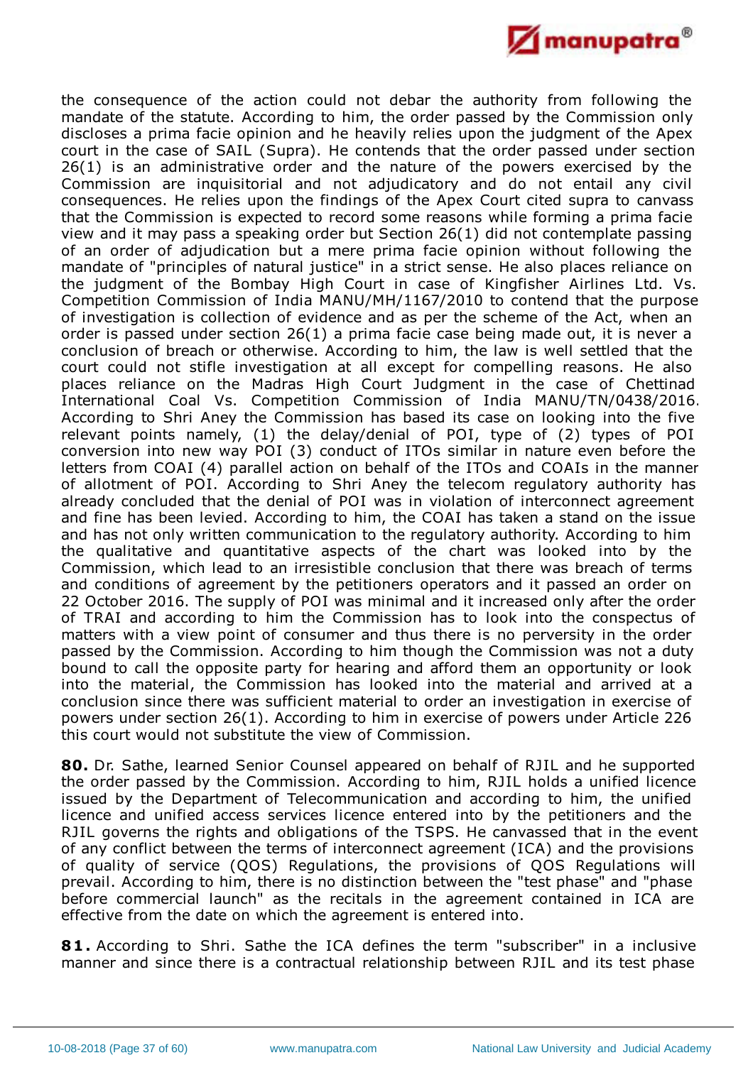the consequence of the action could not debar the authority from following the mandate of the statute. According to him, the order passed by the Commission only discloses a prima facie opinion and he heavily relies upon the judgment of the Apex court in the case of SAIL (Supra). He contends that the order passed under section 26(1) is an administrative order and the nature of the powers exercised by the Commission are inquisitorial and not adjudicatory and do not entail any civil consequences. He relies upon the findings of the Apex Court cited supra to canvass that the Commission is expected to record some reasons while forming a prima facie view and it may pass a speaking order but Section 26(1) did not contemplate passing of an order of adjudication but a mere prima facie opinion without following the mandate of "principles of natural justice" in a strict sense. He also places reliance on the judgment of the Bombay High Court in case of Kingfisher Airlines Ltd. Vs. Competition Commission of India MANU/MH/1167/2010 to contend that the purpose of investigation is collection of evidence and as per the scheme of the Act, when an order is passed under section 26(1) a prima facie case being made out, it is never a conclusion of breach or otherwise. According to him, the law is well settled that the court could not stifle investigation at all except for compelling reasons. He also places reliance on the Madras High Court Judgment in the case of Chettinad International Coal Vs. Competition Commission of India MANU/TN/0438/2016. According to Shri Aney the Commission has based its case on looking into the five relevant points namely, (1) the delay/denial of POI, type of (2) types of POI conversion into new way POI (3) conduct of ITOs similar in nature even before the letters from COAI (4) parallel action on behalf of the ITOs and COAIs in the manner of allotment of POI. According to Shri Aney the telecom regulatory authority has already concluded that the denial of POI was in violation of interconnect agreement and fine has been levied. According to him, the COAI has taken a stand on the issue and has not only written communication to the regulatory authority. According to him the qualitative and quantitative aspects of the chart was looked into by the Commission, which lead to an irresistible conclusion that there was breach of terms and conditions of agreement by the petitioners operators and it passed an order on 22 October 2016. The supply of POI was minimal and it increased only after the order of TRAI and according to him the Commission has to look into the conspectus of matters with a view point of consumer and thus there is no perversity in the order passed by the Commission. According to him though the Commission was not a duty bound to call the opposite party for hearing and afford them an opportunity or look into the material, the Commission has looked into the material and arrived at a conclusion since there was sufficient material to order an investigation in exercise of powers under section 26(1). According to him in exercise of powers under Article 226 this court would not substitute the view of Commission.

**80.** Dr. Sathe, learned Senior Counsel appeared on behalf of RJIL and he supported the order passed by the Commission. According to him, RJIL holds a unified licence issued by the Department of Telecommunication and according to him, the unified licence and unified access services licence entered into by the petitioners and the RJIL governs the rights and obligations of the TSPS. He canvassed that in the event of any conflict between the terms of interconnect agreement (ICA) and the provisions of quality of service (QOS) Regulations, the provisions of QOS Regulations will prevail. According to him, there is no distinction between the "test phase" and "phase before commercial launch" as the recitals in the agreement contained in ICA are effective from the date on which the agreement is entered into.

**81.** According to Shri. Sathe the ICA defines the term "subscriber" in a inclusive manner and since there is a contractual relationship between RJIL and its test phase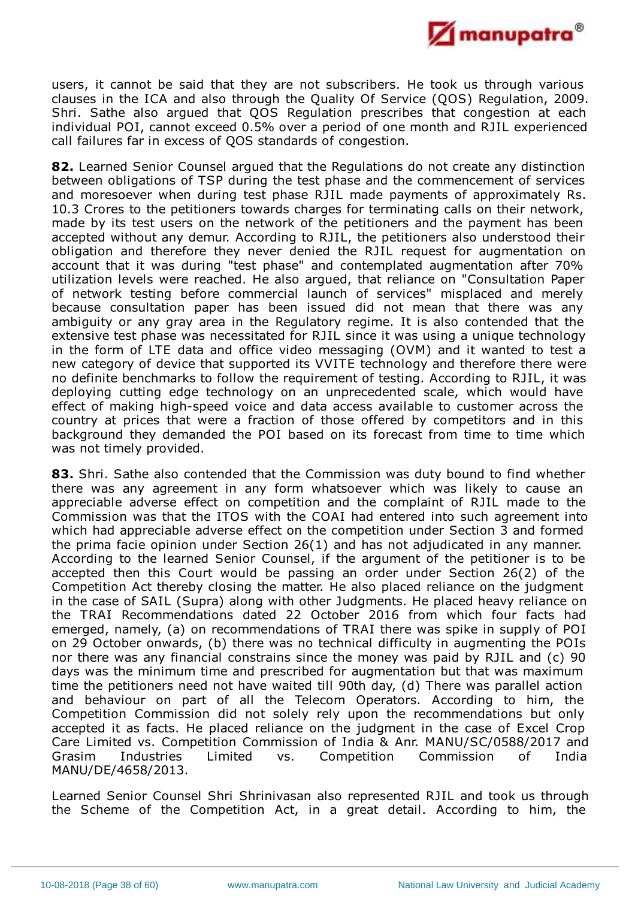users, it cannot be said that they are not subscribers. He took us through various clauses in the ICA and also through the Quality Of Service (QOS) Regulation, 2009. Shri. Sathe also argued that QOS Regulation prescribes that congestion at each individual POI, cannot exceed 0.5% over a period of one month and RJIL experienced call failures far in excess of QOS standards of congestion.

**82.** Learned Senior Counsel argued that the Regulations do not create any distinction between obligations of TSP during the test phase and the commencement of services and moresoever when during test phase RJIL made payments of approximately Rs. 10.3 Crores to the petitioners towards charges for terminating calls on their network, made by its test users on the network of the petitioners and the payment has been accepted without any demur. According to RJIL, the petitioners also understood their obligation and therefore they never denied the RJIL request for augmentation on account that it was during "test phase" and contemplated augmentation after 70% utilization levels were reached. He also argued, that reliance on "Consultation Paper of network testing before commercial launch of services" misplaced and merely because consultation paper has been issued did not mean that there was any ambiguity or any gray area in the Regulatory regime. It is also contended that the extensive test phase was necessitated for RJIL since it was using a unique technology in the form of LTE data and office video messaging (OVM) and it wanted to test a new category of device that supported its VVITE technology and therefore there were no definite benchmarks to follow the requirement of testing. According to RJIL, it was deploying cutting edge technology on an unprecedented scale, which would have effect of making high-speed voice and data access available to customer across the country at prices that were a fraction of those offered by competitors and in this background they demanded the POI based on its forecast from time to time which was not timely provided.

**83.** Shri. Sathe also contended that the Commission was duty bound to find whether there was any agreement in any form whatsoever which was likely to cause an appreciable adverse effect on competition and the complaint of RJIL made to the Commission was that the ITOS with the COAI had entered into such agreement into which had appreciable adverse effect on the competition under Section 3 and formed the prima facie opinion under Section 26(1) and has not adjudicated in any manner. According to the learned Senior Counsel, if the argument of the petitioner is to be accepted then this Court would be passing an order under Section 26(2) of the Competition Act thereby closing the matter. He also placed reliance on the judgment in the case of SAIL (Supra) along with other Judgments. He placed heavy reliance on the TRAI Recommendations dated 22 October 2016 from which four facts had emerged, namely, (a) on recommendations of TRAI there was spike in supply of POI on 29 October onwards, (b) there was no technical difficulty in augmenting the POIs nor there was any financial constrains since the money was paid by RJIL and (c) 90 days was the minimum time and prescribed for augmentation but that was maximum time the petitioners need not have waited till 90th day, (d) There was parallel action and behaviour on part of all the Telecom Operators. According to him, the Competition Commission did not solely rely upon the recommendations but only accepted it as facts. He placed reliance on the judgment in the case of Excel Crop Care Limited vs. Competition Commission of India & Anr. MANU/SC/0588/2017 and Grasim Industries Limited vs. Competition Commission of India MANU/DE/4658/2013.

Learned Senior Counsel Shri Shrinivasan also represented RJIL and took us through the Scheme of the Competition Act, in a great detail. According to him, the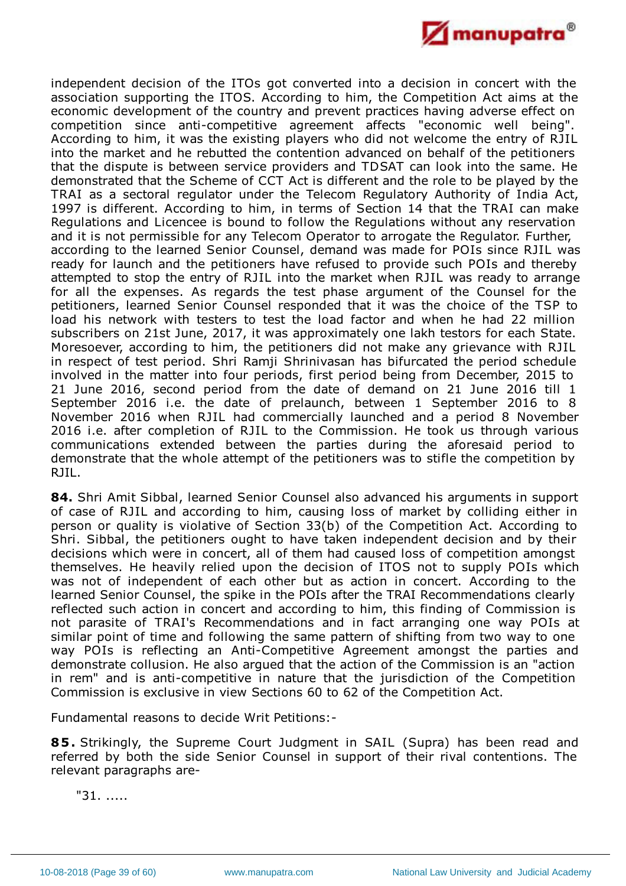independent decision of the ITOs got converted into a decision in concert with the association supporting the ITOS. According to him, the Competition Act aims at the economic development of the country and prevent practices having adverse effect on competition since anti-competitive agreement affects "economic well being". According to him, it was the existing players who did not welcome the entry of RJIL into the market and he rebutted the contention advanced on behalf of the petitioners that the dispute is between service providers and TDSAT can look into the same. He demonstrated that the Scheme of CCT Act is different and the role to be played by the TRAI as a sectoral regulator under the Telecom Regulatory Authority of India Act, 1997 is different. According to him, in terms of Section 14 that the TRAI can make Regulations and Licencee is bound to follow the Regulations without any reservation and it is not permissible for any Telecom Operator to arrogate the Regulator. Further, according to the learned Senior Counsel, demand was made for POIs since RJIL was ready for launch and the petitioners have refused to provide such POIs and thereby attempted to stop the entry of RJIL into the market when RJIL was ready to arrange for all the expenses. As regards the test phase argument of the Counsel for the petitioners, learned Senior Counsel responded that it was the choice of the TSP to load his network with testers to test the load factor and when he had 22 million subscribers on 21st June, 2017, it was approximately one lakh testors for each State. Moresoever, according to him, the petitioners did not make any grievance with RJIL in respect of test period. Shri Ramji Shrinivasan has bifurcated the period schedule involved in the matter into four periods, first period being from December, 2015 to 21 June 2016, second period from the date of demand on 21 June 2016 till 1 September 2016 i.e. the date of prelaunch, between 1 September 2016 to 8 November 2016 when RJIL had commercially launched and a period 8 November 2016 i.e. after completion of RJIL to the Commission. He took us through various communications extended between the parties during the aforesaid period to demonstrate that the whole attempt of the petitioners was to stifle the competition by RJIL.

**84.** Shri Amit Sibbal, learned Senior Counsel also advanced his arguments in support of case of RJIL and according to him, causing loss of market by colliding either in person or quality is violative of Section 33(b) of the Competition Act. According to Shri. Sibbal, the petitioners ought to have taken independent decision and by their decisions which were in concert, all of them had caused loss of competition amongst themselves. He heavily relied upon the decision of ITOS not to supply POIs which was not of independent of each other but as action in concert. According to the learned Senior Counsel, the spike in the POIs after the TRAI Recommendations clearly reflected such action in concert and according to him, this finding of Commission is not parasite of TRAI's Recommendations and in fact arranging one way POIs at similar point of time and following the same pattern of shifting from two way to one way POIs is reflecting an Anti-Competitive Agreement amongst the parties and demonstrate collusion. He also argued that the action of the Commission is an "action in rem" and is anti-competitive in nature that the jurisdiction of the Competition Commission is exclusive in view Sections 60 to 62 of the Competition Act.

Fundamental reasons to decide Writ Petitions:-

**85.** Strikingly, the Supreme Court Judgment in SAIL (Supra) has been read and referred by both the side Senior Counsel in support of their rival contentions. The relevant paragraphs are-

"31. .....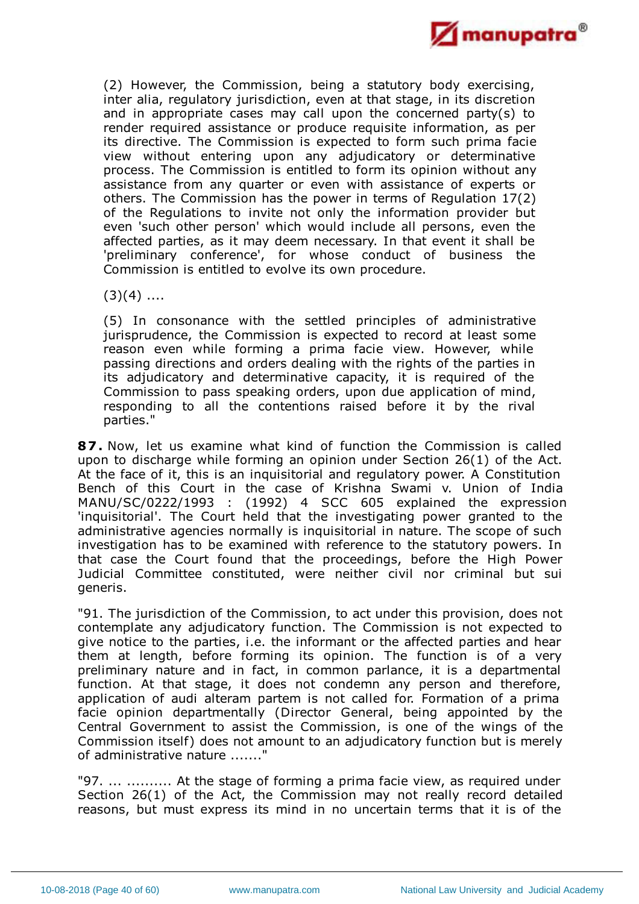(2) However, the Commission, being a statutory body exercising, inter alia, regulatory jurisdiction, even at that stage, in its discretion and in appropriate cases may call upon the concerned party(s) to render required assistance or produce requisite information, as per its directive. The Commission is expected to form such prima facie view without entering upon any adjudicatory or determinative process. The Commission is entitled to form its opinion without any assistance from any quarter or even with assistance of experts or others. The Commission has the power in terms of Regulation 17(2) of the Regulations to invite not only the information provider but even 'such other person' which would include all persons, even the affected parties, as it may deem necessary. In that event it shall be 'preliminary conference', for whose conduct of business the Commission is entitled to evolve its own procedure.

(3)(4) ....

(5) In consonance with the settled principles of administrative jurisprudence, the Commission is expected to record at least some reason even while forming a prima facie view. However, while passing directions and orders dealing with the rights of the parties in its adjudicatory and determinative capacity, it is required of the Commission to pass speaking orders, upon due application of mind, responding to all the contentions raised before it by the rival parties."

**87.** Now, let us examine what kind of function the Commission is called upon to discharge while forming an opinion under Section 26(1) of the Act. At the face of it, this is an inquisitorial and regulatory power. A Constitution Bench of this Court in the case of Krishna Swami v. Union of India MANU/SC/0222/1993 : (1992) 4 SCC 605 explained the expression 'inquisitorial'. The Court held that the investigating power granted to the administrative agencies normally is inquisitorial in nature. The scope of such investigation has to be examined with reference to the statutory powers. In that case the Court found that the proceedings, before the High Power Judicial Committee constituted, were neither civil nor criminal but sui generis.

"91. The jurisdiction of the Commission, to act under this provision, does not contemplate any adjudicatory function. The Commission is not expected to give notice to the parties, i.e. the informant or the affected parties and hear them at length, before forming its opinion. The function is of a very preliminary nature and in fact, in common parlance, it is a departmental function. At that stage, it does not condemn any person and therefore, application of audi alteram partem is not called for. Formation of a prima facie opinion departmentally (Director General, being appointed by the Central Government to assist the Commission, is one of the wings of the Commission itself) does not amount to an adjudicatory function but is merely of administrative nature ......."

"97. ... .......... At the stage of forming a prima facie view, as required under Section 26(1) of the Act, the Commission may not really record detailed reasons, but must express its mind in no uncertain terms that it is of the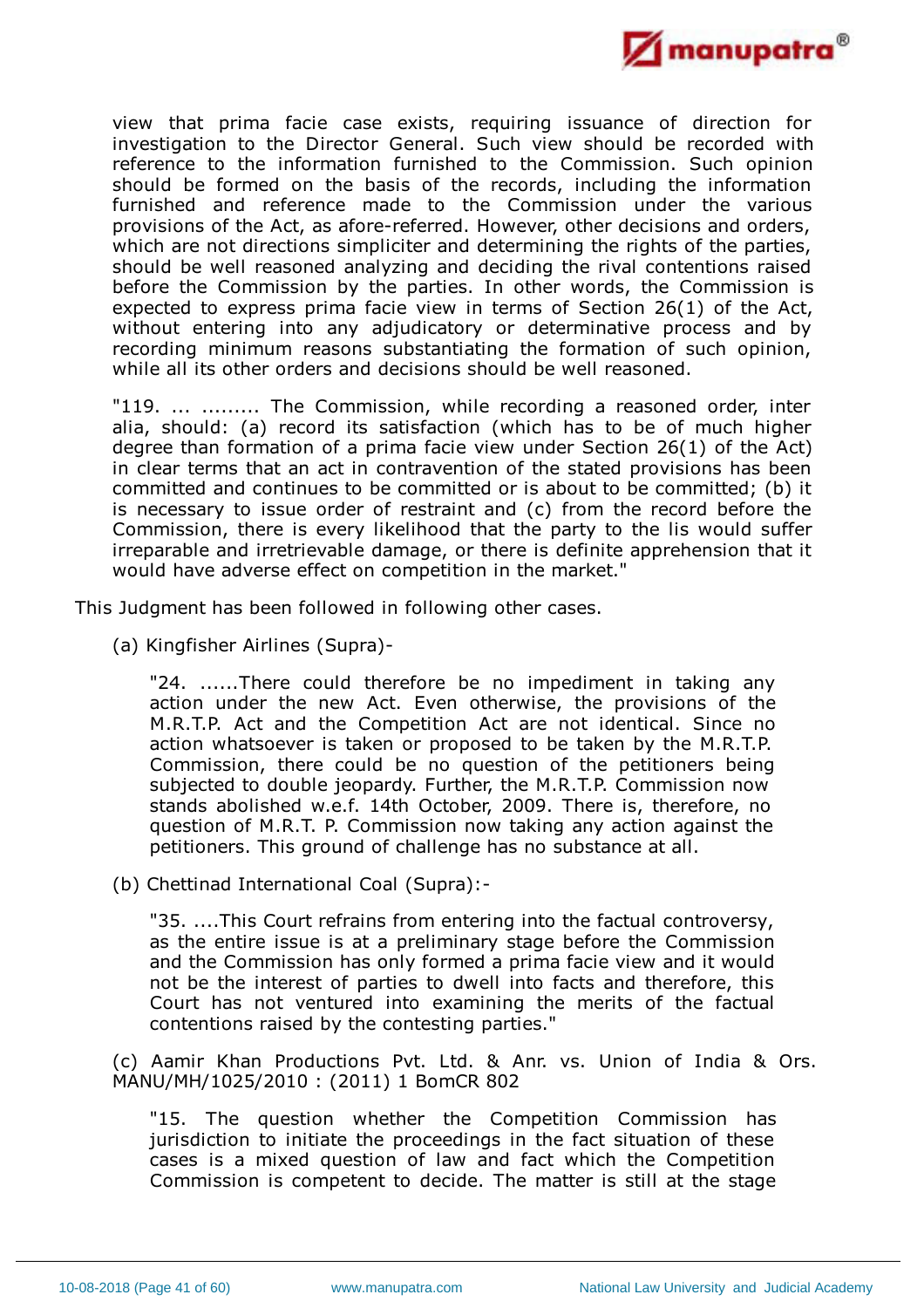view that prima facie case exists, requiring issuance of direction for investigation to the Director General. Such view should be recorded with reference to the information furnished to the Commission. Such opinion should be formed on the basis of the records, including the information furnished and reference made to the Commission under the various provisions of the Act, as afore-referred. However, other decisions and orders, which are not directions simpliciter and determining the rights of the parties, should be well reasoned analyzing and deciding the rival contentions raised before the Commission by the parties. In other words, the Commission is expected to express prima facie view in terms of Section 26(1) of the Act, without entering into any adjudicatory or determinative process and by recording minimum reasons substantiating the formation of such opinion, while all its other orders and decisions should be well reasoned.

> "119. ... ......... The Commission, while recording a reasoned order, inter alia, should: (a) record its satisfaction (which has to be of much higher degree than formation of a prima facie view under Section 26(1) of the Act) in clear terms that an act in contravention of the stated provisions has been committed and continues to be committed or is about to be committed; (b) it is necessary to issue order of restraint and (c) from the record before the Commission, there is every likelihood that the party to the lis would suffer irreparable and irretrievable damage, or there is definite apprehension that it would have adverse effect on competition in the market."

This Judgment has been followed in following other cases.

(a) Kingfisher Airlines (Supra)-

> "24. ......There could therefore be no impediment in taking any action under the new Act. Even otherwise, the provisions of the M.R.T.P. Act and the Competition Act are not identical. Since no action whatsoever is taken or proposed to be taken by the M.R.T.P. Commission, there could be no question of the petitioners being subjected to double jeopardy. Further, the M.R.T.P. Commission now stands abolished w.e.f. 14th October, 2009. There is, therefore, no question of M.R.T. P. Commission now taking any action against the petitioners. This ground of challenge has no substance at all.

(b) Chettinad International Coal (Supra):-

> "35. ....This Court refrains from entering into the factual controversy, as the entire issue is at a preliminary stage before the Commission and the Commission has only formed a prima facie view and it would not be the interest of parties to dwell into facts and therefore, this Court has not ventured into examining the merits of the factual contentions raised by the contesting parties."

(c) Aamir Khan Productions Pvt. Ltd. & Anr. vs. Union of India & Ors. MANU/MH/1025/2010 : (2011) 1 BomCR 802

> "15. The question whether the Competition Commission has jurisdiction to initiate the proceedings in the fact situation of these cases is a mixed question of law and fact which the Competition Commission is competent to decide. The matter is still at the stage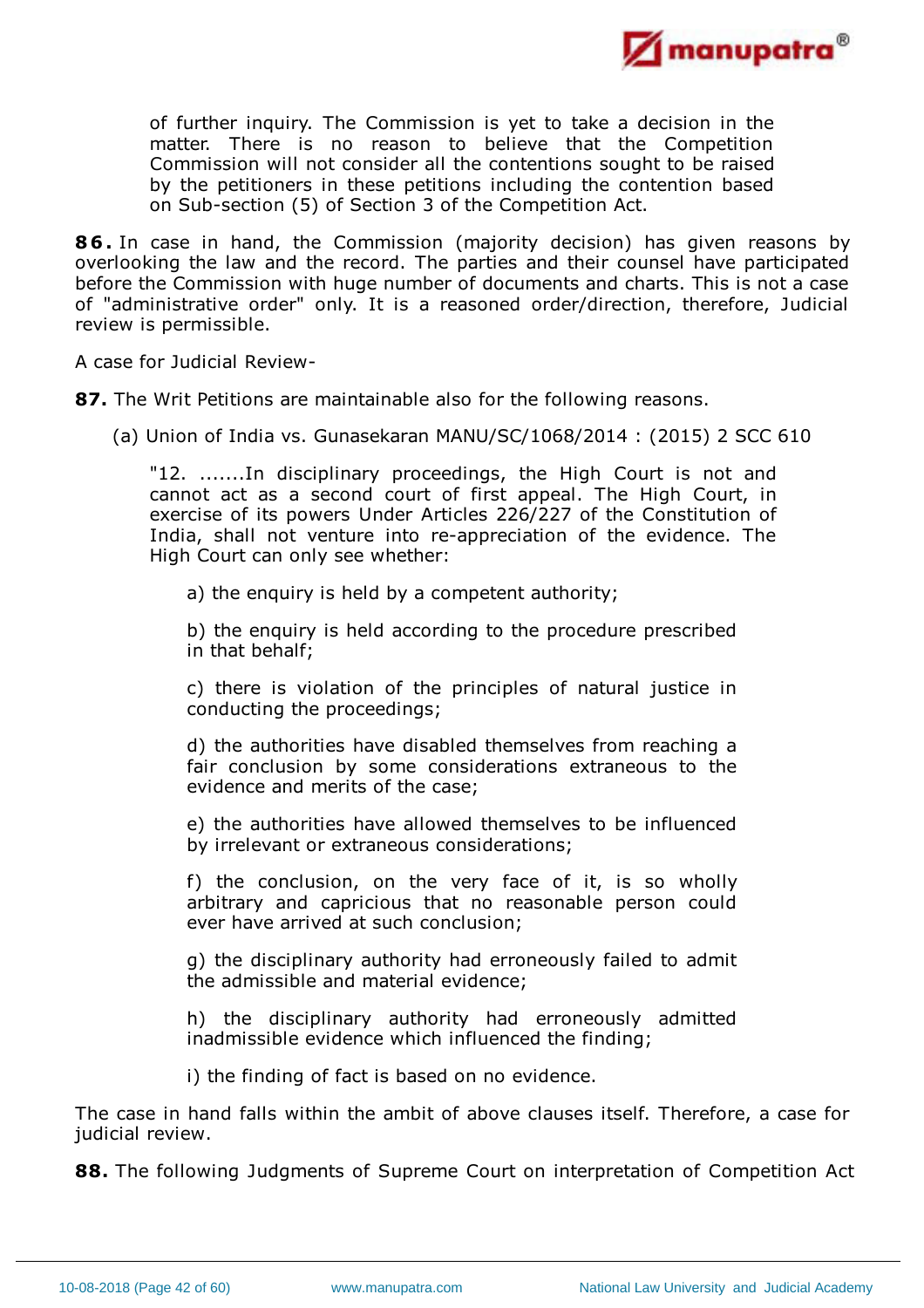> of further inquiry. The Commission is yet to take a decision in the matter. There is no reason to believe that the Competition Commission will not consider all the contentions sought to be raised by the petitioners in these petitions including the contention based on Sub-section (5) of Section 3 of the Competition Act.

**86.** In case in hand, the Commission (majority decision) has given reasons by overlooking the law and the record. The parties and their counsel have participated before the Commission with huge number of documents and charts. This is not a case of "administrative order" only. It is a reasoned order/direction, therefore, Judicial review is permissible.

A case for Judicial Review-

**87.** The Writ Petitions are maintainable also for the following reasons.

(a) Union of India vs. Gunasekaran MANU/SC/1068/2014 : (2015) 2 SCC 610

> "12. .......In disciplinary proceedings, the High Court is not and cannot act as a second court of first appeal. The High Court, in exercise of its powers Under Articles 226/227 of the Constitution of India, shall not venture into re-appreciation of the evidence. The High Court can only see whether:
>
> a) the enquiry is held by a competent authority;
>
> b) the enquiry is held according to the procedure prescribed in that behalf;
>
> c) there is violation of the principles of natural justice in conducting the proceedings;
>
> d) the authorities have disabled themselves from reaching a fair conclusion by some considerations extraneous to the evidence and merits of the case;
>
> e) the authorities have allowed themselves to be influenced by irrelevant or extraneous considerations;
>
> f) the conclusion, on the very face of it, is so wholly arbitrary and capricious that no reasonable person could ever have arrived at such conclusion;
>
> g) the disciplinary authority had erroneously failed to admit the admissible and material evidence;
>
> h) the disciplinary authority had erroneously admitted inadmissible evidence which influenced the finding;
>
> i) the finding of fact is based on no evidence.

The case in hand falls within the ambit of above clauses itself. Therefore, a case for judicial review.

**88.** The following Judgments of Supreme Court on interpretation of Competition Act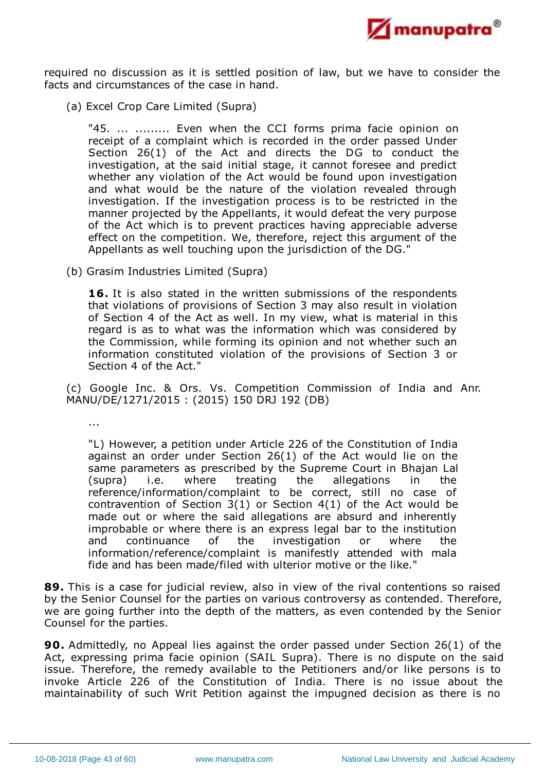required no discussion as it is settled position of law, but we have to consider the facts and circumstances of the case in hand.

(a) Excel Crop Care Limited (Supra)

> "45. ... ......... Even when the CCI forms prima facie opinion on receipt of a complaint which is recorded in the order passed Under Section 26(1) of the Act and directs the DG to conduct the investigation, at the said initial stage, it cannot foresee and predict whether any violation of the Act would be found upon investigation and what would be the nature of the violation revealed through investigation. If the investigation process is to be restricted in the manner projected by the Appellants, it would defeat the very purpose of the Act which is to prevent practices having appreciable adverse effect on the competition. We, therefore, reject this argument of the Appellants as well touching upon the jurisdiction of the DG."

(b) Grasim Industries Limited (Supra)

> **16.** It is also stated in the written submissions of the respondents that violations of provisions of Section 3 may also result in violation of Section 4 of the Act as well. In my view, what is material in this regard is as to what was the information which was considered by the Commission, while forming its opinion and not whether such an information constituted violation of the provisions of Section 3 or Section 4 of the Act."

(c) Google Inc. & Ors. Vs. Competition Commission of India and Anr. MANU/DE/1271/2015 : (2015) 150 DRJ 192 (DB)

> ...
>
> "L) However, a petition under Article 226 of the Constitution of India against an order under Section 26(1) of the Act would lie on the same parameters as prescribed by the Supreme Court in Bhajan Lal (supra) i.e. where treating the allegations in the reference/information/complaint to be correct, still no case of contravention of Section 3(1) or Section 4(1) of the Act would be made out or where the said allegations are absurd and inherently improbable or where there is an express legal bar to the institution and continuance of the investigation or where the information/reference/complaint is manifestly attended with mala fide and has been made/filed with ulterior motive or the like."

**89.** This is a case for judicial review, also in view of the rival contentions so raised by the Senior Counsel for the parties on various controversy as contended. Therefore, we are going further into the depth of the matters, as even contended by the Senior Counsel for the parties.

**90.** Admittedly, no Appeal lies against the order passed under Section 26(1) of the Act, expressing prima facie opinion (SAIL Supra). There is no dispute on the said issue. Therefore, the remedy available to the Petitioners and/or like persons is to invoke Article 226 of the Constitution of India. There is no issue about the maintainability of such Writ Petition against the impugned decision as there is no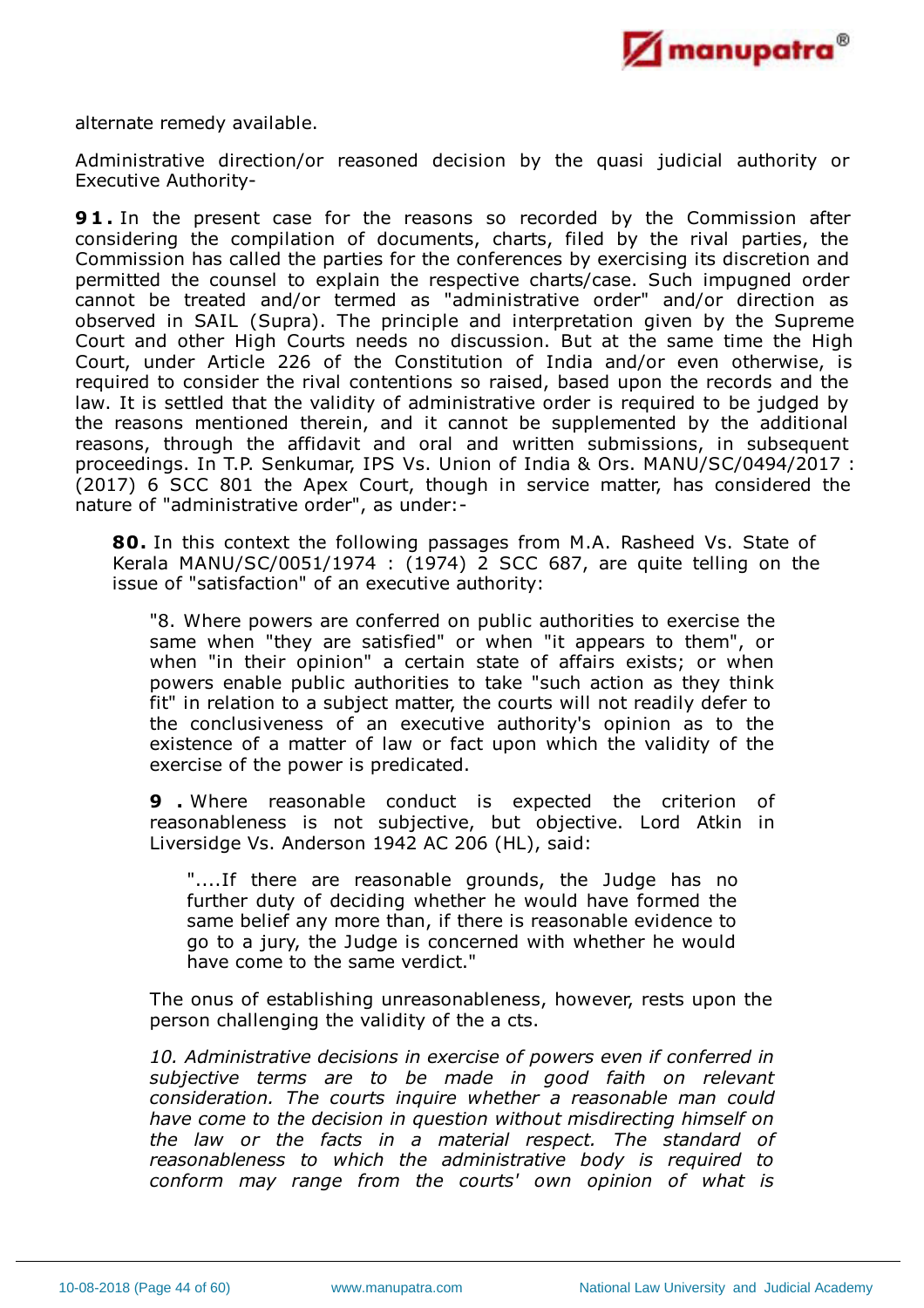alternate remedy available.

Administrative direction/or reasoned decision by the quasi judicial authority or Executive Authority-

**91.** In the present case for the reasons so recorded by the Commission after considering the compilation of documents, charts, filed by the rival parties, the Commission has called the parties for the conferences by exercising its discretion and permitted the counsel to explain the respective charts/case. Such impugned order cannot be treated and/or termed as "administrative order" and/or direction as observed in SAIL (Supra). The principle and interpretation given by the Supreme Court and other High Courts needs no discussion. But at the same time the High Court, under Article 226 of the Constitution of India and/or even otherwise, is required to consider the rival contentions so raised, based upon the records and the law. It is settled that the validity of administrative order is required to be judged by the reasons mentioned therein, and it cannot be supplemented by the additional reasons, through the affidavit and oral and written submissions, in subsequent proceedings. In T.P. Senkumar, IPS Vs. Union of India & Ors. MANU/SC/0494/2017 : (2017) 6 SCC 801 the Apex Court, though in service matter, has considered the nature of "administrative order", as under:-

> **80.** In this context the following passages from M.A. Rasheed Vs. State of Kerala MANU/SC/0051/1974 : (1974) 2 SCC 687, are quite telling on the issue of "satisfaction" of an executive authority:
>
> > "8. Where powers are conferred on public authorities to exercise the same when "they are satisfied" or when "it appears to them", or when "in their opinion" a certain state of affairs exists; or when powers enable public authorities to take "such action as they think fit" in relation to a subject matter, the courts will not readily defer to the conclusiveness of an executive authority's opinion as to the existence of a matter of law or fact upon which the validity of the exercise of the power is predicated.
> >
> > **9 .** Where reasonable conduct is expected the criterion of reasonableness is not subjective, but objective. Lord Atkin in Liversidge Vs. Anderson 1942 AC 206 (HL), said:
> >
> > > "....If there are reasonable grounds, the Judge has no further duty of deciding whether he would have formed the same belief any more than, if there is reasonable evidence to go to a jury, the Judge is concerned with whether he would have come to the same verdict."
> >
> > The onus of establishing unreasonableness, however, rests upon the person challenging the validity of the a cts.
> >
> > *10. Administrative decisions in exercise of powers even if conferred in subjective terms are to be made in good faith on relevant consideration. The courts inquire whether a reasonable man could have come to the decision in question without misdirecting himself on the law or the facts in a material respect. The standard of reasonableness to which the administrative body is required to conform may range from the courts' own opinion of what is*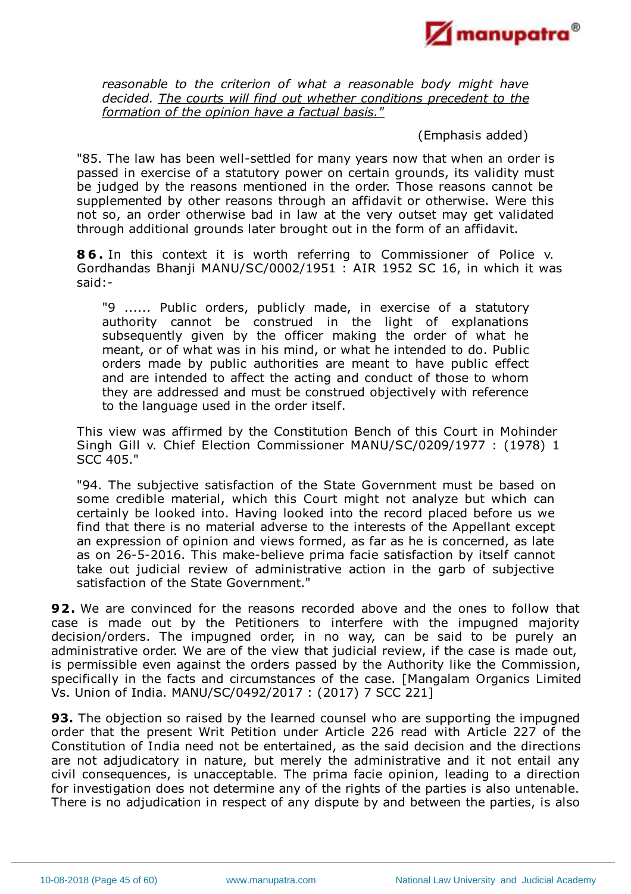*reasonable to the criterion of what a reasonable body might have decided. The courts will find out whether conditions precedent to the formation of the opinion have a factual basis."*

(Emphasis added)

"85. The law has been well-settled for many years now that when an order is passed in exercise of a statutory power on certain grounds, its validity must be judged by the reasons mentioned in the order. Those reasons cannot be supplemented by other reasons through an affidavit or otherwise. Were this not so, an order otherwise bad in law at the very outset may get validated through additional grounds later brought out in the form of an affidavit.

**86.** In this context it is worth referring to Commissioner of Police v. Gordhandas Bhanji MANU/SC/0002/1951 : AIR 1952 SC 16, in which it was said:-

> "9 ...... Public orders, publicly made, in exercise of a statutory authority cannot be construed in the light of explanations subsequently given by the officer making the order of what he meant, or of what was in his mind, or what he intended to do. Public orders made by public authorities are meant to have public effect and are intended to affect the acting and conduct of those to whom they are addressed and must be construed objectively with reference to the language used in the order itself.

This view was affirmed by the Constitution Bench of this Court in Mohinder Singh Gill v. Chief Election Commissioner MANU/SC/0209/1977 : (1978) 1 SCC 405."

"94. The subjective satisfaction of the State Government must be based on some credible material, which this Court might not analyze but which can certainly be looked into. Having looked into the record placed before us we find that there is no material adverse to the interests of the Appellant except an expression of opinion and views formed, as far as he is concerned, as late as on 26-5-2016. This make-believe prima facie satisfaction by itself cannot take out judicial review of administrative action in the garb of subjective satisfaction of the State Government."

**92.** We are convinced for the reasons recorded above and the ones to follow that case is made out by the Petitioners to interfere with the impugned majority decision/orders. The impugned order, in no way, can be said to be purely an administrative order. We are of the view that judicial review, if the case is made out, is permissible even against the orders passed by the Authority like the Commission, specifically in the facts and circumstances of the case. [Mangalam Organics Limited Vs. Union of India. MANU/SC/0492/2017 : (2017) 7 SCC 221]

**93.** The objection so raised by the learned counsel who are supporting the impugned order that the present Writ Petition under Article 226 read with Article 227 of the Constitution of India need not be entertained, as the said decision and the directions are not adjudicatory in nature, but merely the administrative and it not entail any civil consequences, is unacceptable. The prima facie opinion, leading to a direction for investigation does not determine any of the rights of the parties is also untenable. There is no adjudication in respect of any dispute by and between the parties, is also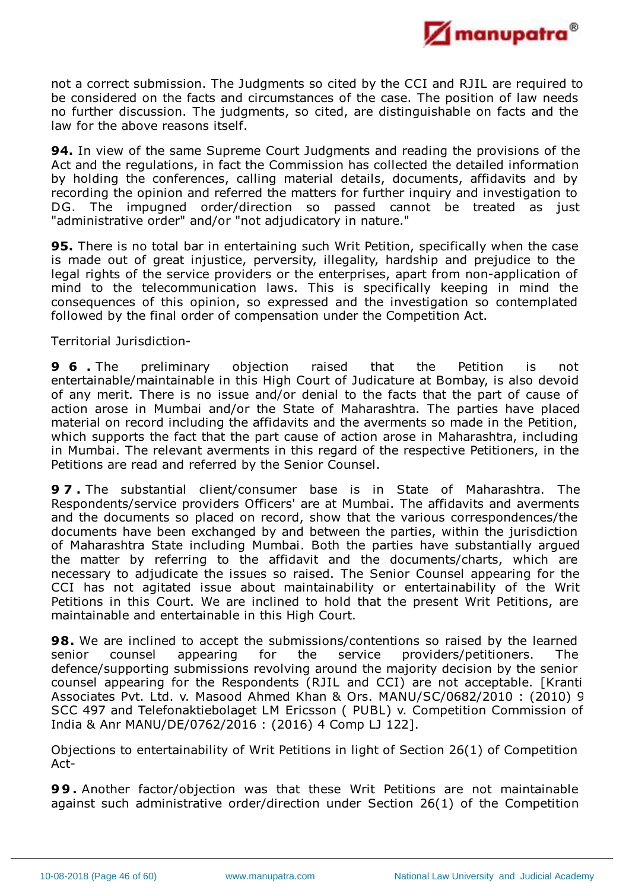not a correct submission. The Judgments so cited by the CCI and RJIL are required to be considered on the facts and circumstances of the case. The position of law needs no further discussion. The judgments, so cited, are distinguishable on facts and the law for the above reasons itself.

**94.** In view of the same Supreme Court Judgments and reading the provisions of the Act and the regulations, in fact the Commission has collected the detailed information by holding the conferences, calling material details, documents, affidavits and by recording the opinion and referred the matters for further inquiry and investigation to DG. The impugned order/direction so passed cannot be treated as just "administrative order" and/or "not adjudicatory in nature."

**95.** There is no total bar in entertaining such Writ Petition, specifically when the case is made out of great injustice, perversity, illegality, hardship and prejudice to the legal rights of the service providers or the enterprises, apart from non-application of mind to the telecommunication laws. This is specifically keeping in mind the consequences of this opinion, so expressed and the investigation so contemplated followed by the final order of compensation under the Competition Act.

Territorial Jurisdiction-

**96.** The preliminary objection raised that the Petition is not entertainable/maintainable in this High Court of Judicature at Bombay, is also devoid of any merit. There is no issue and/or denial to the facts that the part of cause of action arose in Mumbai and/or the State of Maharashtra. The parties have placed material on record including the affidavits and the averments so made in the Petition, which supports the fact that the part cause of action arose in Maharashtra, including in Mumbai. The relevant averments in this regard of the respective Petitioners, in the Petitions are read and referred by the Senior Counsel.

**97.** The substantial client/consumer base is in State of Maharashtra. The Respondents/service providers Officers' are at Mumbai. The affidavits and averments and the documents so placed on record, show that the various correspondences/the documents have been exchanged by and between the parties, within the jurisdiction of Maharashtra State including Mumbai. Both the parties have substantially argued the matter by referring to the affidavit and the documents/charts, which are necessary to adjudicate the issues so raised. The Senior Counsel appearing for the CCI has not agitated issue about maintainability or entertainability of the Writ Petitions in this Court. We are inclined to hold that the present Writ Petitions, are maintainable and entertainable in this High Court.

**98.** We are inclined to accept the submissions/contentions so raised by the learned senior counsel appearing for the service providers/petitioners. The defence/supporting submissions revolving around the majority decision by the senior counsel appearing for the Respondents (RJIL and CCI) are not acceptable. [Kranti Associates Pvt. Ltd. v. Masood Ahmed Khan & Ors. MANU/SC/0682/2010 : (2010) 9 SCC 497 and Telefonaktiebolaget LM Ericsson ( PUBL) v. Competition Commission of India & Anr MANU/DE/0762/2016 : (2016) 4 Comp LJ 122].

Objections to entertainability of Writ Petitions in light of Section 26(1) of Competition Act-

**99.** Another factor/objection was that these Writ Petitions are not maintainable against such administrative order/direction under Section 26(1) of the Competition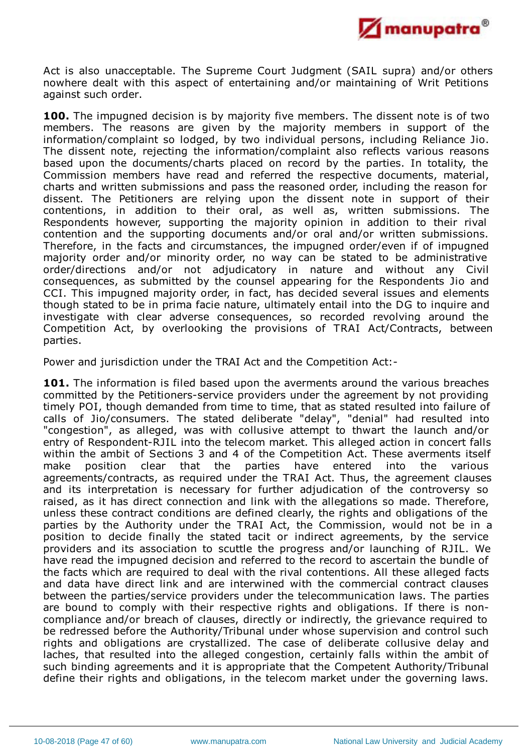Act is also unacceptable. The Supreme Court Judgment (SAIL supra) and/or others nowhere dealt with this aspect of entertaining and/or maintaining of Writ Petitions against such order.

**100.** The impugned decision is by majority five members. The dissent note is of two members. The reasons are given by the majority members in support of the information/complaint so lodged, by two individual persons, including Reliance Jio. The dissent note, rejecting the information/complaint also reflects various reasons based upon the documents/charts placed on record by the parties. In totality, the Commission members have read and referred the respective documents, material, charts and written submissions and pass the reasoned order, including the reason for dissent. The Petitioners are relying upon the dissent note in support of their contentions, in addition to their oral, as well as, written submissions. The Respondents however, supporting the majority opinion in addition to their rival contention and the supporting documents and/or oral and/or written submissions. Therefore, in the facts and circumstances, the impugned order/even if of impugned majority order and/or minority order, no way can be stated to be administrative order/directions and/or not adjudicatory in nature and without any Civil consequences, as submitted by the counsel appearing for the Respondents Jio and CCI. This impugned majority order, in fact, has decided several issues and elements though stated to be in prima facie nature, ultimately entail into the DG to inquire and investigate with clear adverse consequences, so recorded revolving around the Competition Act, by overlooking the provisions of TRAI Act/Contracts, between parties.

Power and jurisdiction under the TRAI Act and the Competition Act:-

**101.** The information is filed based upon the averments around the various breaches committed by the Petitioners-service providers under the agreement by not providing timely POI, though demanded from time to time, that as stated resulted into failure of calls of Jio/consumers. The stated deliberate "delay", "denial" had resulted into "congestion", as alleged, was with collusive attempt to thwart the launch and/or entry of Respondent-RJIL into the telecom market. This alleged action in concert falls within the ambit of Sections 3 and 4 of the Competition Act. These averments itself make position clear that the parties have entered into the various agreements/contracts, as required under the TRAI Act. Thus, the agreement clauses and its interpretation is necessary for further adjudication of the controversy so raised, as it has direct connection and link with the allegations so made. Therefore, unless these contract conditions are defined clearly, the rights and obligations of the parties by the Authority under the TRAI Act, the Commission, would not be in a position to decide finally the stated tacit or indirect agreements, by the service providers and its association to scuttle the progress and/or launching of RJIL. We have read the impugned decision and referred to the record to ascertain the bundle of the facts which are required to deal with the rival contentions. All these alleged facts and data have direct link and are interwined with the commercial contract clauses between the parties/service providers under the telecommunication laws. The parties are bound to comply with their respective rights and obligations. If there is non-compliance and/or breach of clauses, directly or indirectly, the grievance required to be redressed before the Authority/Tribunal under whose supervision and control such rights and obligations are crystallized. The case of deliberate collusive delay and laches, that resulted into the alleged congestion, certainly falls within the ambit of such binding agreements and it is appropriate that the Competent Authority/Tribunal define their rights and obligations, in the telecom market under the governing laws.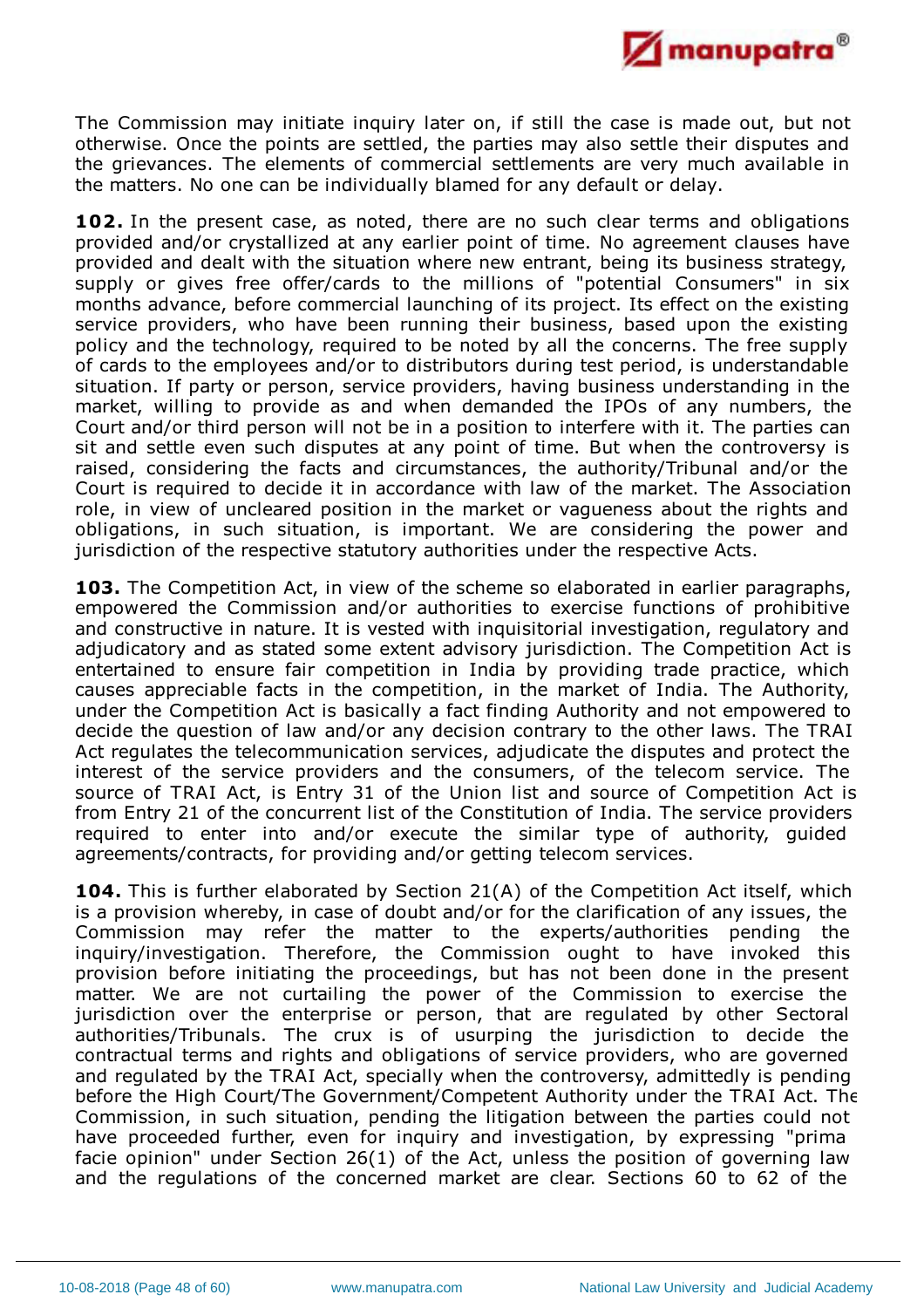The Commission may initiate inquiry later on, if still the case is made out, but not otherwise. Once the points are settled, the parties may also settle their disputes and the grievances. The elements of commercial settlements are very much available in the matters. No one can be individually blamed for any default or delay.

**102.** In the present case, as noted, there are no such clear terms and obligations provided and/or crystallized at any earlier point of time. No agreement clauses have provided and dealt with the situation where new entrant, being its business strategy, supply or gives free offer/cards to the millions of "potential Consumers" in six months advance, before commercial launching of its project. Its effect on the existing service providers, who have been running their business, based upon the existing policy and the technology, required to be noted by all the concerns. The free supply of cards to the employees and/or to distributors during test period, is understandable situation. If party or person, service providers, having business understanding in the market, willing to provide as and when demanded the IPOs of any numbers, the Court and/or third person will not be in a position to interfere with it. The parties can sit and settle even such disputes at any point of time. But when the controversy is raised, considering the facts and circumstances, the authority/Tribunal and/or the Court is required to decide it in accordance with law of the market. The Association role, in view of uncleared position in the market or vagueness about the rights and obligations, in such situation, is important. We are considering the power and jurisdiction of the respective statutory authorities under the respective Acts.

**103.** The Competition Act, in view of the scheme so elaborated in earlier paragraphs, empowered the Commission and/or authorities to exercise functions of prohibitive and constructive in nature. It is vested with inquisitorial investigation, regulatory and adjudicatory and as stated some extent advisory jurisdiction. The Competition Act is entertained to ensure fair competition in India by providing trade practice, which causes appreciable facts in the competition, in the market of India. The Authority, under the Competition Act is basically a fact finding Authority and not empowered to decide the question of law and/or any decision contrary to the other laws. The TRAI Act regulates the telecommunication services, adjudicate the disputes and protect the interest of the service providers and the consumers, of the telecom service. The source of TRAI Act, is Entry 31 of the Union list and source of Competition Act is from Entry 21 of the concurrent list of the Constitution of India. The service providers required to enter into and/or execute the similar type of authority, guided agreements/contracts, for providing and/or getting telecom services.

**104.** This is further elaborated by Section 21(A) of the Competition Act itself, which is a provision whereby, in case of doubt and/or for the clarification of any issues, the Commission may refer the matter to the experts/authorities pending the inquiry/investigation. Therefore, the Commission ought to have invoked this provision before initiating the proceedings, but has not been done in the present matter. We are not curtailing the power of the Commission to exercise the jurisdiction over the enterprise or person, that are regulated by other Sectoral authorities/Tribunals. The crux is of usurping the jurisdiction to decide the contractual terms and rights and obligations of service providers, who are governed and regulated by the TRAI Act, specially when the controversy, admittedly is pending before the High Court/The Government/Competent Authority under the TRAI Act. The Commission, in such situation, pending the litigation between the parties could not have proceeded further, even for inquiry and investigation, by expressing "prima facie opinion" under Section 26(1) of the Act, unless the position of governing law and the regulations of the concerned market are clear. Sections 60 to 62 of the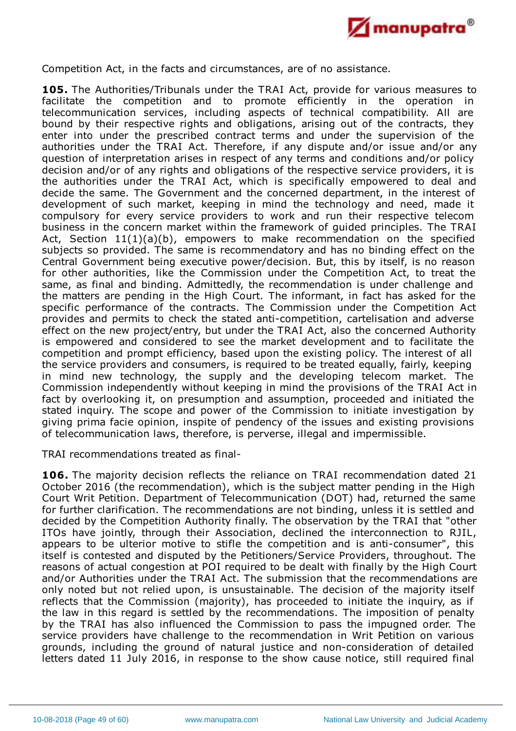Competition Act, in the facts and circumstances, are of no assistance.

**105.** The Authorities/Tribunals under the TRAI Act, provide for various measures to facilitate the competition and to promote efficiently in the operation in telecommunication services, including aspects of technical compatibility. All are bound by their respective rights and obligations, arising out of the contracts, they enter into under the prescribed contract terms and under the supervision of the authorities under the TRAI Act. Therefore, if any dispute and/or issue and/or any question of interpretation arises in respect of any terms and conditions and/or policy decision and/or of any rights and obligations of the respective service providers, it is the authorities under the TRAI Act, which is specifically empowered to deal and decide the same. The Government and the concerned department, in the interest of development of such market, keeping in mind the technology and need, made it compulsory for every service providers to work and run their respective telecom business in the concern market within the framework of guided principles. The TRAI Act, Section 11(1)(a)(b), empowers to make recommendation on the specified subjects so provided. The same is recommendatory and has no binding effect on the Central Government being executive power/decision. But, this by itself, is no reason for other authorities, like the Commission under the Competition Act, to treat the same, as final and binding. Admittedly, the recommendation is under challenge and the matters are pending in the High Court. The informant, in fact has asked for the specific performance of the contracts. The Commission under the Competition Act provides and permits to check the stated anti-competition, cartelisation and adverse effect on the new project/entry, but under the TRAI Act, also the concerned Authority is empowered and considered to see the market development and to facilitate the competition and prompt efficiency, based upon the existing policy. The interest of all the service providers and consumers, is required to be treated equally, fairly, keeping in mind new technology, the supply and the developing telecom market. The Commission independently without keeping in mind the provisions of the TRAI Act in fact by overlooking it, on presumption and assumption, proceeded and initiated the stated inquiry. The scope and power of the Commission to initiate investigation by giving prima facie opinion, inspite of pendency of the issues and existing provisions of telecommunication laws, therefore, is perverse, illegal and impermissible.

TRAI recommendations treated as final-

**106.** The majority decision reflects the reliance on TRAI recommendation dated 21 October 2016 (the recommendation), which is the subject matter pending in the High Court Writ Petition. Department of Telecommunication (DOT) had, returned the same for further clarification. The recommendations are not binding, unless it is settled and decided by the Competition Authority finally. The observation by the TRAI that "other ITOs have jointly, through their Association, declined the interconnection to RJIL, appears to be ulterior motive to stifle the competition and is anti-consumer", this itself is contested and disputed by the Petitioners/Service Providers, throughout. The reasons of actual congestion at POI required to be dealt with finally by the High Court and/or Authorities under the TRAI Act. The submission that the recommendations are only noted but not relied upon, is unsustainable. The decision of the majority itself reflects that the Commission (majority), has proceeded to initiate the inquiry, as if the law in this regard is settled by the recommendations. The imposition of penalty by the TRAI has also influenced the Commission to pass the impugned order. The service providers have challenge to the recommendation in Writ Petition on various grounds, including the ground of natural justice and non-consideration of detailed letters dated 11 July 2016, in response to the show cause notice, still required final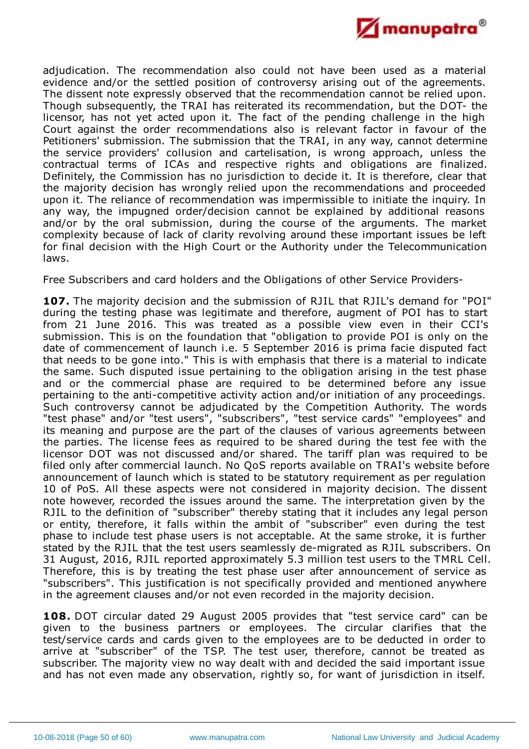adjudication. The recommendation also could not have been used as a material evidence and/or the settled position of controversy arising out of the agreements. The dissent note expressly observed that the recommendation cannot be relied upon. Though subsequently, the TRAI has reiterated its recommendation, but the DOT- the licensor, has not yet acted upon it. The fact of the pending challenge in the high Court against the order recommendations also is relevant factor in favour of the Petitioners' submission. The submission that the TRAI, in any way, cannot determine the service providers' collusion and cartelisation, is wrong approach, unless the contractual terms of ICAs and respective rights and obligations are finalized. Definitely, the Commission has no jurisdiction to decide it. It is therefore, clear that the majority decision has wrongly relied upon the recommendations and proceeded upon it. The reliance of recommendation was impermissible to initiate the inquiry. In any way, the impugned order/decision cannot be explained by additional reasons and/or by the oral submission, during the course of the arguments. The market complexity because of lack of clarity revolving around these important issues be left for final decision with the High Court or the Authority under the Telecommunication laws.

Free Subscribers and card holders and the Obligations of other Service Providers-

**107.** The majority decision and the submission of RJIL that RJIL's demand for "POI" during the testing phase was legitimate and therefore, augment of POI has to start from 21 June 2016. This was treated as a possible view even in their CCI's submission. This is on the foundation that "obligation to provide POI is only on the date of commencement of launch i.e. 5 September 2016 is prima facie disputed fact that needs to be gone into." This is with emphasis that there is a material to indicate the same. Such disputed issue pertaining to the obligation arising in the test phase and or the commercial phase are required to be determined before any issue pertaining to the anti-competitive activity action and/or initiation of any proceedings. Such controversy cannot be adjudicated by the Competition Authority. The words "test phase" and/or "test users", "subscribers", "test service cards" "employees" and its meaning and purpose are the part of the clauses of various agreements between the parties. The license fees as required to be shared during the test fee with the licensor DOT was not discussed and/or shared. The tariff plan was required to be filed only after commercial launch. No QoS reports available on TRAI's website before announcement of launch which is stated to be statutory requirement as per regulation 10 of PoS. All these aspects were not considered in majority decision. The dissent note however, recorded the issues around the same. The interpretation given by the RJIL to the definition of "subscriber" thereby stating that it includes any legal person or entity, therefore, it falls within the ambit of "subscriber" even during the test phase to include test phase users is not acceptable. At the same stroke, it is further stated by the RJIL that the test users seamlessly de-migrated as RJIL subscribers. On 31 August, 2016, RJIL reported approximately 5.3 million test users to the TMRL Cell. Therefore, this is by treating the test phase user after announcement of service as "subscribers". This justification is not specifically provided and mentioned anywhere in the agreement clauses and/or not even recorded in the majority decision.

**108.** DOT circular dated 29 August 2005 provides that "test service card" can be given to the business partners or employees. The circular clarifies that the test/service cards and cards given to the employees are to be deducted in order to arrive at "subscriber" of the TSP. The test user, therefore, cannot be treated as subscriber. The majority view no way dealt with and decided the said important issue and has not even made any observation, rightly so, for want of jurisdiction in itself.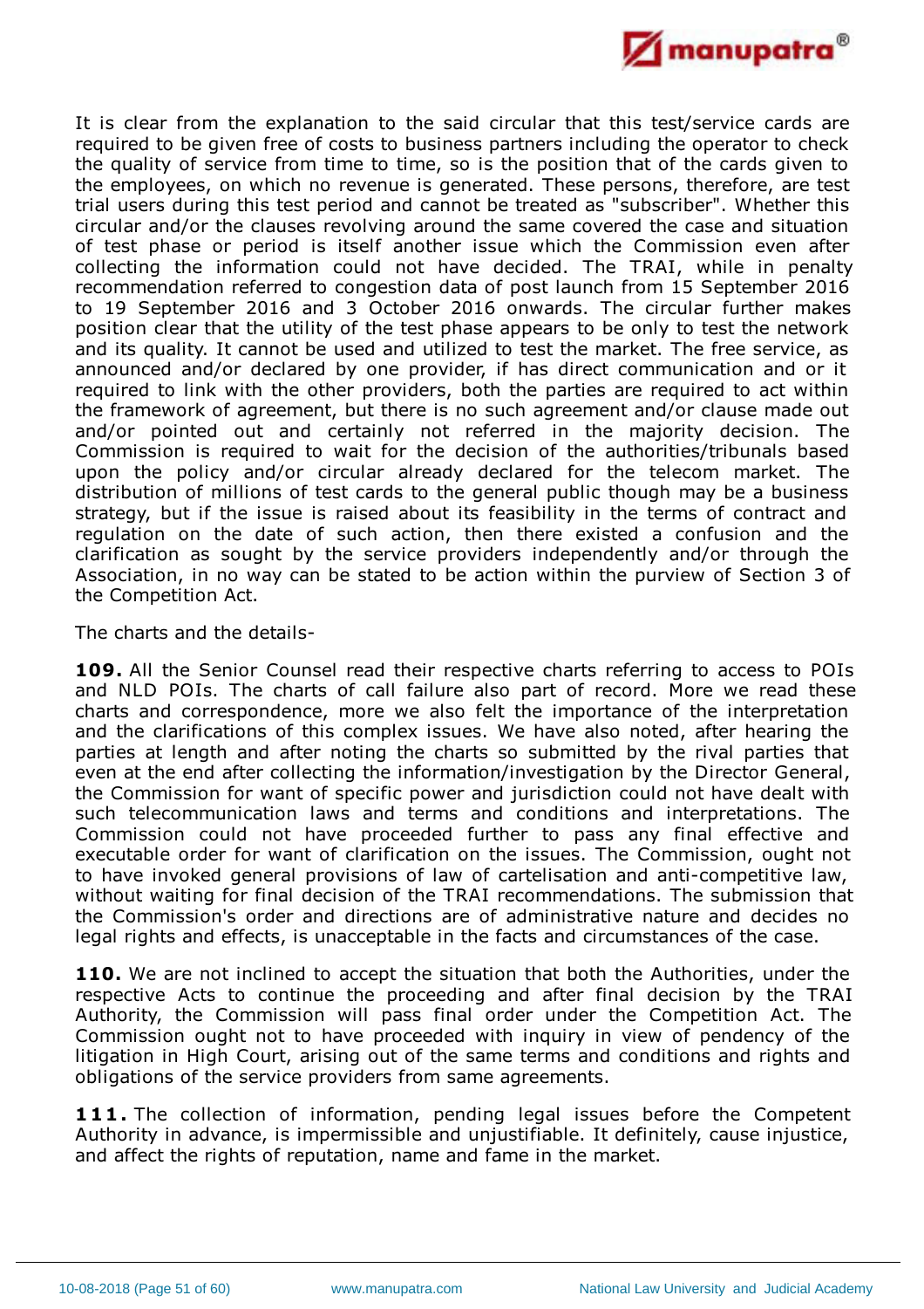It is clear from the explanation to the said circular that this test/service cards are required to be given free of costs to business partners including the operator to check the quality of service from time to time, so is the position that of the cards given to the employees, on which no revenue is generated. These persons, therefore, are test trial users during this test period and cannot be treated as "subscriber". Whether this circular and/or the clauses revolving around the same covered the case and situation of test phase or period is itself another issue which the Commission even after collecting the information could not have decided. The TRAI, while in penalty recommendation referred to congestion data of post launch from 15 September 2016 to 19 September 2016 and 3 October 2016 onwards. The circular further makes position clear that the utility of the test phase appears to be only to test the network and its quality. It cannot be used and utilized to test the market. The free service, as announced and/or declared by one provider, if has direct communication and or it required to link with the other providers, both the parties are required to act within the framework of agreement, but there is no such agreement and/or clause made out and/or pointed out and certainly not referred in the majority decision. The Commission is required to wait for the decision of the authorities/tribunals based upon the policy and/or circular already declared for the telecom market. The distribution of millions of test cards to the general public though may be a business strategy, but if the issue is raised about its feasibility in the terms of contract and regulation on the date of such action, then there existed a confusion and the clarification as sought by the service providers independently and/or through the Association, in no way can be stated to be action within the purview of Section 3 of the Competition Act.

The charts and the details-

**109.** All the Senior Counsel read their respective charts referring to access to POIs and NLD POIs. The charts of call failure also part of record. More we read these charts and correspondence, more we also felt the importance of the interpretation and the clarifications of this complex issues. We have also noted, after hearing the parties at length and after noting the charts so submitted by the rival parties that even at the end after collecting the information/investigation by the Director General, the Commission for want of specific power and jurisdiction could not have dealt with such telecommunication laws and terms and conditions and interpretations. The Commission could not have proceeded further to pass any final effective and executable order for want of clarification on the issues. The Commission, ought not to have invoked general provisions of law of cartelisation and anti-competitive law, without waiting for final decision of the TRAI recommendations. The submission that the Commission's order and directions are of administrative nature and decides no legal rights and effects, is unacceptable in the facts and circumstances of the case.

**110.** We are not inclined to accept the situation that both the Authorities, under the respective Acts to continue the proceeding and after final decision by the TRAI Authority, the Commission will pass final order under the Competition Act. The Commission ought not to have proceeded with inquiry in view of pendency of the litigation in High Court, arising out of the same terms and conditions and rights and obligations of the service providers from same agreements.

**111.** The collection of information, pending legal issues before the Competent Authority in advance, is impermissible and unjustifiable. It definitely, cause injustice, and affect the rights of reputation, name and fame in the market.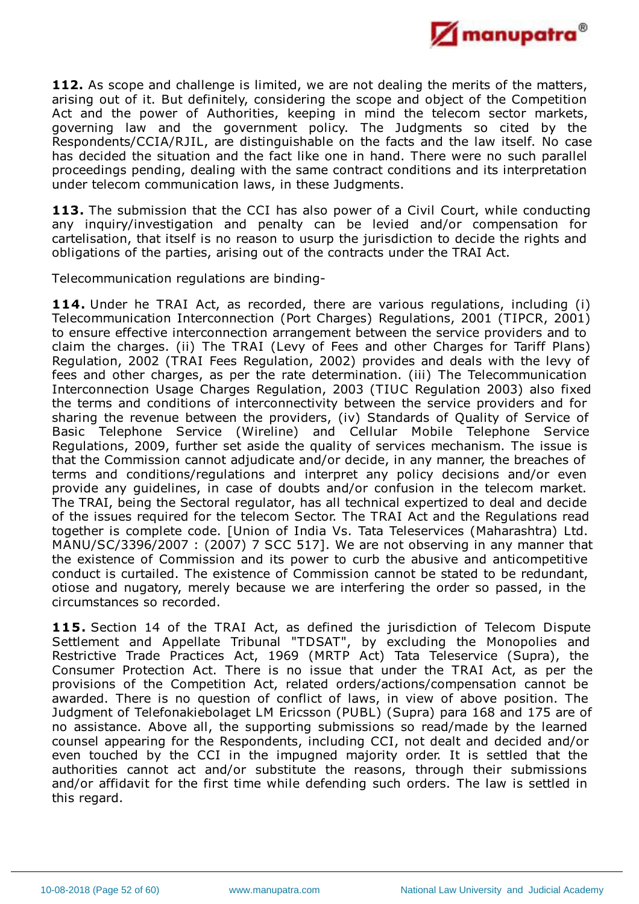**112.** As scope and challenge is limited, we are not dealing the merits of the matters, arising out of it. But definitely, considering the scope and object of the Competition Act and the power of Authorities, keeping in mind the telecom sector markets, governing law and the government policy. The Judgments so cited by the Respondents/CCIA/RJIL, are distinguishable on the facts and the law itself. No case has decided the situation and the fact like one in hand. There were no such parallel proceedings pending, dealing with the same contract conditions and its interpretation under telecom communication laws, in these Judgments.

**113.** The submission that the CCI has also power of a Civil Court, while conducting any inquiry/investigation and penalty can be levied and/or compensation for cartelisation, that itself is no reason to usurp the jurisdiction to decide the rights and obligations of the parties, arising out of the contracts under the TRAI Act.

Telecommunication regulations are binding-

**114.** Under he TRAI Act, as recorded, there are various regulations, including (i) Telecommunication Interconnection (Port Charges) Regulations, 2001 (TIPCR, 2001) to ensure effective interconnection arrangement between the service providers and to claim the charges. (ii) The TRAI (Levy of Fees and other Charges for Tariff Plans) Regulation, 2002 (TRAI Fees Regulation, 2002) provides and deals with the levy of fees and other charges, as per the rate determination. (iii) The Telecommunication Interconnection Usage Charges Regulation, 2003 (TIUC Regulation 2003) also fixed the terms and conditions of interconnectivity between the service providers and for sharing the revenue between the providers, (iv) Standards of Quality of Service of Basic Telephone Service (Wireline) and Cellular Mobile Telephone Service Regulations, 2009, further set aside the quality of services mechanism. The issue is that the Commission cannot adjudicate and/or decide, in any manner, the breaches of terms and conditions/regulations and interpret any policy decisions and/or even provide any guidelines, in case of doubts and/or confusion in the telecom market. The TRAI, being the Sectoral regulator, has all technical expertized to deal and decide of the issues required for the telecom Sector. The TRAI Act and the Regulations read together is complete code. [Union of India Vs. Tata Teleservices (Maharashtra) Ltd. MANU/SC/3396/2007 : (2007) 7 SCC 517]. We are not observing in any manner that the existence of Commission and its power to curb the abusive and anticompetitive conduct is curtailed. The existence of Commission cannot be stated to be redundant, otiose and nugatory, merely because we are interfering the order so passed, in the circumstances so recorded.

**115.** Section 14 of the TRAI Act, as defined the jurisdiction of Telecom Dispute Settlement and Appellate Tribunal "TDSAT", by excluding the Monopolies and Restrictive Trade Practices Act, 1969 (MRTP Act) Tata Teleservice (Supra), the Consumer Protection Act. There is no issue that under the TRAI Act, as per the provisions of the Competition Act, related orders/actions/compensation cannot be awarded. There is no question of conflict of laws, in view of above position. The Judgment of Telefonakiebolaget LM Ericsson (PUBL) (Supra) para 168 and 175 are of no assistance. Above all, the supporting submissions so read/made by the learned counsel appearing for the Respondents, including CCI, not dealt and decided and/or even touched by the CCI in the impugned majority order. It is settled that the authorities cannot act and/or substitute the reasons, through their submissions and/or affidavit for the first time while defending such orders. The law is settled in this regard.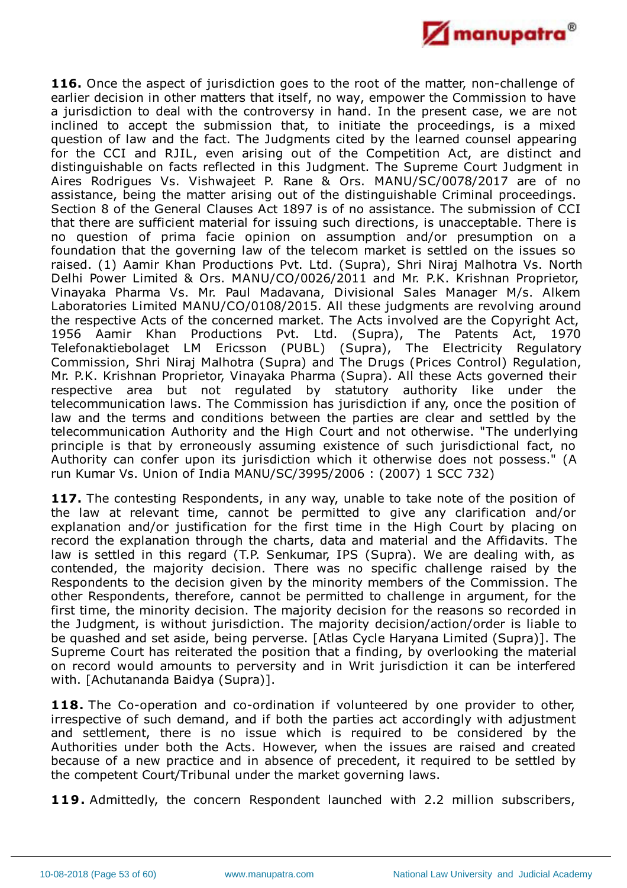**116.** Once the aspect of jurisdiction goes to the root of the matter, non-challenge of earlier decision in other matters that itself, no way, empower the Commission to have a jurisdiction to deal with the controversy in hand. In the present case, we are not inclined to accept the submission that, to initiate the proceedings, is a mixed question of law and the fact. The Judgments cited by the learned counsel appearing for the CCI and RJIL, even arising out of the Competition Act, are distinct and distinguishable on facts reflected in this Judgment. The Supreme Court Judgment in Aires Rodrigues Vs. Vishwajeet P. Rane & Ors. MANU/SC/0078/2017 are of no assistance, being the matter arising out of the distinguishable Criminal proceedings. Section 8 of the General Clauses Act 1897 is of no assistance. The submission of CCI that there are sufficient material for issuing such directions, is unacceptable. There is no question of prima facie opinion on assumption and/or presumption on a foundation that the governing law of the telecom market is settled on the issues so raised. (1) Aamir Khan Productions Pvt. Ltd. (Supra), Shri Niraj Malhotra Vs. North Delhi Power Limited & Ors. MANU/CO/0026/2011 and Mr. P.K. Krishnan Proprietor, Vinayaka Pharma Vs. Mr. Paul Madavana, Divisional Sales Manager M/s. Alkem Laboratories Limited MANU/CO/0108/2015. All these judgments are revolving around the respective Acts of the concerned market. The Acts involved are the Copyright Act, 1956 Aamir Khan Productions Pvt. Ltd. (Supra), The Patents Act, 1970 Telefonaktiebolaget LM Ericsson (PUBL) (Supra), The Electricity Regulatory Commission, Shri Niraj Malhotra (Supra) and The Drugs (Prices Control) Regulation, Mr. P.K. Krishnan Proprietor, Vinayaka Pharma (Supra). All these Acts governed their respective area but not regulated by statutory authority like under the telecommunication laws. The Commission has jurisdiction if any, once the position of law and the terms and conditions between the parties are clear and settled by the telecommunication Authority and the High Court and not otherwise. "The underlying principle is that by erroneously assuming existence of such jurisdictional fact, no Authority can confer upon its jurisdiction which it otherwise does not possess." (A run Kumar Vs. Union of India MANU/SC/3995/2006 : (2007) 1 SCC 732)

**117.** The contesting Respondents, in any way, unable to take note of the position of the law at relevant time, cannot be permitted to give any clarification and/or explanation and/or justification for the first time in the High Court by placing on record the explanation through the charts, data and material and the Affidavits. The law is settled in this regard (T.P. Senkumar, IPS (Supra). We are dealing with, as contended, the majority decision. There was no specific challenge raised by the Respondents to the decision given by the minority members of the Commission. The other Respondents, therefore, cannot be permitted to challenge in argument, for the first time, the minority decision. The majority decision for the reasons so recorded in the Judgment, is without jurisdiction. The majority decision/action/order is liable to be quashed and set aside, being perverse. [Atlas Cycle Haryana Limited (Supra)]. The Supreme Court has reiterated the position that a finding, by overlooking the material on record would amounts to perversity and in Writ jurisdiction it can be interfered with. [Achutananda Baidya (Supra)].

**118.** The Co-operation and co-ordination if volunteered by one provider to other, irrespective of such demand, and if both the parties act accordingly with adjustment and settlement, there is no issue which is required to be considered by the Authorities under both the Acts. However, when the issues are raised and created because of a new practice and in absence of precedent, it required to be settled by the competent Court/Tribunal under the market governing laws.

**119.** Admittedly, the concern Respondent launched with 2.2 million subscribers,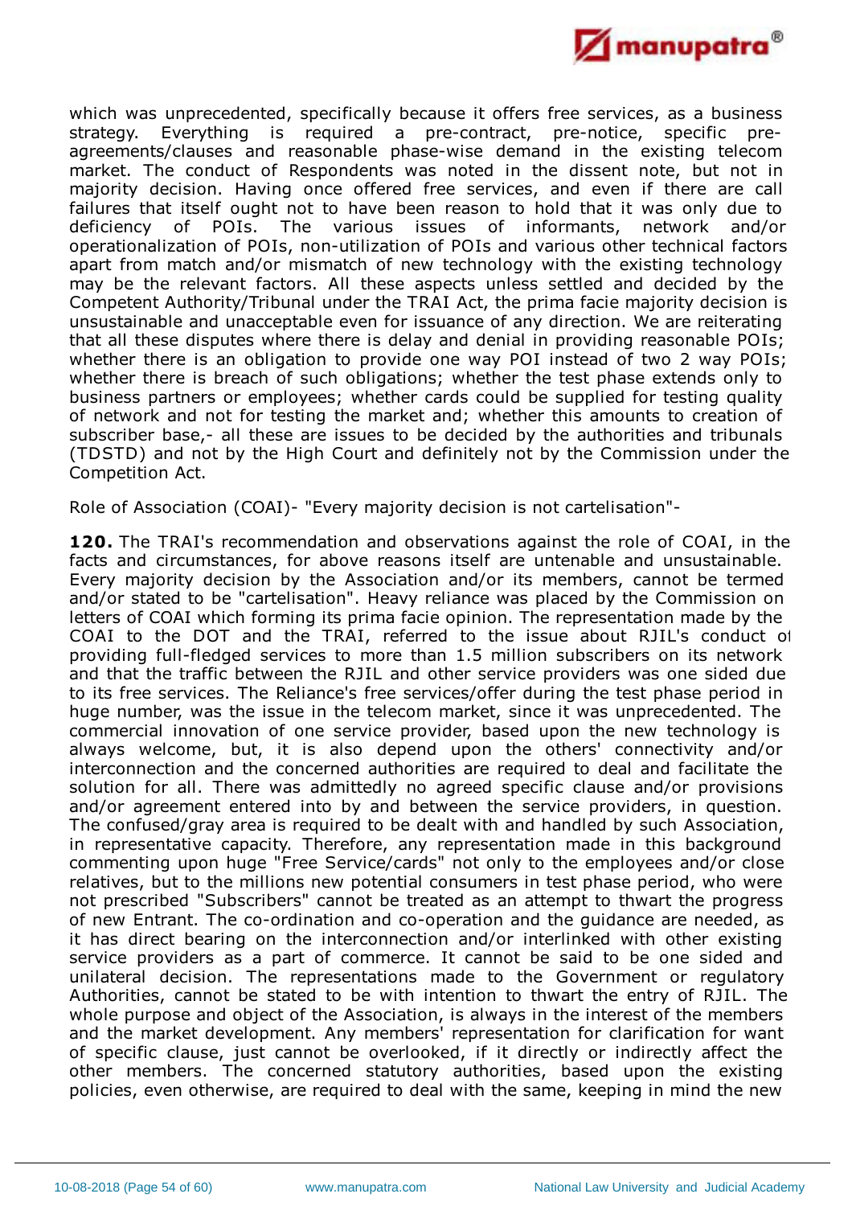which was unprecedented, specifically because it offers free services, as a business strategy. Everything is required a pre-contract, pre-notice, specific pre-agreements/clauses and reasonable phase-wise demand in the existing telecom market. The conduct of Respondents was noted in the dissent note, but not in majority decision. Having once offered free services, and even if there are call failures that itself ought not to have been reason to hold that it was only due to deficiency of POIs. The various issues of informants, network and/or operationalization of POIs, non-utilization of POIs and various other technical factors apart from match and/or mismatch of new technology with the existing technology may be the relevant factors. All these aspects unless settled and decided by the Competent Authority/Tribunal under the TRAI Act, the prima facie majority decision is unsustainable and unacceptable even for issuance of any direction. We are reiterating that all these disputes where there is delay and denial in providing reasonable POIs; whether there is an obligation to provide one way POI instead of two 2 way POIs; whether there is breach of such obligations; whether the test phase extends only to business partners or employees; whether cards could be supplied for testing quality of network and not for testing the market and; whether this amounts to creation of subscriber base,- all these are issues to be decided by the authorities and tribunals (TDSTD) and not by the High Court and definitely not by the Commission under the Competition Act.

Role of Association (COAI)- "Every majority decision is not cartelisation"-

**120.** The TRAI's recommendation and observations against the role of COAI, in the facts and circumstances, for above reasons itself are untenable and unsustainable. Every majority decision by the Association and/or its members, cannot be termed and/or stated to be "cartelisation". Heavy reliance was placed by the Commission on letters of COAI which forming its prima facie opinion. The representation made by the COAI to the DOT and the TRAI, referred to the issue about RJIL's conduct of providing full-fledged services to more than 1.5 million subscribers on its network and that the traffic between the RJIL and other service providers was one sided due to its free services. The Reliance's free services/offer during the test phase period in huge number, was the issue in the telecom market, since it was unprecedented. The commercial innovation of one service provider, based upon the new technology is always welcome, but, it is also depend upon the others' connectivity and/or interconnection and the concerned authorities are required to deal and facilitate the solution for all. There was admittedly no agreed specific clause and/or provisions and/or agreement entered into by and between the service providers, in question. The confused/gray area is required to be dealt with and handled by such Association, in representative capacity. Therefore, any representation made in this background commenting upon huge "Free Service/cards" not only to the employees and/or close relatives, but to the millions new potential consumers in test phase period, who were not prescribed "Subscribers" cannot be treated as an attempt to thwart the progress of new Entrant. The co-ordination and co-operation and the guidance are needed, as it has direct bearing on the interconnection and/or interlinked with other existing service providers as a part of commerce. It cannot be said to be one sided and unilateral decision. The representations made to the Government or regulatory Authorities, cannot be stated to be with intention to thwart the entry of RJIL. The whole purpose and object of the Association, is always in the interest of the members and the market development. Any members' representation for clarification for want of specific clause, just cannot be overlooked, if it directly or indirectly affect the other members. The concerned statutory authorities, based upon the existing policies, even otherwise, are required to deal with the same, keeping in mind the new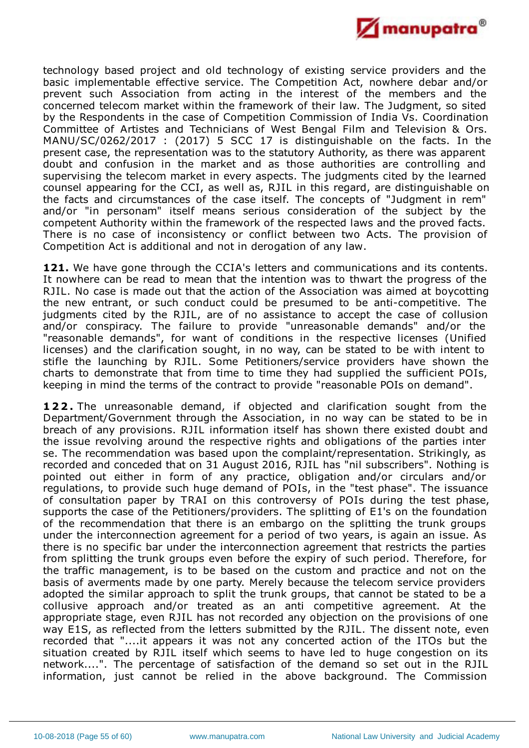technology based project and old technology of existing service providers and the basic implementable effective service. The Competition Act, nowhere debar and/or prevent such Association from acting in the interest of the members and the concerned telecom market within the framework of their law. The Judgment, so sited by the Respondents in the case of Competition Commission of India Vs. Coordination Committee of Artistes and Technicians of West Bengal Film and Television & Ors. MANU/SC/0262/2017 : (2017) 5 SCC 17 is distinguishable on the facts. In the present case, the representation was to the statutory Authority, as there was apparent doubt and confusion in the market and as those authorities are controlling and supervising the telecom market in every aspects. The judgments cited by the learned counsel appearing for the CCI, as well as, RJIL in this regard, are distinguishable on the facts and circumstances of the case itself. The concepts of "Judgment in rem" and/or "in personam" itself means serious consideration of the subject by the competent Authority within the framework of the respected laws and the proved facts. There is no case of inconsistency or conflict between two Acts. The provision of Competition Act is additional and not in derogation of any law.

**121.** We have gone through the CCIA's letters and communications and its contents. It nowhere can be read to mean that the intention was to thwart the progress of the RJIL. No case is made out that the action of the Association was aimed at boycotting the new entrant, or such conduct could be presumed to be anti-competitive. The judgments cited by the RJIL, are of no assistance to accept the case of collusion and/or conspiracy. The failure to provide "unreasonable demands" and/or the "reasonable demands", for want of conditions in the respective licenses (Unified licenses) and the clarification sought, in no way, can be stated to be with intent to stifle the launching by RJIL. Some Petitioners/service providers have shown the charts to demonstrate that from time to time they had supplied the sufficient POIs, keeping in mind the terms of the contract to provide "reasonable POIs on demand".

**122.** The unreasonable demand, if objected and clarification sought from the Department/Government through the Association, in no way can be stated to be in breach of any provisions. RJIL information itself has shown there existed doubt and the issue revolving around the respective rights and obligations of the parties inter se. The recommendation was based upon the complaint/representation. Strikingly, as recorded and conceded that on 31 August 2016, RJIL has "nil subscribers". Nothing is pointed out either in form of any practice, obligation and/or circulars and/or regulations, to provide such huge demand of POIs, in the "test phase". The issuance of consultation paper by TRAI on this controversy of POIs during the test phase, supports the case of the Petitioners/providers. The splitting of E1's on the foundation of the recommendation that there is an embargo on the splitting the trunk groups under the interconnection agreement for a period of two years, is again an issue. As there is no specific bar under the interconnection agreement that restricts the parties from splitting the trunk groups even before the expiry of such period. Therefore, for the traffic management, is to be based on the custom and practice and not on the basis of averments made by one party. Merely because the telecom service providers adopted the similar approach to split the trunk groups, that cannot be stated to be a collusive approach and/or treated as an anti competitive agreement. At the appropriate stage, even RJIL has not recorded any objection on the provisions of one way E1S, as reflected from the letters submitted by the RJIL. The dissent note, even recorded that "....it appears it was not any concerted action of the ITOs but the situation created by RJIL itself which seems to have led to huge congestion on its network....". The percentage of satisfaction of the demand so set out in the RJIL information, just cannot be relied in the above background. The Commission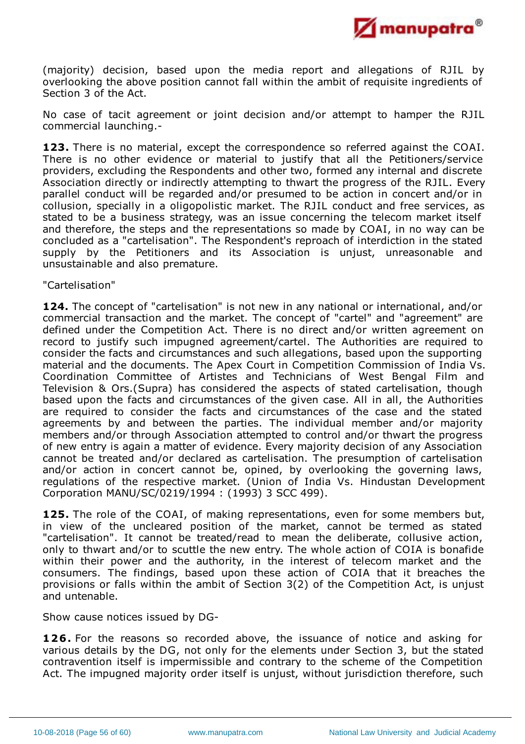(majority) decision, based upon the media report and allegations of RJIL by overlooking the above position cannot fall within the ambit of requisite ingredients of Section 3 of the Act.

No case of tacit agreement or joint decision and/or attempt to hamper the RJIL commercial launching.-

**123.** There is no material, except the correspondence so referred against the COAI. There is no other evidence or material to justify that all the Petitioners/service providers, excluding the Respondents and other two, formed any internal and discrete Association directly or indirectly attempting to thwart the progress of the RJIL. Every parallel conduct will be regarded and/or presumed to be action in concert and/or in collusion, specially in a oligopolistic market. The RJIL conduct and free services, as stated to be a business strategy, was an issue concerning the telecom market itself and therefore, the steps and the representations so made by COAI, in no way can be concluded as a "cartelisation". The Respondent's reproach of interdiction in the stated supply by the Petitioners and its Association is unjust, unreasonable and unsustainable and also premature.

"Cartelisation"

**124.** The concept of "cartelisation" is not new in any national or international, and/or commercial transaction and the market. The concept of "cartel" and "agreement" are defined under the Competition Act. There is no direct and/or written agreement on record to justify such impugned agreement/cartel. The Authorities are required to consider the facts and circumstances and such allegations, based upon the supporting material and the documents. The Apex Court in Competition Commission of India Vs. Coordination Committee of Artistes and Technicians of West Bengal Film and Television & Ors.(Supra) has considered the aspects of stated cartelisation, though based upon the facts and circumstances of the given case. All in all, the Authorities are required to consider the facts and circumstances of the case and the stated agreements by and between the parties. The individual member and/or majority members and/or through Association attempted to control and/or thwart the progress of new entry is again a matter of evidence. Every majority decision of any Association cannot be treated and/or declared as cartelisation. The presumption of cartelisation and/or action in concert cannot be, opined, by overlooking the governing laws, regulations of the respective market. (Union of India Vs. Hindustan Development Corporation MANU/SC/0219/1994 : (1993) 3 SCC 499).

**125.** The role of the COAI, of making representations, even for some members but, in view of the uncleared position of the market, cannot be termed as stated "cartelisation". It cannot be treated/read to mean the deliberate, collusive action, only to thwart and/or to scuttle the new entry. The whole action of COIA is bonafide within their power and the authority, in the interest of telecom market and the consumers. The findings, based upon these action of COIA that it breaches the provisions or falls within the ambit of Section 3(2) of the Competition Act, is unjust and untenable.

Show cause notices issued by DG-

**126.** For the reasons so recorded above, the issuance of notice and asking for various details by the DG, not only for the elements under Section 3, but the stated contravention itself is impermissible and contrary to the scheme of the Competition Act. The impugned majority order itself is unjust, without jurisdiction therefore, such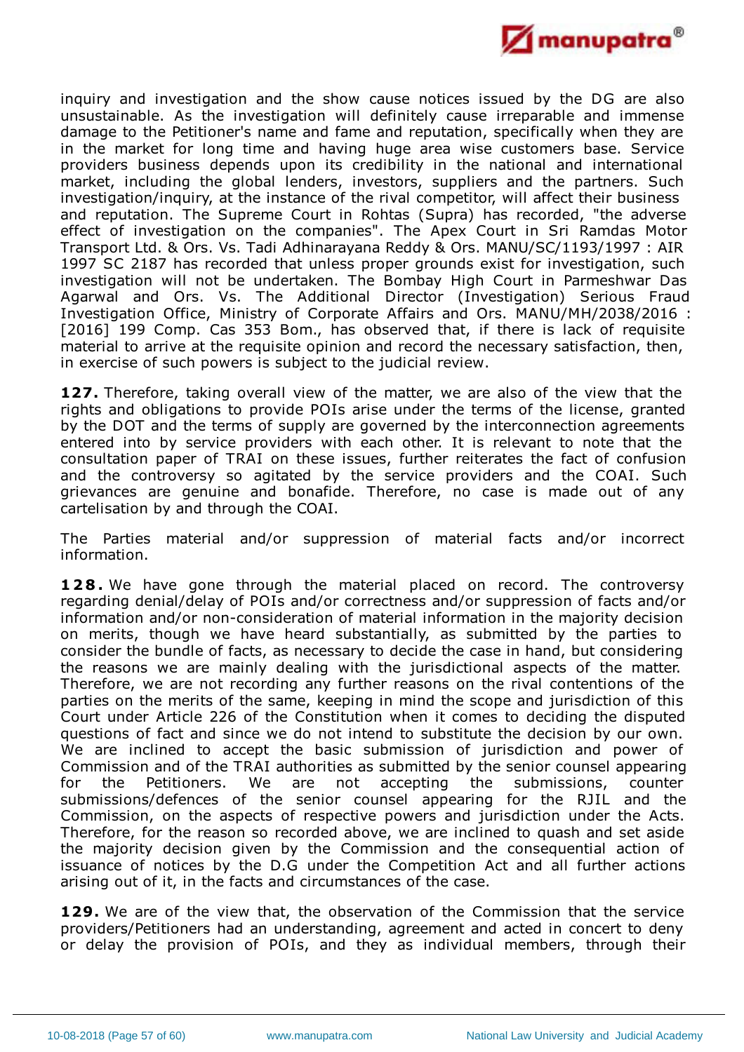inquiry and investigation and the show cause notices issued by the DG are also unsustainable. As the investigation will definitely cause irreparable and immense damage to the Petitioner's name and fame and reputation, specifically when they are in the market for long time and having huge area wise customers base. Service providers business depends upon its credibility in the national and international market, including the global lenders, investors, suppliers and the partners. Such investigation/inquiry, at the instance of the rival competitor, will affect their business and reputation. The Supreme Court in Rohtas (Supra) has recorded, "the adverse effect of investigation on the companies". The Apex Court in Sri Ramdas Motor Transport Ltd. & Ors. Vs. Tadi Adhinarayana Reddy & Ors. MANU/SC/1193/1997 : AIR 1997 SC 2187 has recorded that unless proper grounds exist for investigation, such investigation will not be undertaken. The Bombay High Court in Parmeshwar Das Agarwal and Ors. Vs. The Additional Director (Investigation) Serious Fraud Investigation Office, Ministry of Corporate Affairs and Ors. MANU/MH/2038/2016 : [2016] 199 Comp. Cas 353 Bom., has observed that, if there is lack of requisite material to arrive at the requisite opinion and record the necessary satisfaction, then, in exercise of such powers is subject to the judicial review.

**127.** Therefore, taking overall view of the matter, we are also of the view that the rights and obligations to provide POIs arise under the terms of the license, granted by the DOT and the terms of supply are governed by the interconnection agreements entered into by service providers with each other. It is relevant to note that the consultation paper of TRAI on these issues, further reiterates the fact of confusion and the controversy so agitated by the service providers and the COAI. Such grievances are genuine and bonafide. Therefore, no case is made out of any cartelisation by and through the COAI.

The Parties material and/or suppression of material facts and/or incorrect information.

**128.** We have gone through the material placed on record. The controversy regarding denial/delay of POIs and/or correctness and/or suppression of facts and/or information and/or non-consideration of material information in the majority decision on merits, though we have heard substantially, as submitted by the parties to consider the bundle of facts, as necessary to decide the case in hand, but considering the reasons we are mainly dealing with the jurisdictional aspects of the matter. Therefore, we are not recording any further reasons on the rival contentions of the parties on the merits of the same, keeping in mind the scope and jurisdiction of this Court under Article 226 of the Constitution when it comes to deciding the disputed questions of fact and since we do not intend to substitute the decision by our own. We are inclined to accept the basic submission of jurisdiction and power of Commission and of the TRAI authorities as submitted by the senior counsel appearing for the Petitioners. We are not accepting the submissions, counter submissions/defences of the senior counsel appearing for the RJIL and the Commission, on the aspects of respective powers and jurisdiction under the Acts. Therefore, for the reason so recorded above, we are inclined to quash and set aside the majority decision given by the Commission and the consequential action of issuance of notices by the D.G under the Competition Act and all further actions arising out of it, in the facts and circumstances of the case.

**129.** We are of the view that, the observation of the Commission that the service providers/Petitioners had an understanding, agreement and acted in concert to deny or delay the provision of POIs, and they as individual members, through their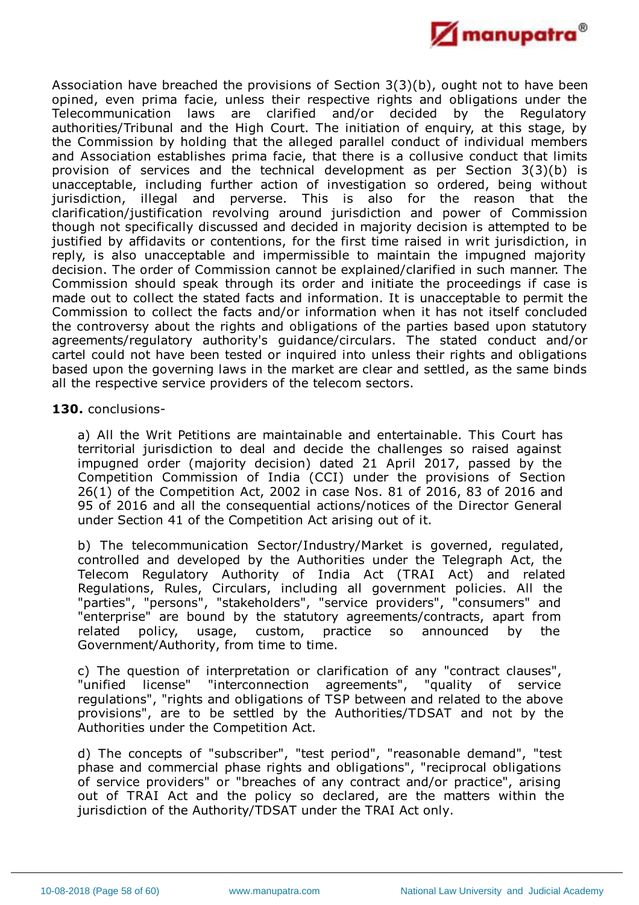Association have breached the provisions of Section 3(3)(b), ought not to have been opined, even prima facie, unless their respective rights and obligations under the Telecommunication laws are clarified and/or decided by the Regulatory authorities/Tribunal and the High Court. The initiation of enquiry, at this stage, by the Commission by holding that the alleged parallel conduct of individual members and Association establishes prima facie, that there is a collusive conduct that limits provision of services and the technical development as per Section 3(3)(b) is unacceptable, including further action of investigation so ordered, being without jurisdiction, illegal and perverse. This is also for the reason that the clarification/justification revolving around jurisdiction and power of Commission though not specifically discussed and decided in majority decision is attempted to be justified by affidavits or contentions, for the first time raised in writ jurisdiction, in reply, is also unacceptable and impermissible to maintain the impugned majority decision. The order of Commission cannot be explained/clarified in such manner. The Commission should speak through its order and initiate the proceedings if case is made out to collect the stated facts and information. It is unacceptable to permit the Commission to collect the facts and/or information when it has not itself concluded the controversy about the rights and obligations of the parties based upon statutory agreements/regulatory authority's guidance/circulars. The stated conduct and/or cartel could not have been tested or inquired into unless their rights and obligations based upon the governing laws in the market are clear and settled, as the same binds all the respective service providers of the telecom sectors.

**130.** conclusions-

a) All the Writ Petitions are maintainable and entertainable. This Court has territorial jurisdiction to deal and decide the challenges so raised against impugned order (majority decision) dated 21 April 2017, passed by the Competition Commission of India (CCI) under the provisions of Section 26(1) of the Competition Act, 2002 in case Nos. 81 of 2016, 83 of 2016 and 95 of 2016 and all the consequential actions/notices of the Director General under Section 41 of the Competition Act arising out of it.

b) The telecommunication Sector/Industry/Market is governed, regulated, controlled and developed by the Authorities under the Telegraph Act, the Telecom Regulatory Authority of India Act (TRAI Act) and related Regulations, Rules, Circulars, including all government policies. All the "parties", "persons", "stakeholders", "service providers", "consumers" and "enterprise" are bound by the statutory agreements/contracts, apart from related policy, usage, custom, practice so announced by the Government/Authority, from time to time.

c) The question of interpretation or clarification of any "contract clauses", "unified license" "interconnection agreements", "quality of service regulations", "rights and obligations of TSP between and related to the above provisions", are to be settled by the Authorities/TDSAT and not by the Authorities under the Competition Act.

d) The concepts of "subscriber", "test period", "reasonable demand", "test phase and commercial phase rights and obligations", "reciprocal obligations of service providers" or "breaches of any contract and/or practice", arising out of TRAI Act and the policy so declared, are the matters within the jurisdiction of the Authority/TDSAT under the TRAI Act only.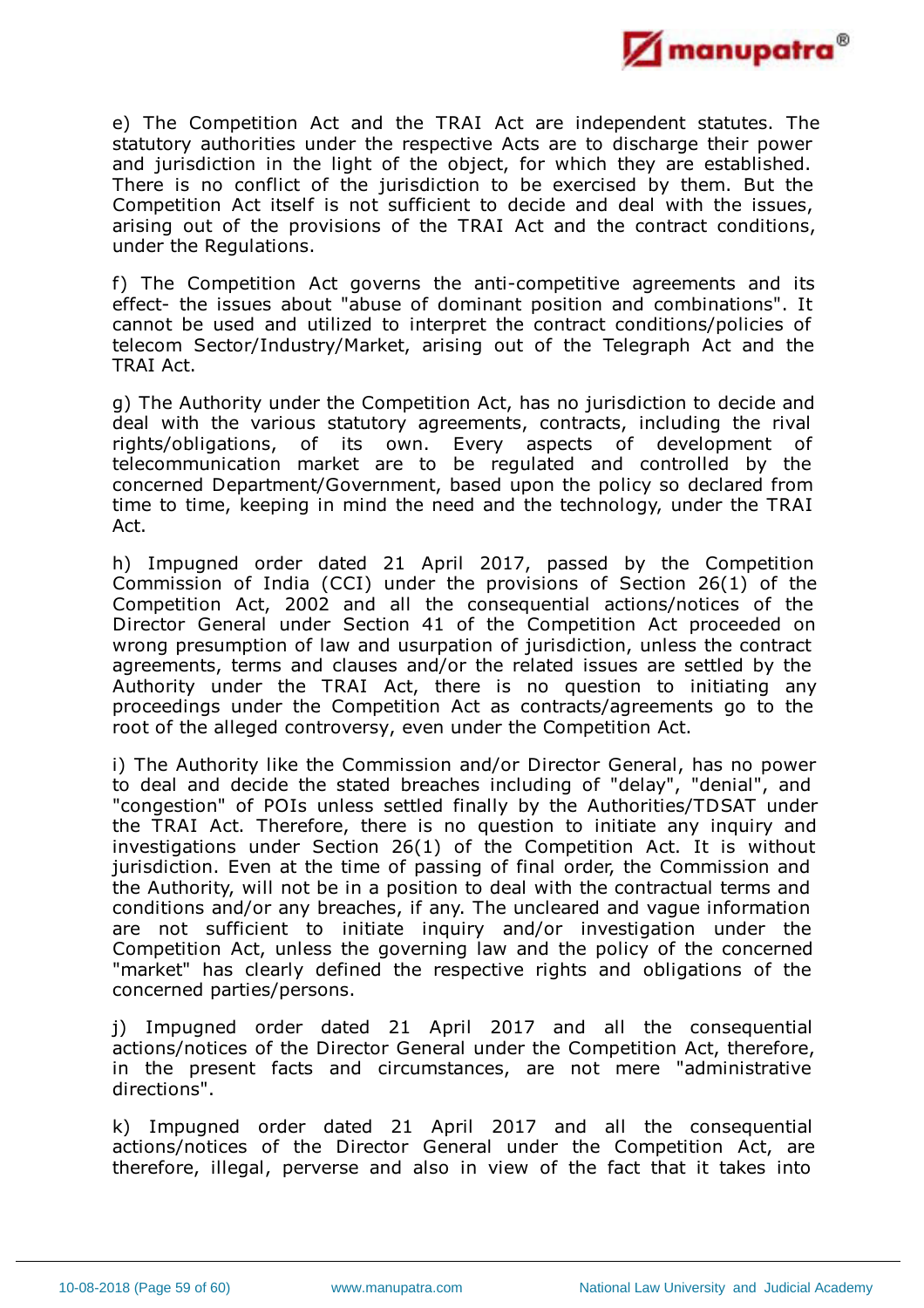e) The Competition Act and the TRAI Act are independent statutes. The statutory authorities under the respective Acts are to discharge their power and jurisdiction in the light of the object, for which they are established. There is no conflict of the jurisdiction to be exercised by them. But the Competition Act itself is not sufficient to decide and deal with the issues, arising out of the provisions of the TRAI Act and the contract conditions, under the Regulations.

f) The Competition Act governs the anti-competitive agreements and its effect- the issues about "abuse of dominant position and combinations". It cannot be used and utilized to interpret the contract conditions/policies of telecom Sector/Industry/Market, arising out of the Telegraph Act and the TRAI Act.

g) The Authority under the Competition Act, has no jurisdiction to decide and deal with the various statutory agreements, contracts, including the rival rights/obligations, of its own. Every aspects of development of telecommunication market are to be regulated and controlled by the concerned Department/Government, based upon the policy so declared from time to time, keeping in mind the need and the technology, under the TRAI Act.

h) Impugned order dated 21 April 2017, passed by the Competition Commission of India (CCI) under the provisions of Section 26(1) of the Competition Act, 2002 and all the consequential actions/notices of the Director General under Section 41 of the Competition Act proceeded on wrong presumption of law and usurpation of jurisdiction, unless the contract agreements, terms and clauses and/or the related issues are settled by the Authority under the TRAI Act, there is no question to initiating any proceedings under the Competition Act as contracts/agreements go to the root of the alleged controversy, even under the Competition Act.

i) The Authority like the Commission and/or Director General, has no power to deal and decide the stated breaches including of "delay", "denial", and "congestion" of POIs unless settled finally by the Authorities/TDSAT under the TRAI Act. Therefore, there is no question to initiate any inquiry and investigations under Section 26(1) of the Competition Act. It is without jurisdiction. Even at the time of passing of final order, the Commission and the Authority, will not be in a position to deal with the contractual terms and conditions and/or any breaches, if any. The uncleared and vague information are not sufficient to initiate inquiry and/or investigation under the Competition Act, unless the governing law and the policy of the concerned "market" has clearly defined the respective rights and obligations of the concerned parties/persons.

j) Impugned order dated 21 April 2017 and all the consequential actions/notices of the Director General under the Competition Act, therefore, in the present facts and circumstances, are not mere "administrative directions".

k) Impugned order dated 21 April 2017 and all the consequential actions/notices of the Director General under the Competition Act, are therefore, illegal, perverse and also in view of the fact that it takes into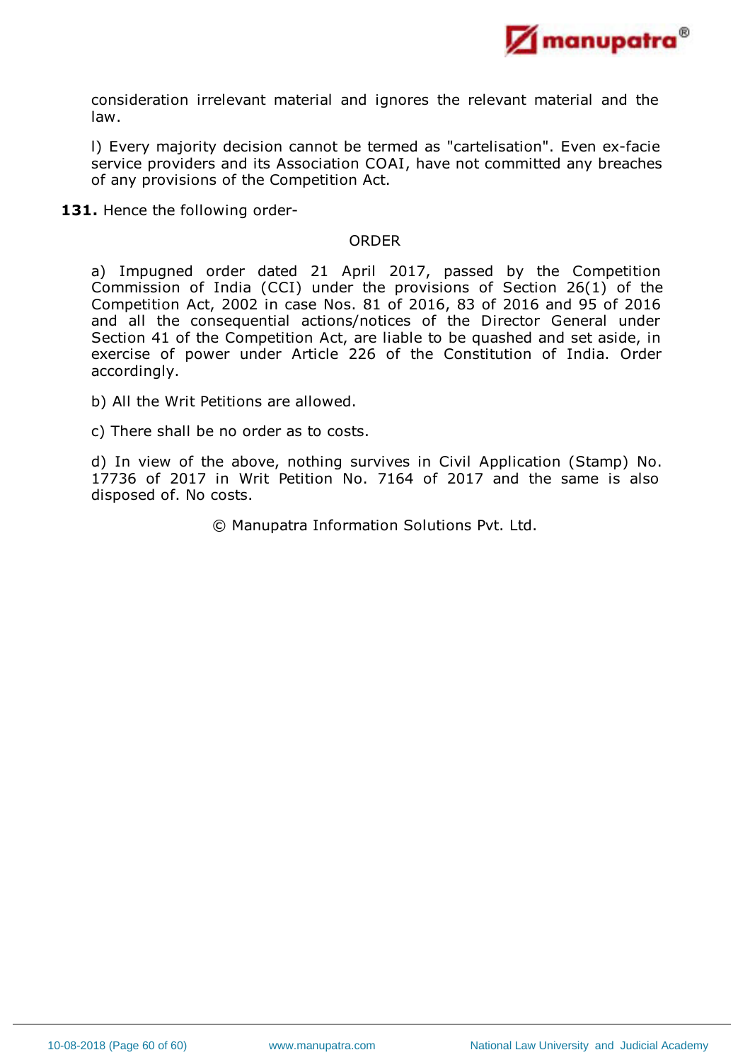consideration irrelevant material and ignores the relevant material and the law.

l) Every majority decision cannot be termed as "cartelisation". Even ex-facie service providers and its Association COAI, have not committed any breaches of any provisions of the Competition Act.

**131.** Hence the following order-

ORDER

a) Impugned order dated 21 April 2017, passed by the Competition Commission of India (CCI) under the provisions of Section 26(1) of the Competition Act, 2002 in case Nos. 81 of 2016, 83 of 2016 and 95 of 2016 and all the consequential actions/notices of the Director General under Section 41 of the Competition Act, are liable to be quashed and set aside, in exercise of power under Article 226 of the Constitution of India. Order accordingly.

b) All the Writ Petitions are allowed.

c) There shall be no order as to costs.

d) In view of the above, nothing survives in Civil Application (Stamp) No. 17736 of 2017 in Writ Petition No. 7164 of 2017 and the same is also disposed of. No costs.

© Manupatra Information Solutions Pvt. Ltd.